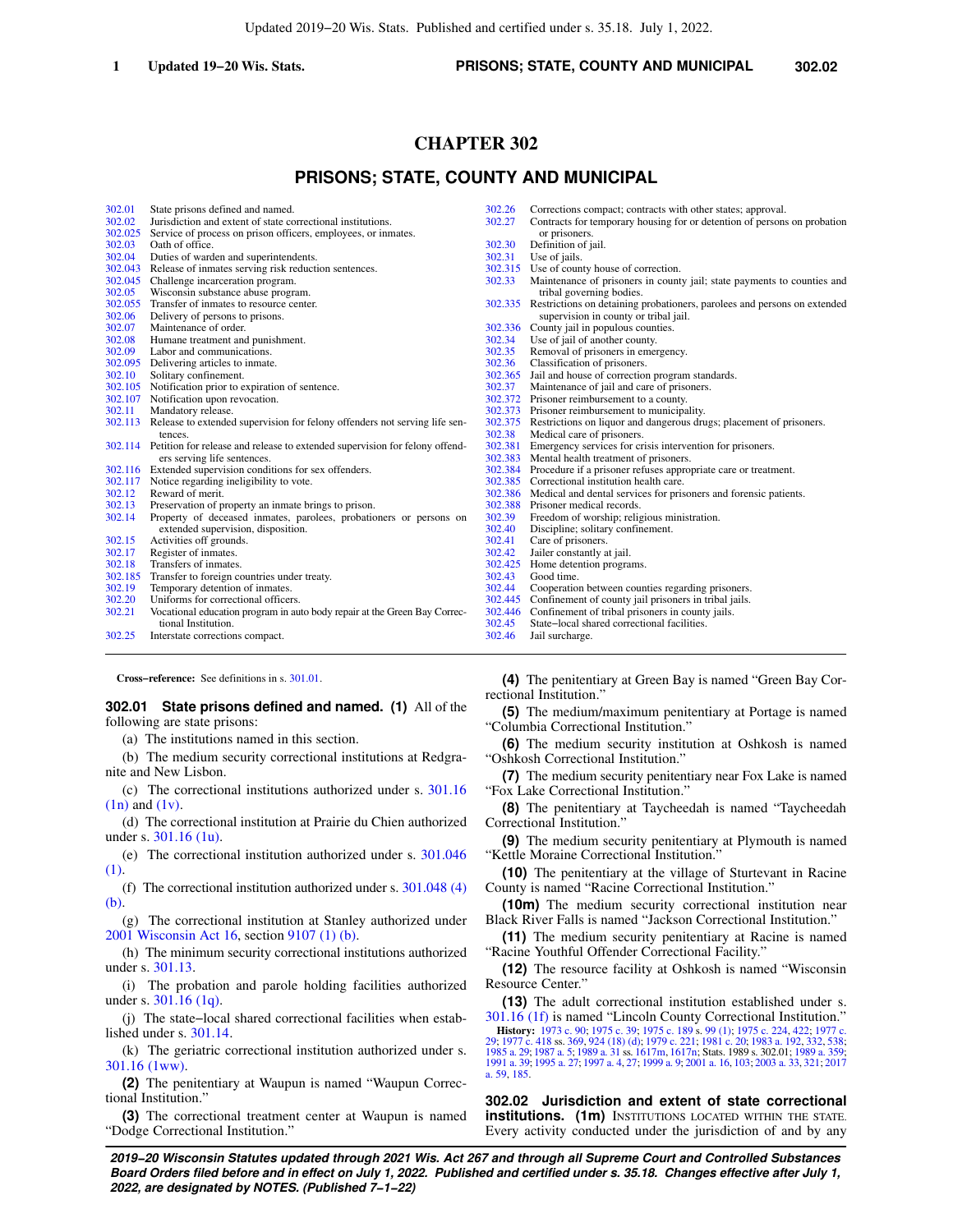# CHAPTER 302

## PRISONS; STATE, COUNTY AND MUNICIPAL

| | |
|---|---|
| 302.01 | State prisons defined and named. |
| 302.02 | Jurisdiction and extent of state correctional institutions. |
| 302.025 | Service of process on prison officers, employees, or inmates. |
| 302.03 | Oath of office. |
| 302.04 | Duties of warden and superintendents. |
| 302.043 | Release of inmates serving risk reduction sentences. |
| 302.045 | Challenge incarceration program. |
| 302.05 | Wisconsin substance abuse program. |
| 302.055 | Transfer of inmates to resource center. |
| 302.06 | Delivery of persons to prisons. |
| 302.07 | Maintenance of order. |
| 302.08 | Humane treatment and punishment. |
| 302.09 | Labor and communications. |
| 302.095 | Delivering articles to inmate. |
| 302.10 | Solitary confinement. |
| 302.105 | Notification prior to expiration of sentence. |
| 302.107 | Notification upon revocation. |
| 302.11 | Mandatory release. |
| 302.113 | Release to extended supervision for felony offenders not serving life sentences. |
| 302.114 | Petition for release and release to extended supervision for felony offenders serving life sentences. |
| 302.116 | Extended supervision conditions for sex offenders. |
| 302.117 | Notice regarding ineligibility to vote. |
| 302.12 | Reward of merit. |
| 302.13 | Preservation of property an inmate brings to prison. |
| 302.14 | Property of deceased inmates, parolees, probationers or persons on extended supervision, disposition. |
| 302.15 | Activities off grounds. |
| 302.17 | Register of inmates. |
| 302.18 | Transfers of inmates. |
| 302.185 | Transfer to foreign countries under treaty. |
| 302.19 | Temporary detention of inmates. |
| 302.20 | Uniforms for correctional officers. |
| 302.21 | Vocational education program in auto body repair at the Green Bay Correctional Institution. |
| 302.25 | Interstate corrections compact. |
| 302.26 | Corrections compact; contracts with other states; approval. |
| 302.27 | Contracts for temporary housing for or detention of persons on probation or prisoners. |
| 302.30 | Definition of jail. |
| 302.31 | Use of jails. |
| 302.315 | Use of county house of correction. |
| 302.33 | Maintenance of prisoners in county jail; state payments to counties and tribal governing bodies. |
| 302.335 | Restrictions on detaining probationers, parolees and persons on extended supervision in county or tribal jail. |
| 302.336 | County jail in populous counties. |
| 302.34 | Use of jail of another county. |
| 302.35 | Removal of prisoners in emergency. |
| 302.36 | Classification of prisoners. |
| 302.365 | Jail and house of correction program standards. |
| 302.37 | Maintenance of jail and care of prisoners. |
| 302.372 | Prisoner reimbursement to a county. |
| 302.373 | Prisoner reimbursement to municipality. |
| 302.375 | Restrictions on liquor and dangerous drugs; placement of prisoners. |
| 302.38 | Medical care of prisoners. |
| 302.381 | Emergency services for crisis intervention for prisoners. |
| 302.383 | Mental health treatment of prisoners. |
| 302.384 | Procedure if a prisoner refuses appropriate care or treatment. |
| 302.385 | Correctional institution health care. |
| 302.386 | Medical and dental services for prisoners and forensic patients. |
| 302.388 | Prisoner medical records. |
| 302.39 | Freedom of worship; religious ministration. |
| 302.40 | Discipline; solitary confinement. |
| 302.41 | Care of prisoners. |
| 302.42 | Jailer constantly at jail. |
| 302.425 | Home detention programs. |
| 302.43 | Good time. |
| 302.44 | Cooperation between counties regarding prisoners. |
| 302.445 | Confinement of county jail prisoners in tribal jails. |
| 302.446 | Confinement of tribal prisoners in county jails. |
| 302.45 | State−local shared correctional facilities. |
| 302.46 | Jail surcharge. |

**Cross−reference:** See definitions in s. 301.01.

**302.01 State prisons defined and named.** **(1)** All of the following are state prisons:

(a) The institutions named in this section.

(b) The medium security correctional institutions at Redgranite and New Lisbon.

(c) The correctional institutions authorized under s. 301.16 (1n) and (1v).

(d) The correctional institution at Prairie du Chien authorized under s. 301.16 (1u).

(e) The correctional institution authorized under s. 301.046 (1).

(f) The correctional institution authorized under s. 301.048 (4) (b).

(g) The correctional institution at Stanley authorized under 2001 Wisconsin Act 16, section 9107 (1) (b).

(h) The minimum security correctional institutions authorized under s. 301.13.

(i) The probation and parole holding facilities authorized under s. 301.16 (1q).

(j) The state−local shared correctional facilities when established under s. 301.14.

(k) The geriatric correctional institution authorized under s. 301.16 (1ww).

**(2)** The penitentiary at Waupun is named "Waupun Correctional Institution."

**(3)** The correctional treatment center at Waupun is named "Dodge Correctional Institution."

**(4)** The penitentiary at Green Bay is named "Green Bay Correctional Institution."

**(5)** The medium/maximum penitentiary at Portage is named "Columbia Correctional Institution."

**(6)** The medium security institution at Oshkosh is named "Oshkosh Correctional Institution."

**(7)** The medium security penitentiary near Fox Lake is named "Fox Lake Correctional Institution."

**(8)** The penitentiary at Taycheedah is named "Taycheedah Correctional Institution."

**(9)** The medium security penitentiary at Plymouth is named "Kettle Moraine Correctional Institution."

**(10)** The penitentiary at the village of Sturtevant in Racine County is named "Racine Correctional Institution."

**(10m)** The medium security correctional institution near Black River Falls is named "Jackson Correctional Institution."

**(11)** The medium security penitentiary at Racine is named "Racine Youthful Offender Correctional Facility."

**(12)** The resource facility at Oshkosh is named "Wisconsin Resource Center."

**(13)** The adult correctional institution established under s. 301.16 (1f) is named "Lincoln County Correctional Institution."

**History:** 1973 c. 90; 1975 c. 39; 1975 c. 189 s. 99 (1); 1975 c. 224, 422; 1977 c. 29; 1977 c. 418 ss. 369, 924 (18) (d); 1979 c. 221; 1981 c. 20; 1983 a. 192, 332, 538; 1985 a. 29; 1987 a. 5; 1989 a. 31 ss. 1617m, 1617n; Stats. 1989 s. 302.01; 1989 a. 359; 1991 a. 39; 1995 a. 27; 1997 a. 4, 27; 1999 a. 9; 2001 a. 16, 103; 2003 a. 33, 321; 2017 a. 59, 185.

**302.02 Jurisdiction and extent of state correctional institutions.** **(1m)** INSTITUTIONS LOCATED WITHIN THE STATE. Every activity conducted under the jurisdiction of and by any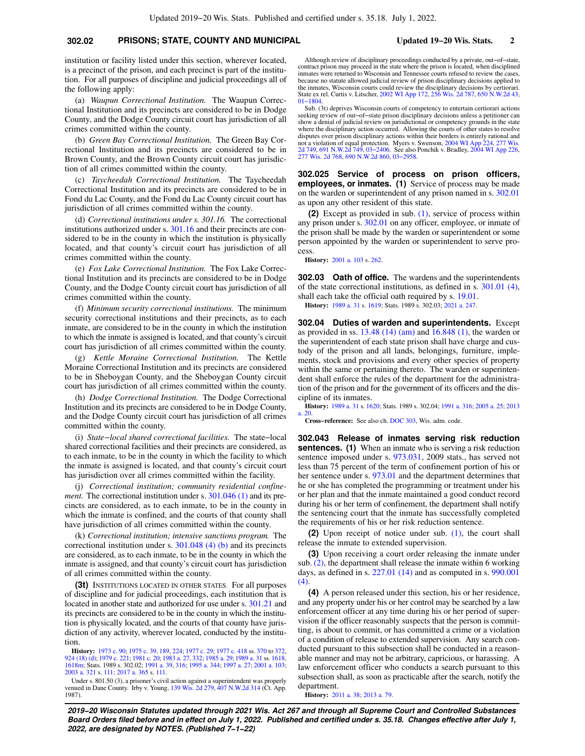institution or facility listed under this section, wherever located, is a precinct of the prison, and each precinct is part of the institution. For all purposes of discipline and judicial proceedings all of the following apply:

(a) *Waupun Correctional Institution.* The Waupun Correctional Institution and its precincts are considered to be in Dodge County, and the Dodge County circuit court has jurisdiction of all crimes committed within the county.

(b) *Green Bay Correctional Institution.* The Green Bay Correctional Institution and its precincts are considered to be in Brown County, and the Brown County circuit court has jurisdiction of all crimes committed within the county.

(c) *Taycheedah Correctional Institution.* The Taycheedah Correctional Institution and its precincts are considered to be in Fond du Lac County, and the Fond du Lac County circuit court has jurisdiction of all crimes committed within the county.

(d) *Correctional institutions under s. 301.16.* The correctional institutions authorized under s. 301.16 and their precincts are considered to be in the county in which the institution is physically located, and that county's circuit court has jurisdiction of all crimes committed within the county.

(e) *Fox Lake Correctional Institution.* The Fox Lake Correctional Institution and its precincts are considered to be in Dodge County, and the Dodge County circuit court has jurisdiction of all crimes committed within the county.

(f) *Minimum security correctional institutions.* The minimum security correctional institutions and their precincts, as to each inmate, are considered to be in the county in which the institution to which the inmate is assigned is located, and that county's circuit court has jurisdiction of all crimes committed within the county.

(g) *Kettle Moraine Correctional Institution.* The Kettle Moraine Correctional Institution and its precincts are considered to be in Sheboygan County, and the Sheboygan County circuit court has jurisdiction of all crimes committed within the county.

(h) *Dodge Correctional Institution.* The Dodge Correctional Institution and its precincts are considered to be in Dodge County, and the Dodge County circuit court has jurisdiction of all crimes committed within the county.

(i) *State−local shared correctional facilities.* The state−local shared correctional facilities and their precincts are considered, as to each inmate, to be in the county in which the facility to which the inmate is assigned is located, and that county's circuit court has jurisdiction over all crimes committed within the facility.

(j) *Correctional institution; community residential confinement.* The correctional institution under s. 301.046 (1) and its precincts are considered, as to each inmate, to be in the county in which the inmate is confined, and the courts of that county shall have jurisdiction of all crimes committed within the county.

(k) *Correctional institution; intensive sanctions program.* The correctional institution under s. 301.048 (4) (b) and its precincts are considered, as to each inmate, to be in the county in which the inmate is assigned, and that county's circuit court has jurisdiction of all crimes committed within the county.

**(3t)** INSTITUTIONS LOCATED IN OTHER STATES. For all purposes of discipline and for judicial proceedings, each institution that is located in another state and authorized for use under s. 301.21 and its precincts are considered to be in the county in which the institution is physically located, and the courts of that county have jurisdiction of any activity, wherever located, conducted by the institution.

**History:** 1973 c. 90; 1975 c. 39, 189, 224; 1977 c. 29; 1977 c. 418 ss. 370 to 372, 924 (18) (d); 1979 c. 221; 1981 c. 20; 1983 a. 27, 332; 1985 a. 29; 1989 a. 31 ss. 1618, 1618m; Stats. 1989 s. 302.02; 1991 a. 39, 316; 1995 a. 344; 1997 a. 27; 2001 a. 103; 2003 a. 321 s. 111; 2017 a. 365 s. 111.

Under s. 801.50 (3), a prisoner's civil action against a superintendent was properly venued in Dane County. Irby v. Young, 139 Wis. 2d 279, 407 N.W.2d 314 (Ct. App. 1987).

Although review of disciplinary proceedings conducted by a private, out−of−state, contract prison may proceed in the state where the prison is located, when disciplined inmates were returned to Wisconsin and Tennessee courts refused to review the cases, because no statute allowed judicial review of prison disciplinary decisions applied to the inmates, Wisconsin courts could review the disciplinary decisions by certiorari. State ex rel. Curtis v. Litscher, 2002 WI App 172, 256 Wis. 2d 787, 650 N.W.2d 43, 01−1804.

Sub. (3t) deprives Wisconsin courts of competency to entertain certiorari actions seeking review of out−of−state prison disciplinary decisions unless a petitioner can show a denial of judicial review on jurisdictional or competency grounds in the state where the disciplinary action occurred. Allowing the courts of other states to resolve disputes over prison disciplinary actions within their borders is entirely rational and not a violation of equal protection. Myers v. Swenson, 2004 WI App 224, 277 Wis. 2d 749, 691 N.W.2d 749, 03−2406. See also Ponchik v. Bradley, 2004 WI App 226, 277 Wis. 2d 768, 690 N.W.2d 860, 03−2958.

**302.025 Service of process on prison officers, employees, or inmates. (1)** Service of process may be made on the warden or superintendent of any prison named in s. 302.01 as upon any other resident of this state.

**(2)** Except as provided in sub. (1), service of process within any prison under s. 302.01 on any officer, employee, or inmate of the prison shall be made by the warden or superintendent or some person appointed by the warden or superintendent to serve process.

**History:** 2001 a. 103 s. 262.

**302.03 Oath of office.** The wardens and the superintendents of the state correctional institutions, as defined in s. 301.01 (4), shall each take the official oath required by s. 19.01.

**History:** 1989 a. 31 s. 1619; Stats. 1989 s. 302.03; 2021 a. 247.

**302.04 Duties of warden and superintendents.** Except as provided in ss. 13.48 (14) (am) and 16.848 (1), the warden or the superintendent of each state prison shall have charge and custody of the prison and all lands, belongings, furniture, implements, stock and provisions and every other species of property within the same or pertaining thereto. The warden or superintendent shall enforce the rules of the department for the administration of the prison and for the government of its officers and the discipline of its inmates.

**History:** 1989 a. 31 s. 1620; Stats. 1989 s. 302.04; 1991 a. 316; 2005 a. 25; 2013 a. 20.

**Cross−reference:** See also ch. DOC 303, Wis. adm. code.

**302.043 Release of inmates serving risk reduction sentences. (1)** When an inmate who is serving a risk reduction sentence imposed under s. 973.031, 2009 stats., has served not less than 75 percent of the term of confinement portion of his or her sentence under s. 973.01 and the department determines that he or she has completed the programming or treatment under his or her plan and that the inmate maintained a good conduct record during his or her term of confinement, the department shall notify the sentencing court that the inmate has successfully completed the requirements of his or her risk reduction sentence.

**(2)** Upon receipt of notice under sub. (1), the court shall release the inmate to extended supervision.

**(3)** Upon receiving a court order releasing the inmate under sub. (2), the department shall release the inmate within 6 working days, as defined in s. 227.01 (14) and as computed in s. 990.001 (4).

**(4)** A person released under this section, his or her residence, and any property under his or her control may be searched by a law enforcement officer at any time during his or her period of supervision if the officer reasonably suspects that the person is committing, is about to commit, or has committed a crime or a violation of a condition of release to extended supervision. Any search conducted pursuant to this subsection shall be conducted in a reasonable manner and may not be arbitrary, capricious, or harassing. A law enforcement officer who conducts a search pursuant to this subsection shall, as soon as practicable after the search, notify the department.

**History:** 2011 a. 38; 2013 a. 79.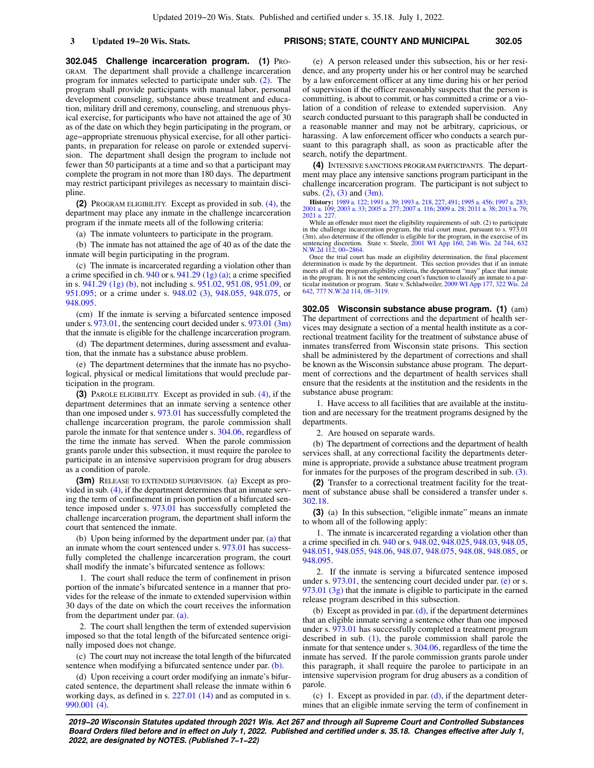**302.045 Challenge incarceration program. (1)** PROGRAM. The department shall provide a challenge incarceration program for inmates selected to participate under sub. (2). The program shall provide participants with manual labor, personal development counseling, substance abuse treatment and education, military drill and ceremony, counseling, and strenuous physical exercise, for participants who have not attained the age of 30 as of the date on which they begin participating in the program, or age−appropriate strenuous physical exercise, for all other participants, in preparation for release on parole or extended supervision. The department shall design the program to include not fewer than 50 participants at a time and so that a participant may complete the program in not more than 180 days. The department may restrict participant privileges as necessary to maintain discipline.

**(2)** PROGRAM ELIGIBILITY. Except as provided in sub. (4), the department may place any inmate in the challenge incarceration program if the inmate meets all of the following criteria:

(a) The inmate volunteers to participate in the program.

(b) The inmate has not attained the age of 40 as of the date the inmate will begin participating in the program.

(c) The inmate is incarcerated regarding a violation other than a crime specified in ch. 940 or s. 941.29 (1g) (a); a crime specified in s. 941.29 (1g) (b), not including s. 951.02, 951.08, 951.09, or 951.095; or a crime under s. 948.02 (3), 948.055, 948.075, or 948.095.

(cm) If the inmate is serving a bifurcated sentence imposed under s. 973.01, the sentencing court decided under s. 973.01 (3m) that the inmate is eligible for the challenge incarceration program.

(d) The department determines, during assessment and evaluation, that the inmate has a substance abuse problem.

(e) The department determines that the inmate has no psychological, physical or medical limitations that would preclude participation in the program.

**(3)** PAROLE ELIGIBILITY. Except as provided in sub. (4), if the department determines that an inmate serving a sentence other than one imposed under s. 973.01 has successfully completed the challenge incarceration program, the parole commission shall parole the inmate for that sentence under s. 304.06, regardless of the time the inmate has served. When the parole commission grants parole under this subsection, it must require the parolee to participate in an intensive supervision program for drug abusers as a condition of parole.

**(3m)** RELEASE TO EXTENDED SUPERVISION. (a) Except as provided in sub. (4), if the department determines that an inmate serving the term of confinement in prison portion of a bifurcated sentence imposed under s. 973.01 has successfully completed the challenge incarceration program, the department shall inform the court that sentenced the inmate.

(b) Upon being informed by the department under par. (a) that an inmate whom the court sentenced under s. 973.01 has successfully completed the challenge incarceration program, the court shall modify the inmate's bifurcated sentence as follows:

1. The court shall reduce the term of confinement in prison portion of the inmate's bifurcated sentence in a manner that provides for the release of the inmate to extended supervision within 30 days of the date on which the court receives the information from the department under par. (a).

2. The court shall lengthen the term of extended supervision imposed so that the total length of the bifurcated sentence originally imposed does not change.

(c) The court may not increase the total length of the bifurcated sentence when modifying a bifurcated sentence under par. (b).

(d) Upon receiving a court order modifying an inmate's bifurcated sentence, the department shall release the inmate within 6 working days, as defined in s. 227.01 (14) and as computed in s. 990.001 (4).

(e) A person released under this subsection, his or her residence, and any property under his or her control may be searched by a law enforcement officer at any time during his or her period of supervision if the officer reasonably suspects that the person is committing, is about to commit, or has committed a crime or a violation of a condition of release to extended supervision. Any search conducted pursuant to this paragraph shall be conducted in a reasonable manner and may not be arbitrary, capricious, or harassing. A law enforcement officer who conducts a search pursuant to this paragraph shall, as soon as practicable after the search, notify the department.

**(4)** INTENSIVE SANCTIONS PROGRAM PARTICIPANTS. The department may place any intensive sanctions program participant in the challenge incarceration program. The participant is not subject to subs. (2), (3) and (3m).

**History:** 1989 a. 122; 1991 a. 39; 1993 a. 218, 227, 491; 1995 a. 456; 1997 a. 283; 2001 a. 109; 2003 a. 33; 2005 a. 277; 2007 a. 116; 2009 a. 28; 2011 a. 38; 2013 a. 79; 2021 a. 227.

While an offender must meet the eligibility requirements of sub. (2) to participate in the challenge incarceration program, the trial court must, pursuant to s. 973.01 (3m), also determine if the offender is eligible for the program, in the exercise of its sentencing discretion. State v. Steele, 2001 WI App 160, 246 Wis. 2d 744, 632 N.W.2d 112, 00−2864.

Once the trial court has made an eligibility determination, the final placement determination is made by the department. This section provides that if an inmate meets all of the program eligibility criteria, the department "may" place that inmate in the program. It is not the sentencing court's function to classify an inmate to a particular institution or program. State v. Schladweiler, 2009 WI App 177, 322 Wis. 2d 642, 777 N.W.2d 114, 08−3119.

**302.05 Wisconsin substance abuse program. (1)** (am) The department of corrections and the department of health services may designate a section of a mental health institute as a correctional treatment facility for the treatment of substance abuse of inmates transferred from Wisconsin state prisons. This section shall be administered by the department of corrections and shall be known as the Wisconsin substance abuse program. The department of corrections and the department of health services shall ensure that the residents at the institution and the residents in the substance abuse program:

1. Have access to all facilities that are available at the institution and are necessary for the treatment programs designed by the departments.

2. Are housed on separate wards.

(b) The department of corrections and the department of health services shall, at any correctional facility the departments determine is appropriate, provide a substance abuse treatment program for inmates for the purposes of the program described in sub. (3).

**(2)** Transfer to a correctional treatment facility for the treatment of substance abuse shall be considered a transfer under s. 302.18.

**(3)** (a) In this subsection, "eligible inmate" means an inmate to whom all of the following apply:

1. The inmate is incarcerated regarding a violation other than a crime specified in ch. 940 or s. 948.02, 948.025, 948.03, 948.05, 948.051, 948.055, 948.06, 948.07, 948.075, 948.08, 948.085, or 948.095.

2. If the inmate is serving a bifurcated sentence imposed under s. 973.01, the sentencing court decided under par. (e) or s. 973.01 (3g) that the inmate is eligible to participate in the earned release program described in this subsection.

(b) Except as provided in par. (d), if the department determines that an eligible inmate serving a sentence other than one imposed under s. 973.01 has successfully completed a treatment program described in sub. (1), the parole commission shall parole the inmate for that sentence under s. 304.06, regardless of the time the inmate has served. If the parole commission grants parole under this paragraph, it shall require the parolee to participate in an intensive supervision program for drug abusers as a condition of parole.

(c) 1. Except as provided in par. (d), if the department determines that an eligible inmate serving the term of confinement in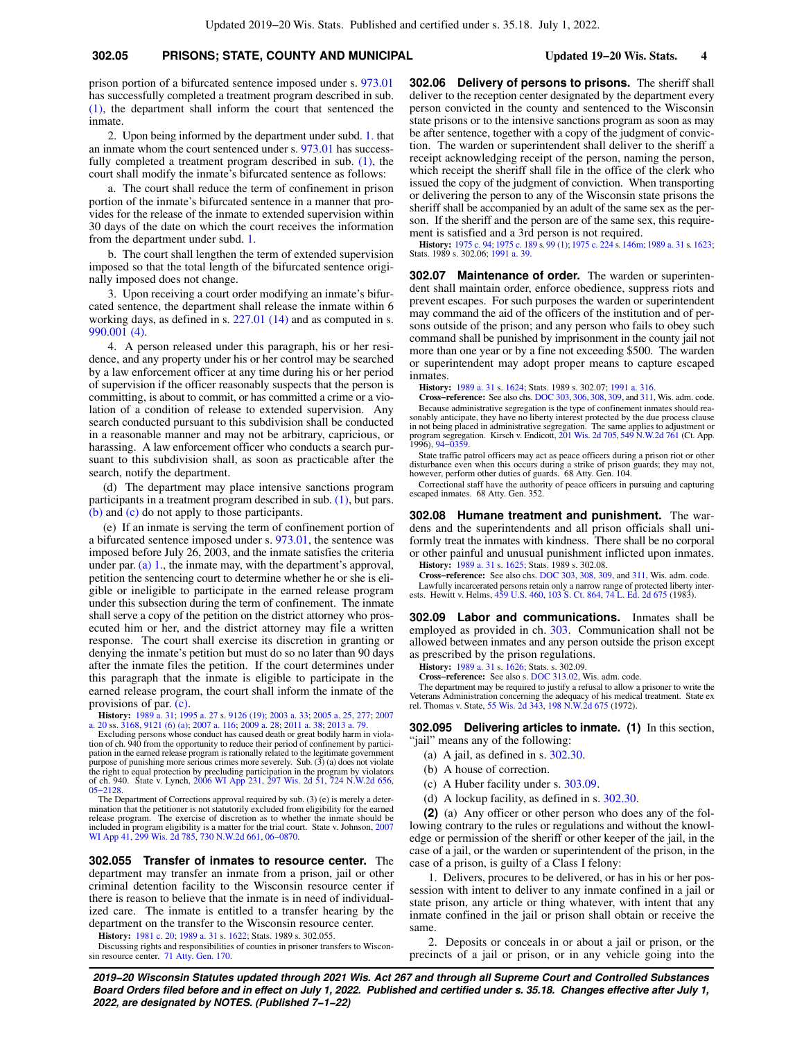prison portion of a bifurcated sentence imposed under s. 973.01 has successfully completed a treatment program described in sub. (1), the department shall inform the court that sentenced the inmate.

2. Upon being informed by the department under subd. 1. that an inmate whom the court sentenced under s. 973.01 has successfully completed a treatment program described in sub. (1), the court shall modify the inmate's bifurcated sentence as follows:

a. The court shall reduce the term of confinement in prison portion of the inmate's bifurcated sentence in a manner that provides for the release of the inmate to extended supervision within 30 days of the date on which the court receives the information from the department under subd. 1.

b. The court shall lengthen the term of extended supervision imposed so that the total length of the bifurcated sentence originally imposed does not change.

3. Upon receiving a court order modifying an inmate's bifurcated sentence, the department shall release the inmate within 6 working days, as defined in s. 227.01 (14) and as computed in s. 990.001 (4).

4. A person released under this paragraph, his or her residence, and any property under his or her control may be searched by a law enforcement officer at any time during his or her period of supervision if the officer reasonably suspects that the person is committing, is about to commit, or has committed a crime or a violation of a condition of release to extended supervision. Any search conducted pursuant to this subdivision shall be conducted in a reasonable manner and may not be arbitrary, capricious, or harassing. A law enforcement officer who conducts a search pursuant to this subdivision shall, as soon as practicable after the search, notify the department.

(d) The department may place intensive sanctions program participants in a treatment program described in sub. (1), but pars. (b) and (c) do not apply to those participants.

(e) If an inmate is serving the term of confinement portion of a bifurcated sentence imposed under s. 973.01, the sentence was imposed before July 26, 2003, and the inmate satisfies the criteria under par. (a) 1., the inmate may, with the department's approval, petition the sentencing court to determine whether he or she is eligible or ineligible to participate in the earned release program under this subsection during the term of confinement. The inmate shall serve a copy of the petition on the district attorney who prosecuted him or her, and the district attorney may file a written response. The court shall exercise its discretion in granting or denying the inmate's petition but must do so no later than 90 days after the inmate files the petition. If the court determines under this paragraph that the inmate is eligible to participate in the earned release program, the court shall inform the inmate of the provisions of par. (c).

**History:** 1989 a. 31; 1995 a. 27 s. 9126 (19); 2003 a. 33; 2005 a. 25, 277; 2007 a. 20 ss. 3168, 9121 (6) (a); 2007 a. 116; 2009 a. 28; 2011 a. 38; 2013 a. 79.

Excluding persons whose conduct has caused death or great bodily harm in violation of ch. 940 from the opportunity to reduce their period of confinement by participation in the earned release program is rationally related to the legitimate government purpose of punishing more serious crimes more severely. Sub. (3) (a) does not violate the right to equal protection by precluding participation in the program by violators of ch. 940. State v. Lynch, 2006 WI App 231, 297 Wis. 2d 51, 724 N.W.2d 656, 05-2128.

The Department of Corrections approval required by sub. (3) (e) is merely a determination that the petitioner is not statutorily excluded from eligibility for the earned release program. The exercise of discretion as to whether the inmate should be included in program eligibility is a matter for the trial court. State v. Johnson, 2007 WI App 41, 299 Wis. 2d 785, 730 N.W.2d 661, 06-0870.

**302.055 Transfer of inmates to resource center.** The department may transfer an inmate from a prison, jail or other criminal detention facility to the Wisconsin resource center if there is reason to believe that the inmate is in need of individualized care. The inmate is entitled to a transfer hearing by the department on the transfer to the Wisconsin resource center.

**History:** 1981 c. 20; 1989 a. 31 s. 1622; Stats. 1989 s. 302.055.

Discussing rights and responsibilities of counties in prisoner transfers to Wisconsin resource center. 71 Atty. Gen. 170.

**302.06 Delivery of persons to prisons.** The sheriff shall deliver to the reception center designated by the department every person convicted in the county and sentenced to the Wisconsin state prisons or to the intensive sanctions program as soon as may be after sentence, together with a copy of the judgment of conviction. The warden or superintendent shall deliver to the sheriff a receipt acknowledging receipt of the person, naming the person, which receipt the sheriff shall file in the office of the clerk who issued the copy of the judgment of conviction. When transporting or delivering the person to any of the Wisconsin state prisons the sheriff shall be accompanied by an adult of the same sex as the person. If the sheriff and the person are of the same sex, this requirement is satisfied and a 3rd person is not required.

**History:** 1975 c. 94; 1975 c. 189 s. 99 (1); 1975 c. 224 s. 146m; 1989 a. 31 s. 1623; Stats. 1989 s. 302.06; 1991 a. 39.

**302.07 Maintenance of order.** The warden or superintendent shall maintain order, enforce obedience, suppress riots and prevent escapes. For such purposes the warden or superintendent may command the aid of the officers of the institution and of persons outside of the prison; and any person who fails to obey such command shall be punished by imprisonment in the county jail not more than one year or by a fine not exceeding $500. The warden or superintendent may adopt proper means to capture escaped inmates.

**History:** 1989 a. 31 s. 1624; Stats. 1989 s. 302.07; 1991 a. 316.

**Cross-reference:** See also chs. DOC 303, 306, 308, 309, and 311, Wis. adm. code.

Because administrative segregation is the type of confinement inmates should reasonably anticipate, they have no liberty interest protected by the due process clause in not being placed in administrative segregation. The same applies to adjustment or program segregation. Kirsch v. Endicott, 201 Wis. 2d 705, 549 N.W.2d 761 (Ct. App. 1996), 94-0359.

State traffic patrol officers may act as peace officers during a prison riot or other disturbance even when this occurs during a strike of prison guards; they may not, however, perform other duties of guards. 68 Atty. Gen. 104.

Correctional staff have the authority of peace officers in pursuing and capturing escaped inmates. 68 Atty. Gen. 352.

**302.08 Humane treatment and punishment.** The wardens and the superintendents and all prison officials shall uniformly treat the inmates with kindness. There shall be no corporal or other painful and unusual punishment inflicted upon inmates.

**History:** 1989 a. 31 s. 1625; Stats. 1989 s. 302.08.

**Cross-reference:** See also chs. DOC 303, 308, 309, and 311, Wis. adm. code.

Lawfully incarcerated persons retain only a narrow range of protected liberty interests. Hewitt v. Helms, 459 U.S. 460, 103 S. Ct. 864, 74 L. Ed. 2d 675 (1983).

**302.09 Labor and communications.** Inmates shall be employed as provided in ch. 303. Communication shall not be allowed between inmates and any person outside the prison except as prescribed by the prison regulations.

**History:** 1989 a. 31 s. 1626; Stats. s. 302.09.

**Cross-reference:** See also s. DOC 313.02, Wis. adm. code.

The department may be required to justify a refusal to allow a prisoner to write the Veterans Administration concerning the adequacy of his medical treatment. State ex rel. Thomas v. State, 55 Wis. 2d 343, 198 N.W.2d 675 (1972).

**302.095 Delivering articles to inmate.** **(1)** In this section, "jail" means any of the following:

(a) A jail, as defined in s. 302.30.

(b) A house of correction.

(c) A Huber facility under s. 303.09.

(d) A lockup facility, as defined in s. 302.30.

**(2)** (a) Any officer or other person who does any of the following contrary to the rules or regulations and without the knowledge or permission of the sheriff or other keeper of the jail, in the case of a jail, or the warden or superintendent of the prison, in the case of a prison, is guilty of a Class I felony:

1. Delivers, procures to be delivered, or has in his or her possession with intent to deliver to any inmate confined in a jail or state prison, any article or thing whatever, with intent that any inmate confined in the jail or prison shall obtain or receive the same.

2. Deposits or conceals in or about a jail or prison, or the precincts of a jail or prison, or in any vehicle going into the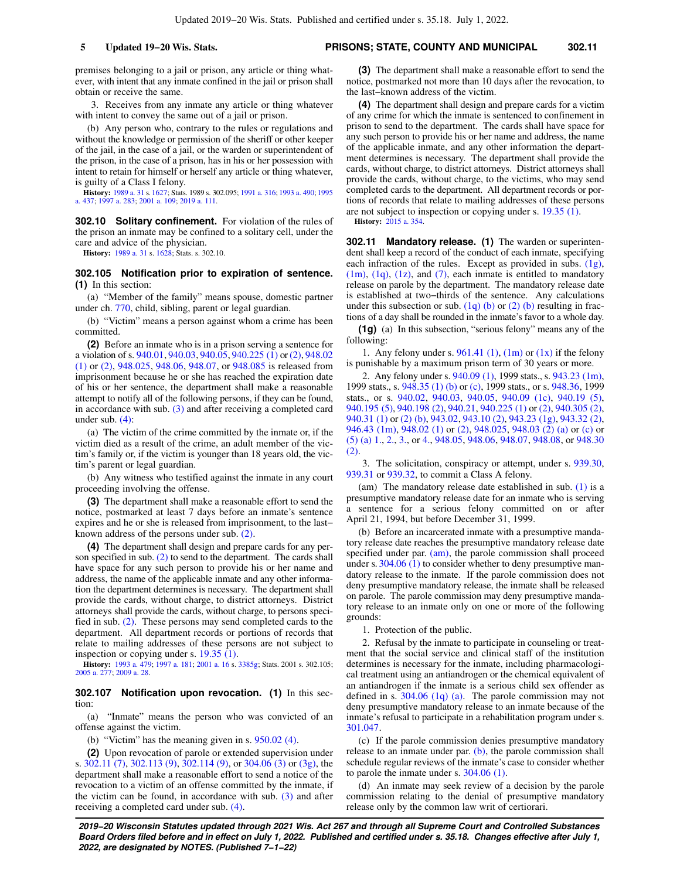premises belonging to a jail or prison, any article or thing whatever, with intent that any inmate confined in the jail or prison shall obtain or receive the same.

3. Receives from any inmate any article or thing whatever with intent to convey the same out of a jail or prison.

(b) Any person who, contrary to the rules or regulations and without the knowledge or permission of the sheriff or other keeper of the jail, in the case of a jail, or the warden or superintendent of the prison, in the case of a prison, has in his or her possession with intent to retain for himself or herself any article or thing whatever, is guilty of a Class I felony.

**History:** 1989 a. 31 s. 1627; Stats. 1989 s. 302.095; 1991 a. 316; 1993 a. 490; 1995 a. 437; 1997 a. 283; 2001 a. 109; 2019 a. 111.

**302.10 Solitary confinement.** For violation of the rules of the prison an inmate may be confined to a solitary cell, under the care and advice of the physician.

**History:** 1989 a. 31 s. 1628; Stats. s. 302.10.

**302.105 Notification prior to expiration of sentence.** **(1)** In this section:

(a) "Member of the family" means spouse, domestic partner under ch. 770, child, sibling, parent or legal guardian.

(b) "Victim" means a person against whom a crime has been committed.

**(2)** Before an inmate who is in a prison serving a sentence for a violation of s. 940.01, 940.03, 940.05, 940.225 (1) or (2), 948.02 (1) or (2), 948.025, 948.06, 948.07, or 948.085 is released from imprisonment because he or she has reached the expiration date of his or her sentence, the department shall make a reasonable attempt to notify all of the following persons, if they can be found, in accordance with sub. (3) and after receiving a completed card under sub. (4):

(a) The victim of the crime committed by the inmate or, if the victim died as a result of the crime, an adult member of the victim's family or, if the victim is younger than 18 years old, the victim's parent or legal guardian.

(b) Any witness who testified against the inmate in any court proceeding involving the offense.

**(3)** The department shall make a reasonable effort to send the notice, postmarked at least 7 days before an inmate's sentence expires and he or she is released from imprisonment, to the last–known address of the persons under sub. (2).

**(4)** The department shall design and prepare cards for any person specified in sub. (2) to send to the department. The cards shall have space for any such person to provide his or her name and address, the name of the applicable inmate and any other information the department determines is necessary. The department shall provide the cards, without charge, to district attorneys. District attorneys shall provide the cards, without charge, to persons specified in sub. (2). These persons may send completed cards to the department. All department records or portions of records that relate to mailing addresses of these persons are not subject to inspection or copying under s. 19.35 (1).

**History:** 1993 a. 479; 1997 a. 181; 2001 a. 16 s. 3385g; Stats. 2001 s. 302.105; 2005 a. 277; 2009 a. 28.

**302.107 Notification upon revocation.** **(1)** In this section:

(a) "Inmate" means the person who was convicted of an offense against the victim.

(b) "Victim" has the meaning given in s. 950.02 (4).

**(2)** Upon revocation of parole or extended supervision under s. 302.11 (7), 302.113 (9), 302.114 (9), or 304.06 (3) or (3g), the department shall make a reasonable effort to send a notice of the revocation to a victim of an offense committed by the inmate, if the victim can be found, in accordance with sub. (3) and after receiving a completed card under sub. (4).

**(3)** The department shall make a reasonable effort to send the notice, postmarked not more than 10 days after the revocation, to the last–known address of the victim.

**(4)** The department shall design and prepare cards for a victim of any crime for which the inmate is sentenced to confinement in prison to send to the department. The cards shall have space for any such person to provide his or her name and address, the name of the applicable inmate, and any other information the department determines is necessary. The department shall provide the cards, without charge, to district attorneys. District attorneys shall provide the cards, without charge, to the victims, who may send completed cards to the department. All department records or portions of records that relate to mailing addresses of these persons are not subject to inspection or copying under s. 19.35 (1).

**History:** 2015 a. 354.

**302.11 Mandatory release.** **(1)** The warden or superintendent shall keep a record of the conduct of each inmate, specifying each infraction of the rules. Except as provided in subs. (1g), (1m), (1q), (1z), and (7), each inmate is entitled to mandatory release on parole by the department. The mandatory release date is established at two–thirds of the sentence. Any calculations under this subsection or sub. (1q) (b) or (2) (b) resulting in fractions of a day shall be rounded in the inmate's favor to a whole day.

**(1g)** (a) In this subsection, "serious felony" means any of the following:

1. Any felony under s. 961.41 (1), (1m) or (1x) if the felony is punishable by a maximum prison term of 30 years or more.

2. Any felony under s. 940.09 (1), 1999 stats., s. 943.23 (1m), 1999 stats., s. 948.35 (1) (b) or (c), 1999 stats., or s. 948.36, 1999 stats., or s. 940.02, 940.03, 940.05, 940.09 (1c), 940.19 (5), 940.195 (5), 940.198 (2), 940.21, 940.225 (1) or (2), 940.305 (2), 940.31 (1) or (2) (b), 943.02, 943.10 (2), 943.23 (1g), 943.32 (2), 946.43 (1m), 948.02 (1) or (2), 948.025, 948.03 (2) (a) or (c) or (5) (a) 1., 2., 3., or 4., 948.05, 948.06, 948.07, 948.08, or 948.30 (2).

3. The solicitation, conspiracy or attempt, under s. 939.30, 939.31 or 939.32, to commit a Class A felony.

(am) The mandatory release date established in sub. (1) is a presumptive mandatory release date for an inmate who is serving a sentence for a serious felony committed on or after April 21, 1994, but before December 31, 1999.

(b) Before an incarcerated inmate with a presumptive mandatory release date reaches the presumptive mandatory release date specified under par. (am), the parole commission shall proceed under s. 304.06 (1) to consider whether to deny presumptive mandatory release to the inmate. If the parole commission does not deny presumptive mandatory release, the inmate shall be released on parole. The parole commission may deny presumptive mandatory release to an inmate only on one or more of the following grounds:

1. Protection of the public.

2. Refusal by the inmate to participate in counseling or treatment that the social service and clinical staff of the institution determines is necessary for the inmate, including pharmacological treatment using an antiandrogen or the chemical equivalent of an antiandrogen if the inmate is a serious child sex offender as defined in s. 304.06 (1q) (a). The parole commission may not deny presumptive mandatory release to an inmate because of the inmate's refusal to participate in a rehabilitation program under s. 301.047.

(c) If the parole commission denies presumptive mandatory release to an inmate under par. (b), the parole commission shall schedule regular reviews of the inmate's case to consider whether to parole the inmate under s. 304.06 (1).

(d) An inmate may seek review of a decision by the parole commission relating to the denial of presumptive mandatory release only by the common law writ of certiorari.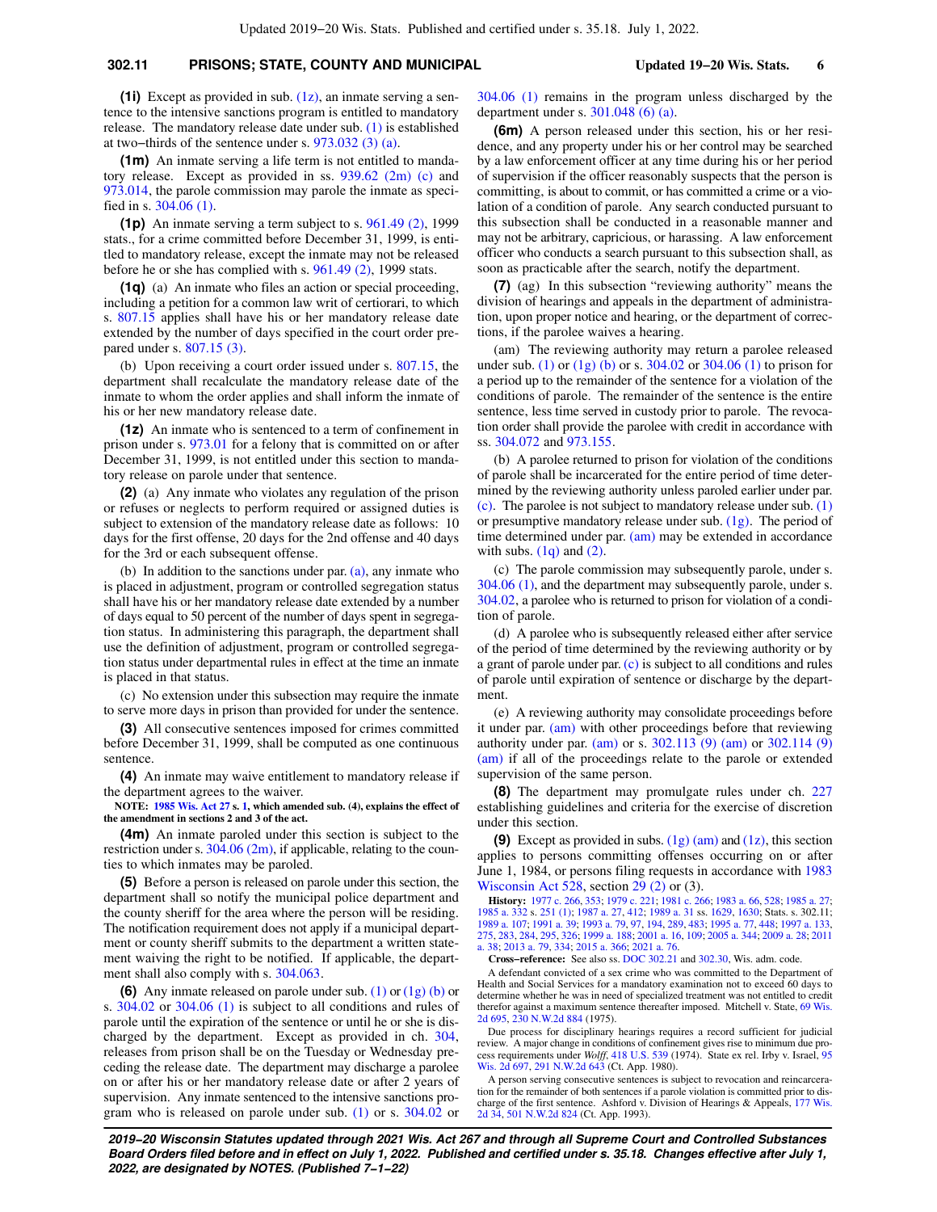**(1i)** Except as provided in sub. (1z), an inmate serving a sentence to the intensive sanctions program is entitled to mandatory release. The mandatory release date under sub. (1) is established at two–thirds of the sentence under s. 973.032 (3) (a).

**(1m)** An inmate serving a life term is not entitled to mandatory release. Except as provided in ss. 939.62 (2m) (c) and 973.014, the parole commission may parole the inmate as specified in s. 304.06 (1).

**(1p)** An inmate serving a term subject to s. 961.49 (2), 1999 stats., for a crime committed before December 31, 1999, is entitled to mandatory release, except the inmate may not be released before he or she has complied with s. 961.49 (2), 1999 stats.

**(1q)** (a) An inmate who files an action or special proceeding, including a petition for a common law writ of certiorari, to which s. 807.15 applies shall have his or her mandatory release date extended by the number of days specified in the court order prepared under s. 807.15 (3).

(b) Upon receiving a court order issued under s. 807.15, the department shall recalculate the mandatory release date of the inmate to whom the order applies and shall inform the inmate of his or her new mandatory release date.

**(1z)** An inmate who is sentenced to a term of confinement in prison under s. 973.01 for a felony that is committed on or after December 31, 1999, is not entitled under this section to mandatory release on parole under that sentence.

**(2)** (a) Any inmate who violates any regulation of the prison or refuses or neglects to perform required or assigned duties is subject to extension of the mandatory release date as follows: 10 days for the first offense, 20 days for the 2nd offense and 40 days for the 3rd or each subsequent offense.

(b) In addition to the sanctions under par. (a), any inmate who is placed in adjustment, program or controlled segregation status shall have his or her mandatory release date extended by a number of days equal to 50 percent of the number of days spent in segregation status. In administering this paragraph, the department shall use the definition of adjustment, program or controlled segregation status under departmental rules in effect at the time an inmate is placed in that status.

(c) No extension under this subsection may require the inmate to serve more days in prison than provided for under the sentence.

**(3)** All consecutive sentences imposed for crimes committed before December 31, 1999, shall be computed as one continuous sentence.

**(4)** An inmate may waive entitlement to mandatory release if the department agrees to the waiver.

**NOTE: 1985 Wis. Act 27 s. 1, which amended sub. (4), explains the effect of the amendment in sections 2 and 3 of the act.**

**(4m)** An inmate paroled under this section is subject to the restriction under s. 304.06 (2m), if applicable, relating to the counties to which inmates may be paroled.

**(5)** Before a person is released on parole under this section, the department shall so notify the municipal police department and the county sheriff for the area where the person will be residing. The notification requirement does not apply if a municipal department or county sheriff submits to the department a written statement waiving the right to be notified. If applicable, the department shall also comply with s. 304.063.

**(6)** Any inmate released on parole under sub. (1) or (1g) (b) or s. 304.02 or 304.06 (1) is subject to all conditions and rules of parole until the expiration of the sentence or until he or she is discharged by the department. Except as provided in ch. 304, releases from prison shall be on the Tuesday or Wednesday preceding the release date. The department may discharge a parolee on or after his or her mandatory release date or after 2 years of supervision. Any inmate sentenced to the intensive sanctions program who is released on parole under sub. (1) or s. 304.02 or 304.06 (1) remains in the program unless discharged by the department under s. 301.048 (6) (a).

**(6m)** A person released under this section, his or her residence, and any property under his or her control may be searched by a law enforcement officer at any time during his or her period of supervision if the officer reasonably suspects that the person is committing, is about to commit, or has committed a crime or a violation of a condition of parole. Any search conducted pursuant to this subsection shall be conducted in a reasonable manner and may not be arbitrary, capricious, or harassing. A law enforcement officer who conducts a search pursuant to this subsection shall, as soon as practicable after the search, notify the department.

**(7)** (ag) In this subsection "reviewing authority" means the division of hearings and appeals in the department of administration, upon proper notice and hearing, or the department of corrections, if the parolee waives a hearing.

(am) The reviewing authority may return a parolee released under sub. (1) or (1g) (b) or s. 304.02 or 304.06 (1) to prison for a period up to the remainder of the sentence for a violation of the conditions of parole. The remainder of the sentence is the entire sentence, less time served in custody prior to parole. The revocation order shall provide the parolee with credit in accordance with ss. 304.072 and 973.155.

(b) A parolee returned to prison for violation of the conditions of parole shall be incarcerated for the entire period of time determined by the reviewing authority unless paroled earlier under par. (c). The parolee is not subject to mandatory release under sub. (1) or presumptive mandatory release under sub. (1g). The period of time determined under par. (am) may be extended in accordance with subs. (1q) and (2).

(c) The parole commission may subsequently parole, under s. 304.06 (1), and the department may subsequently parole, under s. 304.02, a parolee who is returned to prison for violation of a condition of parole.

(d) A parolee who is subsequently released either after service of the period of time determined by the reviewing authority or by a grant of parole under par. (c) is subject to all conditions and rules of parole until expiration of sentence or discharge by the department.

(e) A reviewing authority may consolidate proceedings before it under par. (am) with other proceedings before that reviewing authority under par. (am) or s. 302.113 (9) (am) or 302.114 (9) (am) if all of the proceedings relate to the parole or extended supervision of the same person.

**(8)** The department may promulgate rules under ch. 227 establishing guidelines and criteria for the exercise of discretion under this section.

**(9)** Except as provided in subs. (1g) (am) and (1z), this section applies to persons committing offenses occurring on or after June 1, 1984, or persons filing requests in accordance with 1983 Wisconsin Act 528, section 29 (2) or (3).

**History:** 1977 c. 266, 353; 1979 c. 221; 1981 c. 266; 1983 a. 66, 528; 1985 a. 27; 1985 a. 332 s. 251 (1); 1987 a. 27, 412; 1989 a. 31 ss. 1629, 1630; Stats. s. 302.11; 1989 a. 107; 1991 a. 39; 1993 a. 79, 97, 194, 289, 483; 1995 a. 77, 448; 1997 a. 133, 275, 283, 284, 295, 326; 1999 a. 188; 2001 a. 16, 109; 2005 a. 344; 2009 a. 28; 2011 a. 38; 2013 a. 79, 334; 2015 a. 366; 2021 a. 76.

**Cross–reference:** See also ss. DOC 302.21 and 302.30, Wis. adm. code.

A defendant convicted of a sex crime who was committed to the Department of Health and Social Services for a mandatory examination not to exceed 60 days to determine whether he was in need of specialized treatment was not entitled to credit therefor against a maximum sentence thereafter imposed. Mitchell v. State, 69 Wis. 2d 695, 230 N.W.2d 884 (1975).

Due process for disciplinary hearings requires a record sufficient for judicial review. A major change in conditions of confinement gives rise to minimum due process requirements under *Wolff*, 418 U.S. 539 (1974). State ex rel. Irby v. Israel, 95 Wis. 2d 697, 291 N.W.2d 643 (Ct. App. 1980).

A person serving consecutive sentences is subject to revocation and reincarceration for the remainder of both sentences if a parole violation is committed prior to discharge of the first sentence. Ashford v. Division of Hearings & Appeals, 177 Wis. 2d 34, 501 N.W.2d 824 (Ct. App. 1993).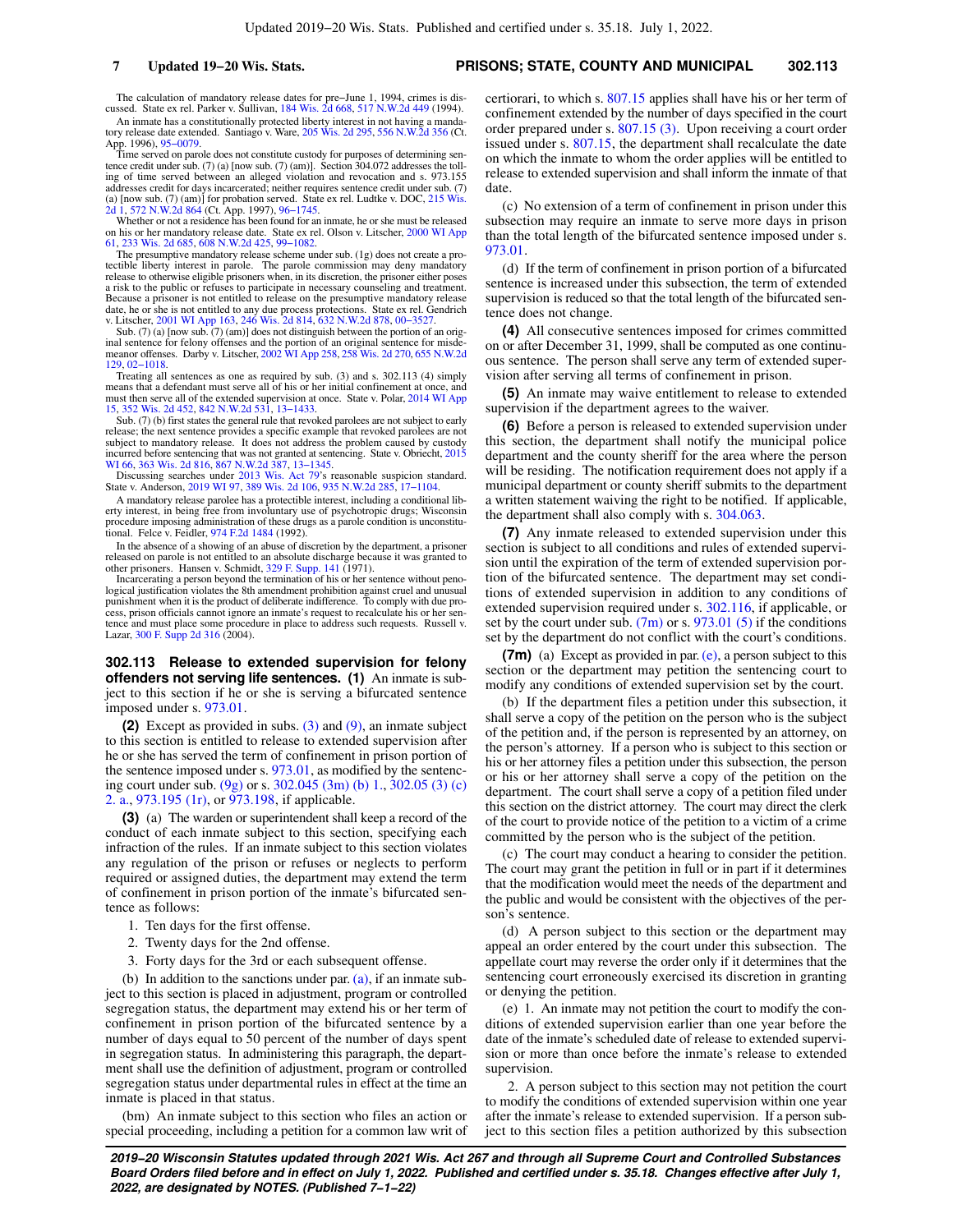The calculation of mandatory release dates for pre-June 1, 1994, crimes is discussed. State ex rel. Parker v. Sullivan, 184 Wis. 2d 668, 517 N.W.2d 449 (1994).

An inmate has a constitutionally protected liberty interest in not having a mandatory release date extended. Santiago v. Ware, 205 Wis. 2d 295, 556 N.W.2d 356 (Ct. App. 1996), 95-0079.

Time served on parole does not constitute custody for purposes of determining sentence credit under sub. (7) (a) [now sub. (7) (am)]. Section 304.072 addresses the tolling of time served between an alleged violation and revocation and s. 973.155 addresses credit for days incarcerated; neither requires sentence credit under sub. (7) (a) [now sub. (7) (am)] for probation served. State ex rel. Ludtke v. DOC, 215 Wis. 2d 1, 572 N.W.2d 864 (Ct. App. 1997), 96-1745.

Whether or not a residence has been found for an inmate, he or she must be released on his or her mandatory release date. State ex rel. Olson v. Litscher, 2000 WI App 61, 233 Wis. 2d 685, 608 N.W.2d 425, 99-1082.

The presumptive mandatory release scheme under sub. (1g) does not create a protectible liberty interest in parole. The parole commission may deny mandatory release to otherwise eligible prisoners when, in its discretion, the prisoner either poses a risk to the public or refuses to participate in necessary counseling and treatment. Because a prisoner is not entitled to release on the presumptive mandatory release date, he or she is not entitled to any due process protections. State ex rel. Gendrich v. Litscher, 2001 WI App 163, 246 Wis. 2d 814, 632 N.W.2d 878, 00-3527.

Sub. (7) (a) [now sub. (7) (am)] does not distinguish between the portion of an original sentence for felony offenses and the portion of an original sentence for misdemeanor offenses. Darby v. Litscher, 2002 WI App 258, 258 Wis. 2d 270, 655 N.W.2d 129, 02-1018.

Treating all sentences as one as required by sub. (3) and s. 302.113 (4) simply means that a defendant must serve all of his or her initial confinement at once, and must then serve all of the extended supervision at once. State v. Polar, 2014 WI App 15, 352 Wis. 2d 452, 842 N.W.2d 531, 13-1433.

Sub. (7) (b) first states the general rule that revoked parolees are not subject to early release; the next sentence provides a specific example that revoked parolees are not subject to mandatory release. It does not address the problem caused by custody incurred before sentencing that was not granted at sentencing. State v. Obriecht, 2015 WI 66, 363 Wis. 2d 816, 867 N.W.2d 387, 13-1345.

Discussing searches under 2013 Wis. Act 79's reasonable suspicion standard. State v. Anderson, 2019 WI 97, 389 Wis. 2d 106, 935 N.W.2d 285, 17-1104.

A mandatory release parolee has a protectible interest, including a conditional liberty interest, in being free from involuntary use of psychotropic drugs; Wisconsin procedure imposing administration of these drugs as a parole condition is unconstitutional. Felce v. Feidler, 974 F.2d 1484 (1992).

In the absence of a showing of an abuse of discretion by the department, a prisoner released on parole is not entitled to an absolute discharge because it was granted to other prisoners. Hansen v. Schmidt, 329 F. Supp. 141 (1971).

Incarcerating a person beyond the termination of his or her sentence without penological justification violates the 8th amendment prohibition against cruel and unusual punishment when it is the product of deliberate indifference. To comply with due process, prison officials cannot ignore an inmate's request to recalculate his or her sentence and must place some procedure in place to address such requests. Russell v. Lazar, 300 F. Supp 2d 316 (2004).

**302.113 Release to extended supervision for felony offenders not serving life sentences.** **(1)** An inmate is subject to this section if he or she is serving a bifurcated sentence imposed under s. 973.01.

**(2)** Except as provided in subs. (3) and (9), an inmate subject to this section is entitled to release to extended supervision after he or she has served the term of confinement in prison portion of the sentence imposed under s. 973.01, as modified by the sentencing court under sub. (9g) or s. 302.045 (3m) (b) 1., 302.05 (3) (c) 2. a., 973.195 (1r), or 973.198, if applicable.

**(3)** (a) The warden or superintendent shall keep a record of the conduct of each inmate subject to this section, specifying each infraction of the rules. If an inmate subject to this section violates any regulation of the prison or refuses or neglects to perform required or assigned duties, the department may extend the term of confinement in prison portion of the inmate's bifurcated sentence as follows:

1. Ten days for the first offense.

2. Twenty days for the 2nd offense.

3. Forty days for the 3rd or each subsequent offense.

(b) In addition to the sanctions under par. (a), if an inmate subject to this section is placed in adjustment, program or controlled segregation status, the department may extend his or her term of confinement in prison portion of the bifurcated sentence by a number of days equal to 50 percent of the number of days spent in segregation status. In administering this paragraph, the department shall use the definition of adjustment, program or controlled segregation status under departmental rules in effect at the time an inmate is placed in that status.

(bm) An inmate subject to this section who files an action or special proceeding, including a petition for a common law writ of certiorari, to which s. 807.15 applies shall have his or her term of confinement extended by the number of days specified in the court order prepared under s. 807.15 (3). Upon receiving a court order issued under s. 807.15, the department shall recalculate the date on which the inmate to whom the order applies will be entitled to release to extended supervision and shall inform the inmate of that date.

(c) No extension of a term of confinement in prison under this subsection may require an inmate to serve more days in prison than the total length of the bifurcated sentence imposed under s. 973.01.

(d) If the term of confinement in prison portion of a bifurcated sentence is increased under this subsection, the term of extended supervision is reduced so that the total length of the bifurcated sentence does not change.

**(4)** All consecutive sentences imposed for crimes committed on or after December 31, 1999, shall be computed as one continuous sentence. The person shall serve any term of extended supervision after serving all terms of confinement in prison.

**(5)** An inmate may waive entitlement to release to extended supervision if the department agrees to the waiver.

**(6)** Before a person is released to extended supervision under this section, the department shall notify the municipal police department and the county sheriff for the area where the person will be residing. The notification requirement does not apply if a municipal department or county sheriff submits to the department a written statement waiving the right to be notified. If applicable, the department shall also comply with s. 304.063.

**(7)** Any inmate released to extended supervision under this section is subject to all conditions and rules of extended supervision until the expiration of the term of extended supervision portion of the bifurcated sentence. The department may set conditions of extended supervision in addition to any conditions of extended supervision required under s. 302.116, if applicable, or set by the court under sub. (7m) or s. 973.01 (5) if the conditions set by the department do not conflict with the court's conditions.

**(7m)** (a) Except as provided in par. (e), a person subject to this section or the department may petition the sentencing court to modify any conditions of extended supervision set by the court.

(b) If the department files a petition under this subsection, it shall serve a copy of the petition on the person who is the subject of the petition and, if the person is represented by an attorney, on the person's attorney. If a person who is subject to this section or his or her attorney files a petition under this subsection, the person or his or her attorney shall serve a copy of the petition on the department. The court shall serve a copy of a petition filed under this section on the district attorney. The court may direct the clerk of the court to provide notice of the petition to a victim of a crime committed by the person who is the subject of the petition.

(c) The court may conduct a hearing to consider the petition. The court may grant the petition in full or in part if it determines that the modification would meet the needs of the department and the public and would be consistent with the objectives of the person's sentence.

(d) A person subject to this section or the department may appeal an order entered by the court under this subsection. The appellate court may reverse the order only if it determines that the sentencing court erroneously exercised its discretion in granting or denying the petition.

(e) 1. An inmate may not petition the court to modify the conditions of extended supervision earlier than one year before the date of the inmate's scheduled date of release to extended supervision or more than once before the inmate's release to extended supervision.

2. A person subject to this section may not petition the court to modify the conditions of extended supervision within one year after the inmate's release to extended supervision. If a person subject to this section files a petition authorized by this subsection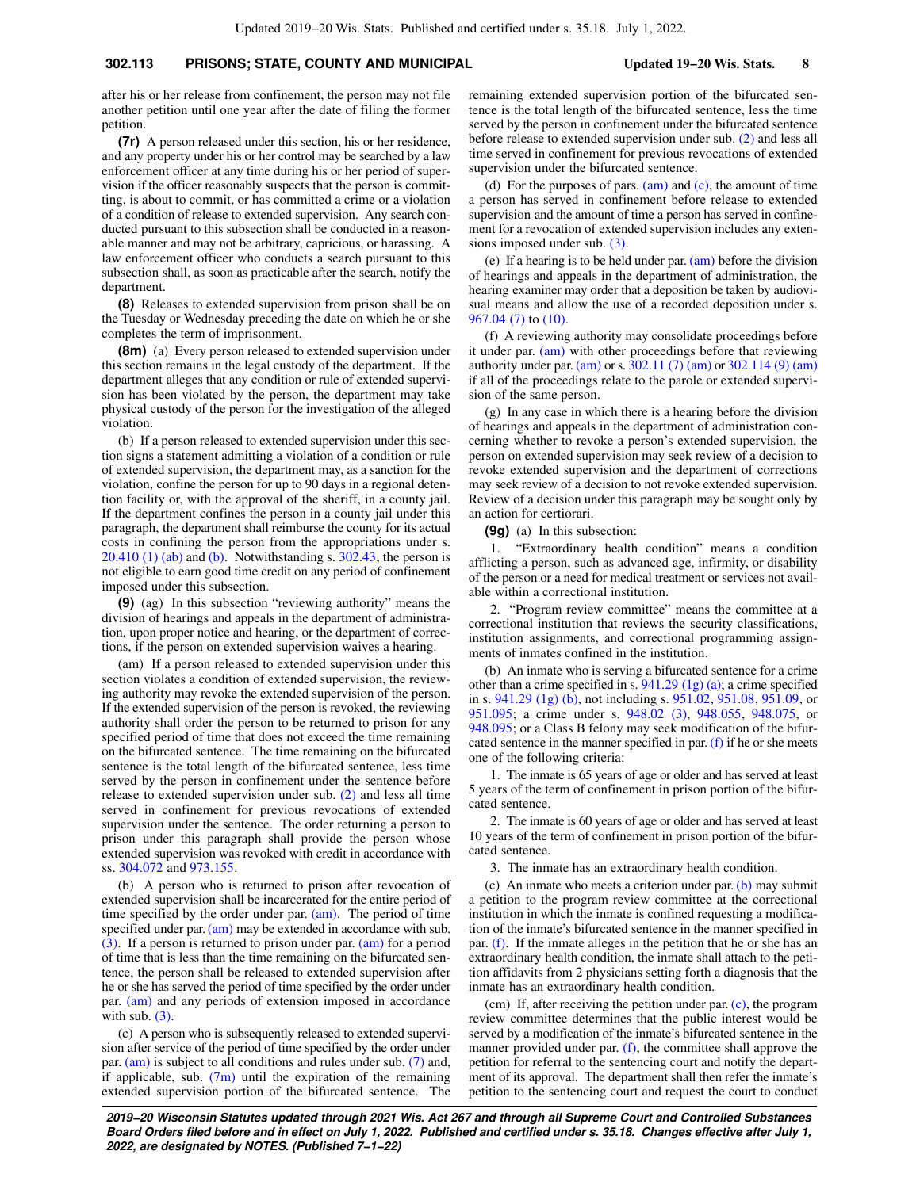after his or her release from confinement, the person may not file another petition until one year after the date of filing the former petition.

**(7r)** A person released under this section, his or her residence, and any property under his or her control may be searched by a law enforcement officer at any time during his or her period of supervision if the officer reasonably suspects that the person is committing, is about to commit, or has committed a crime or a violation of a condition of release to extended supervision. Any search conducted pursuant to this subsection shall be conducted in a reasonable manner and may not be arbitrary, capricious, or harassing. A law enforcement officer who conducts a search pursuant to this subsection shall, as soon as practicable after the search, notify the department.

**(8)** Releases to extended supervision from prison shall be on the Tuesday or Wednesday preceding the date on which he or she completes the term of imprisonment.

**(8m)** (a) Every person released to extended supervision under this section remains in the legal custody of the department. If the department alleges that any condition or rule of extended supervision has been violated by the person, the department may take physical custody of the person for the investigation of the alleged violation.

(b) If a person released to extended supervision under this section signs a statement admitting a violation of a condition or rule of extended supervision, the department may, as a sanction for the violation, confine the person for up to 90 days in a regional detention facility or, with the approval of the sheriff, in a county jail. If the department confines the person in a county jail under this paragraph, the department shall reimburse the county for its actual costs in confining the person from the appropriations under s. 20.410 (1) (ab) and (b). Notwithstanding s. 302.43, the person is not eligible to earn good time credit on any period of confinement imposed under this subsection.

**(9)** (ag) In this subsection "reviewing authority" means the division of hearings and appeals in the department of administration, upon proper notice and hearing, or the department of corrections, if the person on extended supervision waives a hearing.

(am) If a person released to extended supervision under this section violates a condition of extended supervision, the reviewing authority may revoke the extended supervision of the person. If the extended supervision of the person is revoked, the reviewing authority shall order the person to be returned to prison for any specified period of time that does not exceed the time remaining on the bifurcated sentence. The time remaining on the bifurcated sentence is the total length of the bifurcated sentence, less time served by the person in confinement under the sentence before release to extended supervision under sub. (2) and less all time served in confinement for previous revocations of extended supervision under the sentence. The order returning a person to prison under this paragraph shall provide the person whose extended supervision was revoked with credit in accordance with ss. 304.072 and 973.155.

(b) A person who is returned to prison after revocation of extended supervision shall be incarcerated for the entire period of time specified by the order under par. (am). The period of time specified under par. (am) may be extended in accordance with sub. (3). If a person is returned to prison under par. (am) for a period of time that is less than the time remaining on the bifurcated sentence, the person shall be released to extended supervision after he or she has served the period of time specified by the order under par. (am) and any periods of extension imposed in accordance with sub. (3).

(c) A person who is subsequently released to extended supervision after service of the period of time specified by the order under par. (am) is subject to all conditions and rules under sub. (7) and, if applicable, sub. (7m) until the expiration of the remaining extended supervision portion of the bifurcated sentence. The remaining extended supervision portion of the bifurcated sentence is the total length of the bifurcated sentence, less the time served by the person in confinement under the bifurcated sentence before release to extended supervision under sub. (2) and less all time served in confinement for previous revocations of extended supervision under the bifurcated sentence.

(d) For the purposes of pars. (am) and (c), the amount of time a person has served in confinement before release to extended supervision and the amount of time a person has served in confinement for a revocation of extended supervision includes any extensions imposed under sub. (3).

(e) If a hearing is to be held under par. (am) before the division of hearings and appeals in the department of administration, the hearing examiner may order that a deposition be taken by audiovisual means and allow the use of a recorded deposition under s. 967.04 (7) to (10).

(f) A reviewing authority may consolidate proceedings before it under par. (am) with other proceedings before that reviewing authority under par. (am) or s. 302.11 (7) (am) or 302.114 (9) (am) if all of the proceedings relate to the parole or extended supervision of the same person.

(g) In any case in which there is a hearing before the division of hearings and appeals in the department of administration concerning whether to revoke a person's extended supervision, the person on extended supervision may seek review of a decision to revoke extended supervision and the department of corrections may seek review of a decision to not revoke extended supervision. Review of a decision under this paragraph may be sought only by an action for certiorari.

**(9g)** (a) In this subsection:

1. "Extraordinary health condition" means a condition afflicting a person, such as advanced age, infirmity, or disability of the person or a need for medical treatment or services not available within a correctional institution.

2. "Program review committee" means the committee at a correctional institution that reviews the security classifications, institution assignments, and correctional programming assignments of inmates confined in the institution.

(b) An inmate who is serving a bifurcated sentence for a crime other than a crime specified in s. 941.29 (1g) (a); a crime specified in s. 941.29 (1g) (b), not including s. 951.02, 951.08, 951.09, or 951.095; a crime under s. 948.02 (3), 948.055, 948.075, or 948.095; or a Class B felony may seek modification of the bifurcated sentence in the manner specified in par. (f) if he or she meets one of the following criteria:

1. The inmate is 65 years of age or older and has served at least 5 years of the term of confinement in prison portion of the bifurcated sentence.

2. The inmate is 60 years of age or older and has served at least 10 years of the term of confinement in prison portion of the bifurcated sentence.

3. The inmate has an extraordinary health condition.

(c) An inmate who meets a criterion under par. (b) may submit a petition to the program review committee at the correctional institution in which the inmate is confined requesting a modification of the inmate's bifurcated sentence in the manner specified in par. (f). If the inmate alleges in the petition that he or she has an extraordinary health condition, the inmate shall attach to the petition affidavits from 2 physicians setting forth a diagnosis that the inmate has an extraordinary health condition.

(cm) If, after receiving the petition under par. (c), the program review committee determines that the public interest would be served by a modification of the inmate's bifurcated sentence in the manner provided under par. (f), the committee shall approve the petition for referral to the sentencing court and notify the department of its approval. The department shall then refer the inmate's petition to the sentencing court and request the court to conduct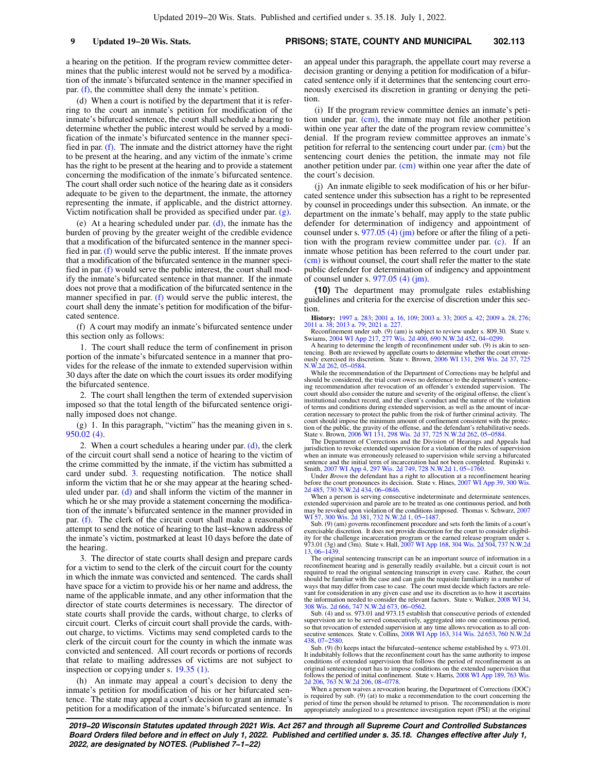a hearing on the petition. If the program review committee determines that the public interest would not be served by a modification of the inmate's bifurcated sentence in the manner specified in par. (f), the committee shall deny the inmate's petition.

(d) When a court is notified by the department that it is referring to the court an inmate's petition for modification of the inmate's bifurcated sentence, the court shall schedule a hearing to determine whether the public interest would be served by a modification of the inmate's bifurcated sentence in the manner specified in par. (f). The inmate and the district attorney have the right to be present at the hearing, and any victim of the inmate's crime has the right to be present at the hearing and to provide a statement concerning the modification of the inmate's bifurcated sentence. The court shall order such notice of the hearing date as it considers adequate to be given to the department, the inmate, the attorney representing the inmate, if applicable, and the district attorney. Victim notification shall be provided as specified under par. (g).

(e) At a hearing scheduled under par. (d), the inmate has the burden of proving by the greater weight of the credible evidence that a modification of the bifurcated sentence in the manner specified in par. (f) would serve the public interest. If the inmate proves that a modification of the bifurcated sentence in the manner specified in par. (f) would serve the public interest, the court shall modify the inmate's bifurcated sentence in that manner. If the inmate does not prove that a modification of the bifurcated sentence in the manner specified in par. (f) would serve the public interest, the court shall deny the inmate's petition for modification of the bifurcated sentence.

(f) A court may modify an inmate's bifurcated sentence under this section only as follows:

1. The court shall reduce the term of confinement in prison portion of the inmate's bifurcated sentence in a manner that provides for the release of the inmate to extended supervision within 30 days after the date on which the court issues its order modifying the bifurcated sentence.

2. The court shall lengthen the term of extended supervision imposed so that the total length of the bifurcated sentence originally imposed does not change.

(g) 1. In this paragraph, "victim" has the meaning given in s. 950.02 (4).

2. When a court schedules a hearing under par. (d), the clerk of the circuit court shall send a notice of hearing to the victim of the crime committed by the inmate, if the victim has submitted a card under subd. 3. requesting notification. The notice shall inform the victim that he or she may appear at the hearing scheduled under par. (d) and shall inform the victim of the manner in which he or she may provide a statement concerning the modification of the inmate's bifurcated sentence in the manner provided in par. (f). The clerk of the circuit court shall make a reasonable attempt to send the notice of hearing to the last−known address of the inmate's victim, postmarked at least 10 days before the date of the hearing.

3. The director of state courts shall design and prepare cards for a victim to send to the clerk of the circuit court for the county in which the inmate was convicted and sentenced. The cards shall have space for a victim to provide his or her name and address, the name of the applicable inmate, and any other information that the director of state courts determines is necessary. The director of state courts shall provide the cards, without charge, to clerks of circuit court. Clerks of circuit court shall provide the cards, without charge, to victims. Victims may send completed cards to the clerk of the circuit court for the county in which the inmate was convicted and sentenced. All court records or portions of records that relate to mailing addresses of victims are not subject to inspection or copying under s. 19.35 (1).

(h) An inmate may appeal a court's decision to deny the inmate's petition for modification of his or her bifurcated sentence. The state may appeal a court's decision to grant an inmate's petition for a modification of the inmate's bifurcated sentence. In an appeal under this paragraph, the appellate court may reverse a decision granting or denying a petition for modification of a bifurcated sentence only if it determines that the sentencing court erroneously exercised its discretion in granting or denying the petition.

(i) If the program review committee denies an inmate's petition under par. (cm), the inmate may not file another petition within one year after the date of the program review committee's denial. If the program review committee approves an inmate's petition for referral to the sentencing court under par. (cm) but the sentencing court denies the petition, the inmate may not file another petition under par. (cm) within one year after the date of the court's decision.

(j) An inmate eligible to seek modification of his or her bifurcated sentence under this subsection has a right to be represented by counsel in proceedings under this subsection. An inmate, or the department on the inmate's behalf, may apply to the state public defender for determination of indigency and appointment of counsel under s. 977.05 (4) (jm) before or after the filing of a petition with the program review committee under par. (c). If an inmate whose petition has been referred to the court under par. (cm) is without counsel, the court shall refer the matter to the state public defender for determination of indigency and appointment of counsel under s. 977.05 (4) (jm).

**(10)** The department may promulgate rules establishing guidelines and criteria for the exercise of discretion under this section.

**History:** 1997 a. 283; 2001 a. 16, 109; 2003 a. 33; 2005 a. 42; 2009 a. 28, 276; 2011 a. 38; 2013 a. 79; 2021 a. 227.

Reconfinement under sub. (9) (am) is subject to review under s. 809.30. State v. Swiams, 2004 WI App 217, 277 Wis. 2d 400, 690 N.W.2d 452, 04−0299.

A hearing to determine the length of reconfinement under sub. (9) is akin to sentencing. Both are reviewed by appellate courts to determine whether the court erroneously exercised its discretion. State v. Brown, 2006 WI 131, 298 Wis. 2d 37, 725 N.W.2d 262, 05−0584.

While the recommendation of the Department of Corrections may be helpful and should be considered, the trial court owes no deference to the department's sentencing recommendation after revocation of an offender's extended supervision. The court should also consider the nature and severity of the original offense, the client's institutional conduct record, and the client's conduct and the nature of the violation of terms and conditions during extended supervision, as well as the amount of incarceration necessary to protect the public from the risk of further criminal activity. The court should impose the minimum amount of confinement consistent with the protection of the public, the gravity of the offense, and the defendant's rehabilitative needs. State v. Brown, 2006 WI 131, 298 Wis. 2d 37, 725 N.W.2d 262, 05−0584.

The Department of Corrections and the Division of Hearings and Appeals had jurisdiction to revoke extended supervision for a violation of the rules of supervision when an inmate was erroneously released to supervision while serving a bifurcated sentence and the initial term of incarceration had not been completed. Rupinski v. Smith, 2007 WI App 4, 297 Wis. 2d 749, 728 N.W.2d 1, 05−1760.

Under *Brown* the defendant has a right to allocation at a reconfinement hearing before the court pronounces its decision. State v. Hines, 2007 WI App 39, 300 Wis. 2d 485, 730 N.W.2d 434, 06−0846.

When a person is serving consecutive indeterminate and determinate sentences, extended supervision and parole are to be treated as one continuous period, and both may be revoked upon violation of the conditions imposed. Thomas v. Schwarz, 2007 WI 57, 300 Wis. 2d 381, 732 N.W.2d 1, 05−1487.

Sub. (9) (am) governs reconfinement procedure and sets forth the limits of a court's exercisable discretion. It does not provide discretion for the court to consider eligibility for the challenge incarceration program or the earned release program under s. 973.01 (3g) and (3m). State v. Hall, 2007 WI App 168, 304 Wis. 2d 504, 737 N.W.2d 13, 06−1439.

The original sentencing transcript can be an important source of information in a reconfinement hearing and is generally readily available, but a circuit court is not required to read the original sentencing transcript in every case. Rather, the court should be familiar with the case and can gain the requisite familiarity in a number of ways that may differ from case to case. The court must decide which factors are relevant for consideration in any given case and use its discretion as to how it ascertains the information needed to consider the relevant factors. State v. Walker, 2008 WI 34, 308 Wis. 2d 666, 747 N.W.2d 673, 06−0562.

Sub. (4) and ss. 973.01 and 973.15 establish that consecutive periods of extended supervision are to be served consecutively, aggregated into one continuous period, so that revocation of extended supervision at any time allows revocation as to all consecutive sentences. State v. Collins, 2008 WI App 163, 314 Wis. 2d 653, 760 N.W.2d 438, 07−2580.

Sub. (9) (b) keeps intact the bifurcated−sentence scheme established by s. 973.01. It indubitably follows that the reconfinement court has the same authority to impose conditions of extended supervision that follows the period of reconfinement as an original sentencing court has to impose conditions on the extended supervision that follows the period of initial confinement. State v. Harris, 2008 WI App 189, 763 Wis. 2d 206, 763 N.W.2d 206, 08−0778.

When a person waives a revocation hearing, the Department of Corrections (DOC) is required by sub. (9) (at) to make a recommendation to the court concerning the period of time the person should be returned to prison. The recommendation is more appropriately analogized to a presentence investigation report (PSI) at the original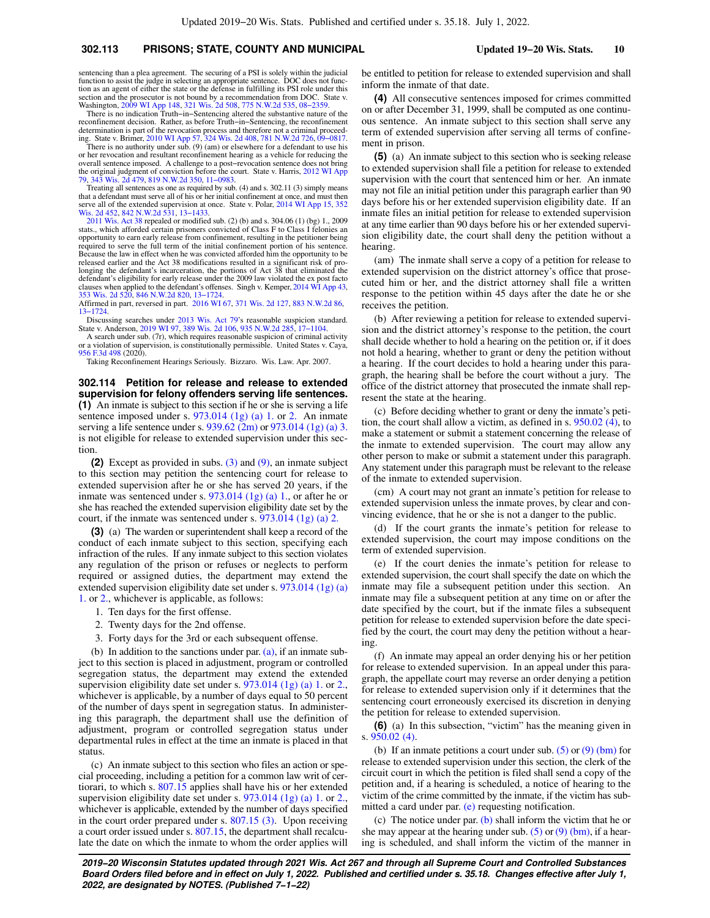sentencing than a plea agreement. The securing of a PSI is solely within the judicial function to assist the judge in selecting an appropriate sentence. DOC does not function as an agent of either the state or the defense in fulfilling its PSI role under this section and the prosecutor is not bound by a recommendation from DOC. State v. Washington, 2009 WI App 148, 321 Wis. 2d 508, 775 N.W.2d 535, 08−2359.

There is no indication Truth−in−Sentencing altered the substantive nature of the reconfinement decision. Rather, as before Truth−in−Sentencing, the reconfinement determination is part of the revocation process and therefore not a criminal proceeding. State v. Brimer, 2010 WI App 57, 324 Wis. 2d 408, 781 N.W.2d 726, 09−0817.

There is no authority under sub. (9) (am) or elsewhere for a defendant to use his or her revocation and resultant reconfinement hearing as a vehicle for reducing the overall sentence imposed. A challenge to a post−revocation sentence does not bring the original judgment of conviction before the court. State v. Harris, 2012 WI App 79, 343 Wis. 2d 479, 819 N.W.2d 350, 11−0983.

Treating all sentences as one as required by sub. (4) and s. 302.11 (3) simply means that a defendant must serve all of his or her initial confinement at once, and must then serve all of the extended supervision at once. State v. Polar, 2014 WI App 15, 352 Wis. 2d 452, 842 N.W.2d 531, 13−1433.

2011 Wis. Act 38 repealed or modified sub. (2) (b) and s. 304.06 (1) (bg) 1., 2009 stats., which afforded certain prisoners convicted of Class F to Class I felonies an opportunity to earn early release from confinement, resulting in the petitioner being required to serve the full term of the initial confinement portion of his sentence. Because the law in effect when he was convicted afforded him the opportunity to be released earlier and the Act 38 modifications resulted in a significant risk of prolonging the defendant's incarceration, the portions of Act 38 that eliminated the defendant's eligibility for early release under the 2009 law violated the ex post facto clauses when applied to the defendant's offenses. Singh v. Kemper, 2014 WI App 43, 353 Wis. 2d 520, 846 N.W.2d 820, 13−1724.

Affirmed in part, reversed in part. 2016 WI 67, 371 Wis. 2d 127, 883 N.W.2d 86, 13−1724.

Discussing searches under 2013 Wis. Act 79's reasonable suspicion standard. State v. Anderson, 2019 WI 97, 389 Wis. 2d 106, 935 N.W.2d 285, 17−1104.

A search under sub. (7r), which requires reasonable suspicion of criminal activity or a violation of supervision, is constitutionally permissible. United States v. Caya, 956 F.3d 498 (2020).

Taking Reconfinement Hearings Seriously. Bizzaro. Wis. Law. Apr. 2007.

**302.114 Petition for release and release to extended supervision for felony offenders serving life sentences.**
**(1)** An inmate is subject to this section if he or she is serving a life sentence imposed under s. 973.014 (1g) (a) 1. or 2. An inmate serving a life sentence under s. 939.62 (2m) or 973.014 (1g) (a) 3. is not eligible for release to extended supervision under this section.

**(2)** Except as provided in subs. (3) and (9), an inmate subject to this section may petition the sentencing court for release to extended supervision after he or she has served 20 years, if the inmate was sentenced under s. 973.014 (1g) (a) 1., or after he or she has reached the extended supervision eligibility date set by the court, if the inmate was sentenced under s. 973.014 (1g) (a) 2.

**(3)** (a) The warden or superintendent shall keep a record of the conduct of each inmate subject to this section, specifying each infraction of the rules. If any inmate subject to this section violates any regulation of the prison or refuses or neglects to perform required or assigned duties, the department may extend the extended supervision eligibility date set under s. 973.014 (1g) (a) 1. or 2., whichever is applicable, as follows:

1. Ten days for the first offense.
2. Twenty days for the 2nd offense.
3. Forty days for the 3rd or each subsequent offense.

(b) In addition to the sanctions under par. (a), if an inmate subject to this section is placed in adjustment, program or controlled segregation status, the department may extend the extended supervision eligibility date set under s. 973.014 (1g) (a) 1. or 2., whichever is applicable, by a number of days equal to 50 percent of the number of days spent in segregation status. In administering this paragraph, the department shall use the definition of adjustment, program or controlled segregation status under departmental rules in effect at the time an inmate is placed in that status.

(c) An inmate subject to this section who files an action or special proceeding, including a petition for a common law writ of certiorari, to which s. 807.15 applies shall have his or her extended supervision eligibility date set under s. 973.014 (1g) (a) 1. or 2., whichever is applicable, extended by the number of days specified in the court order prepared under s. 807.15 (3). Upon receiving a court order issued under s. 807.15, the department shall recalculate the date on which the inmate to whom the order applies will be entitled to petition for release to extended supervision and shall inform the inmate of that date.

**(4)** All consecutive sentences imposed for crimes committed on or after December 31, 1999, shall be computed as one continuous sentence. An inmate subject to this section shall serve any term of extended supervision after serving all terms of confinement in prison.

**(5)** (a) An inmate subject to this section who is seeking release to extended supervision shall file a petition for release to extended supervision with the court that sentenced him or her. An inmate may not file an initial petition under this paragraph earlier than 90 days before his or her extended supervision eligibility date. If an inmate files an initial petition for release to extended supervision at any time earlier than 90 days before his or her extended supervision eligibility date, the court shall deny the petition without a hearing.

(am) The inmate shall serve a copy of a petition for release to extended supervision on the district attorney's office that prosecuted him or her, and the district attorney shall file a written response to the petition within 45 days after the date he or she receives the petition.

(b) After reviewing a petition for release to extended supervision and the district attorney's response to the petition, the court shall decide whether to hold a hearing on the petition or, if it does not hold a hearing, whether to grant or deny the petition without a hearing. If the court decides to hold a hearing under this paragraph, the hearing shall be before the court without a jury. The office of the district attorney that prosecuted the inmate shall represent the state at the hearing.

(c) Before deciding whether to grant or deny the inmate's petition, the court shall allow a victim, as defined in s. 950.02 (4), to make a statement or submit a statement concerning the release of the inmate to extended supervision. The court may allow any other person to make or submit a statement under this paragraph. Any statement under this paragraph must be relevant to the release of the inmate to extended supervision.

(cm) A court may not grant an inmate's petition for release to extended supervision unless the inmate proves, by clear and convincing evidence, that he or she is not a danger to the public.

(d) If the court grants the inmate's petition for release to extended supervision, the court may impose conditions on the term of extended supervision.

(e) If the court denies the inmate's petition for release to extended supervision, the court shall specify the date on which the inmate may file a subsequent petition under this section. An inmate may file a subsequent petition at any time on or after the date specified by the court, but if the inmate files a subsequent petition for release to extended supervision before the date specified by the court, the court may deny the petition without a hearing.

(f) An inmate may appeal an order denying his or her petition for release to extended supervision. In an appeal under this paragraph, the appellate court may reverse an order denying a petition for release to extended supervision only if it determines that the sentencing court erroneously exercised its discretion in denying the petition for release to extended supervision.

**(6)** (a) In this subsection, "victim" has the meaning given in s. 950.02 (4).

(b) If an inmate petitions a court under sub. (5) or (9) (bm) for release to extended supervision under this section, the clerk of the circuit court in which the petition is filed shall send a copy of the petition and, if a hearing is scheduled, a notice of hearing to the victim of the crime committed by the inmate, if the victim has submitted a card under par. (e) requesting notification.

(c) The notice under par. (b) shall inform the victim that he or she may appear at the hearing under sub. (5) or (9) (bm), if a hearing is scheduled, and shall inform the victim of the manner in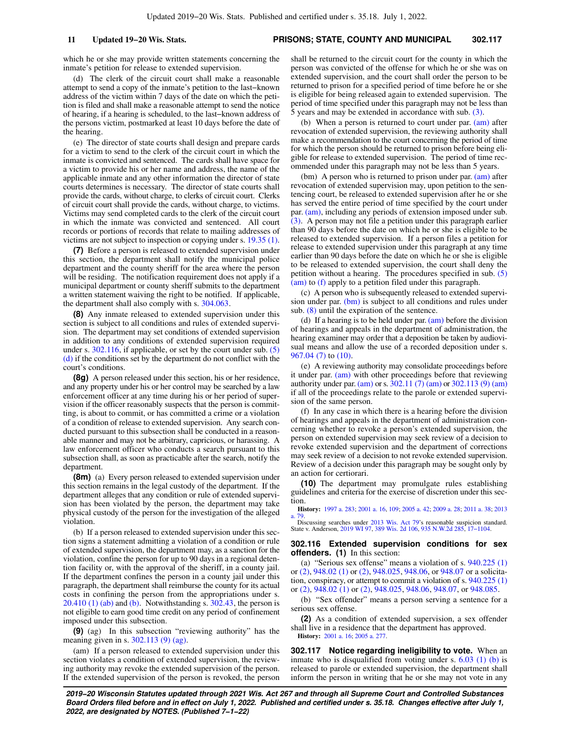which he or she may provide written statements concerning the inmate's petition for release to extended supervision.

(d) The clerk of the circuit court shall make a reasonable attempt to send a copy of the inmate's petition to the last−known address of the victim within 7 days of the date on which the petition is filed and shall make a reasonable attempt to send the notice of hearing, if a hearing is scheduled, to the last−known address of the persons victim, postmarked at least 10 days before the date of the hearing.

(e) The director of state courts shall design and prepare cards for a victim to send to the clerk of the circuit court in which the inmate is convicted and sentenced. The cards shall have space for a victim to provide his or her name and address, the name of the applicable inmate and any other information the director of state courts determines is necessary. The director of state courts shall provide the cards, without charge, to clerks of circuit court. Clerks of circuit court shall provide the cards, without charge, to victims. Victims may send completed cards to the clerk of the circuit court in which the inmate was convicted and sentenced. All court records or portions of records that relate to mailing addresses of victims are not subject to inspection or copying under s. 19.35 (1).

**(7)** Before a person is released to extended supervision under this section, the department shall notify the municipal police department and the county sheriff for the area where the person will be residing. The notification requirement does not apply if a municipal department or county sheriff submits to the department a written statement waiving the right to be notified. If applicable, the department shall also comply with s. 304.063.

**(8)** Any inmate released to extended supervision under this section is subject to all conditions and rules of extended supervision. The department may set conditions of extended supervision in addition to any conditions of extended supervision required under s. 302.116, if applicable, or set by the court under sub. (5) (d) if the conditions set by the department do not conflict with the court's conditions.

**(8g)** A person released under this section, his or her residence, and any property under his or her control may be searched by a law enforcement officer at any time during his or her period of supervision if the officer reasonably suspects that the person is committing, is about to commit, or has committed a crime or a violation of a condition of release to extended supervision. Any search conducted pursuant to this subsection shall be conducted in a reasonable manner and may not be arbitrary, capricious, or harassing. A law enforcement officer who conducts a search pursuant to this subsection shall, as soon as practicable after the search, notify the department.

**(8m)** (a) Every person released to extended supervision under this section remains in the legal custody of the department. If the department alleges that any condition or rule of extended supervision has been violated by the person, the department may take physical custody of the person for the investigation of the alleged violation.

(b) If a person released to extended supervision under this section signs a statement admitting a violation of a condition or rule of extended supervision, the department may, as a sanction for the violation, confine the person for up to 90 days in a regional detention facility or, with the approval of the sheriff, in a county jail. If the department confines the person in a county jail under this paragraph, the department shall reimburse the county for its actual costs in confining the person from the appropriations under s. 20.410 (1) (ab) and (b). Notwithstanding s. 302.43, the person is not eligible to earn good time credit on any period of confinement imposed under this subsection.

**(9)** (ag) In this subsection "reviewing authority" has the meaning given in s. 302.113 (9) (ag).

(am) If a person released to extended supervision under this section violates a condition of extended supervision, the reviewing authority may revoke the extended supervision of the person. If the extended supervision of the person is revoked, the person shall be returned to the circuit court for the county in which the person was convicted of the offense for which he or she was on extended supervision, and the court shall order the person to be returned to prison for a specified period of time before he or she is eligible for being released again to extended supervision. The period of time specified under this paragraph may not be less than 5 years and may be extended in accordance with sub. (3).

(b) When a person is returned to court under par. (am) after revocation of extended supervision, the reviewing authority shall make a recommendation to the court concerning the period of time for which the person should be returned to prison before being eligible for release to extended supervision. The period of time recommended under this paragraph may not be less than 5 years.

(bm) A person who is returned to prison under par. (am) after revocation of extended supervision may, upon petition to the sentencing court, be released to extended supervision after he or she has served the entire period of time specified by the court under par. (am), including any periods of extension imposed under sub. (3). A person may not file a petition under this paragraph earlier than 90 days before the date on which he or she is eligible to be released to extended supervision. If a person files a petition for release to extended supervision under this paragraph at any time earlier than 90 days before the date on which he or she is eligible to be released to extended supervision, the court shall deny the petition without a hearing. The procedures specified in sub. (5) (am) to (f) apply to a petition filed under this paragraph.

(c) A person who is subsequently released to extended supervision under par. (bm) is subject to all conditions and rules under sub. (8) until the expiration of the sentence.

(d) If a hearing is to be held under par. (am) before the division of hearings and appeals in the department of administration, the hearing examiner may order that a deposition be taken by audiovisual means and allow the use of a recorded deposition under s. 967.04 (7) to (10).

(e) A reviewing authority may consolidate proceedings before it under par. (am) with other proceedings before that reviewing authority under par. (am) or s. 302.11 (7) (am) or 302.113 (9) (am) if all of the proceedings relate to the parole or extended supervision of the same person.

(f) In any case in which there is a hearing before the division of hearings and appeals in the department of administration concerning whether to revoke a person's extended supervision, the person on extended supervision may seek review of a decision to revoke extended supervision and the department of corrections may seek review of a decision to not revoke extended supervision. Review of a decision under this paragraph may be sought only by an action for certiorari.

**(10)** The department may promulgate rules establishing guidelines and criteria for the exercise of discretion under this section.

**History:** 1997 a. 283; 2001 a. 16, 109; 2005 a. 42; 2009 a. 28; 2011 a. 38; 2013 a. 79.

Discussing searches under 2013 Wis. Act 79's reasonable suspicion standard. State v. Anderson, 2019 WI 97, 389 Wis. 2d 106, 935 N.W.2d 285, 17−1104.

**302.116 Extended supervision conditions for sex offenders.** **(1)** In this section:

(a) "Serious sex offense" means a violation of s. 940.225 (1) or (2), 948.02 (1) or (2), 948.025, 948.06, or 948.07 or a solicitation, conspiracy, or attempt to commit a violation of s. 940.225 (1) or (2), 948.02 (1) or (2), 948.025, 948.06, 948.07, or 948.085.

(b) "Sex offender" means a person serving a sentence for a serious sex offense.

**(2)** As a condition of extended supervision, a sex offender shall live in a residence that the department has approved.

**History:** 2001 a. 16; 2005 a. 277.

**302.117 Notice regarding ineligibility to vote.** When an inmate who is disqualified from voting under s. 6.03 (1) (b) is released to parole or extended supervision, the department shall inform the person in writing that he or she may not vote in any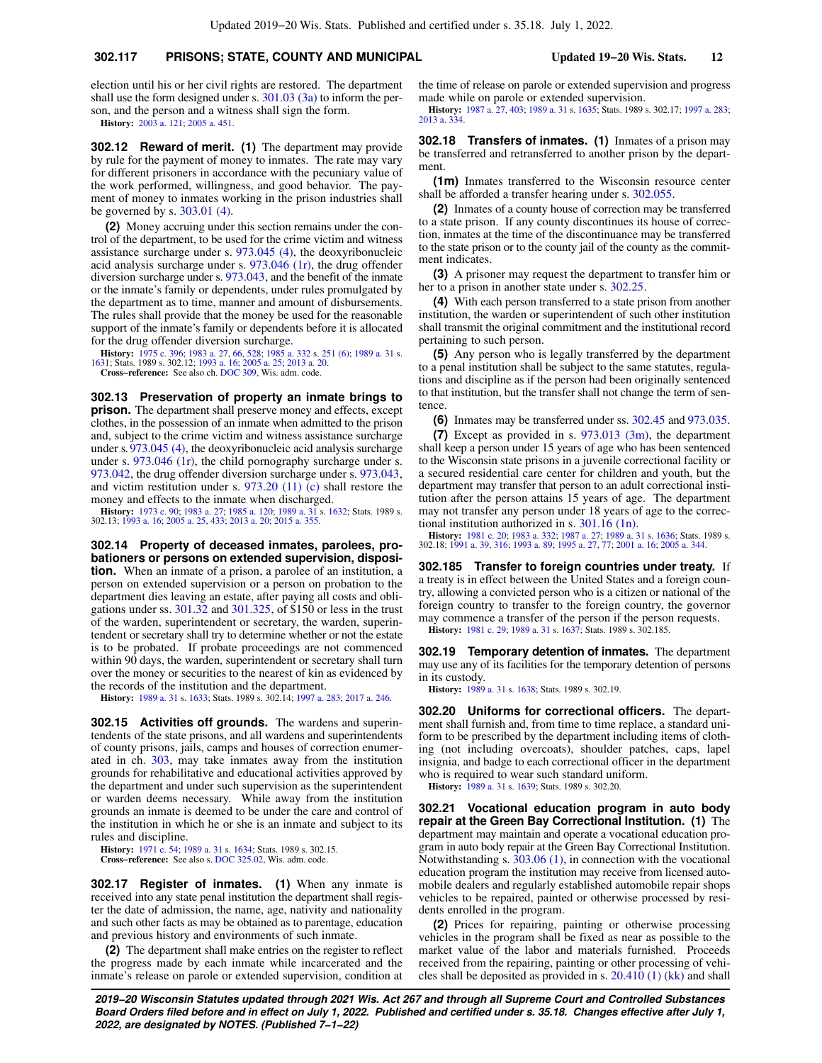election until his or her civil rights are restored. The department shall use the form designed under s. 301.03 (3a) to inform the person, and the person and a witness shall sign the form.

**History:** 2003 a. 121; 2005 a. 451.

**302.12 Reward of merit. (1)** The department may provide by rule for the payment of money to inmates. The rate may vary for different prisoners in accordance with the pecuniary value of the work performed, willingness, and good behavior. The payment of money to inmates working in the prison industries shall be governed by s. 303.01 (4).

**(2)** Money accruing under this section remains under the control of the department, to be used for the crime victim and witness assistance surcharge under s. 973.045 (4), the deoxyribonucleic acid analysis surcharge under s. 973.046 (1r), the drug offender diversion surcharge under s. 973.043, and the benefit of the inmate or the inmate's family or dependents, under rules promulgated by the department as to time, manner and amount of disbursements. The rules shall provide that the money be used for the reasonable support of the inmate's family or dependents before it is allocated for the drug offender diversion surcharge.

**History:** 1975 c. 396; 1983 a. 27, 66, 528; 1985 a. 332 s. 251 (6); 1989 a. 31 s. 1631; Stats. 1989 s. 302.12; 1993 a. 16; 2005 a. 25; 2013 a. 20.

**Cross-reference:** See also ch. DOC 309, Wis. adm. code.

**302.13 Preservation of property an inmate brings to prison.** The department shall preserve money and effects, except clothes, in the possession of an inmate when admitted to the prison and, subject to the crime victim and witness assistance surcharge under s. 973.045 (4), the deoxyribonucleic acid analysis surcharge under s. 973.046 (1r), the child pornography surcharge under s. 973.042, the drug offender diversion surcharge under s. 973.043, and victim restitution under s. 973.20 (11) (c) shall restore the money and effects to the inmate when discharged.

**History:** 1973 c. 90; 1983 a. 27; 1985 a. 120; 1989 a. 31 s. 1632; Stats. 1989 s. 302.13; 1993 a. 16; 2005 a. 25, 433; 2013 a. 20; 2015 a. 355.

**302.14 Property of deceased inmates, parolees, probationers or persons on extended supervision, disposition.** When an inmate of a prison, a parolee of an institution, a person on extended supervision or a person on probation to the department dies leaving an estate, after paying all costs and obligations under ss. 301.32 and 301.325, of $150 or less in the trust of the warden, superintendent or secretary, the warden, superintendent or secretary shall try to determine whether or not the estate is to be probated. If probate proceedings are not commenced within 90 days, the warden, superintendent or secretary shall turn over the money or securities to the nearest of kin as evidenced by the records of the institution and the department.

**History:** 1989 a. 31 s. 1633; Stats. 1989 s. 302.14; 1997 a. 283; 2017 a. 246.

**302.15 Activities off grounds.** The wardens and superintendents of the state prisons, and all wardens and superintendents of county prisons, jails, camps and houses of correction enumerated in ch. 303, may take inmates away from the institution grounds for rehabilitative and educational activities approved by the department and under such supervision as the superintendent or warden deems necessary. While away from the institution grounds an inmate is deemed to be under the care and control of the institution in which he or she is an inmate and subject to its rules and discipline.

**History:** 1971 c. 54; 1989 a. 31 s. 1634; Stats. 1989 s. 302.15.

**Cross-reference:** See also s. DOC 325.02, Wis. adm. code.

**302.17 Register of inmates. (1)** When any inmate is received into any state penal institution the department shall register the date of admission, the name, age, nativity and nationality and such other facts as may be obtained as to parentage, education and previous history and environments of such inmate.

**(2)** The department shall make entries on the register to reflect the progress made by each inmate while incarcerated and the inmate's release on parole or extended supervision, condition at the time of release on parole or extended supervision and progress made while on parole or extended supervision.

**History:** 1987 a. 27, 403; 1989 a. 31 s. 1635; Stats. 1989 s. 302.17; 1997 a. 283; 2013 a. 334.

**302.18 Transfers of inmates. (1)** Inmates of a prison may be transferred and retransferred to another prison by the department.

**(1m)** Inmates transferred to the Wisconsin resource center shall be afforded a transfer hearing under s. 302.055.

**(2)** Inmates of a county house of correction may be transferred to a state prison. If any county discontinues its house of correction, inmates at the time of the discontinuance may be transferred to the state prison or to the county jail of the county as the commitment indicates.

**(3)** A prisoner may request the department to transfer him or her to a prison in another state under s. 302.25.

**(4)** With each person transferred to a state prison from another institution, the warden or superintendent of such other institution shall transmit the original commitment and the institutional record pertaining to such person.

**(5)** Any person who is legally transferred by the department to a penal institution shall be subject to the same statutes, regulations and discipline as if the person had been originally sentenced to that institution, but the transfer shall not change the term of sentence.

**(6)** Inmates may be transferred under ss. 302.45 and 973.035.

**(7)** Except as provided in s. 973.013 (3m), the department shall keep a person under 15 years of age who has been sentenced to the Wisconsin state prisons in a juvenile correctional facility or a secured residential care center for children and youth, but the department may transfer that person to an adult correctional institution after the person attains 15 years of age. The department may not transfer any person under 18 years of age to the correctional institution authorized in s. 301.16 (1n).

**History:** 1981 c. 20; 1983 a. 332; 1987 a. 27; 1989 a. 31 s. 1636; Stats. 1989 s. 302.18; 1991 a. 39, 316; 1993 a. 89; 1995 a. 27, 77; 2001 a. 16; 2005 a. 344.

**302.185 Transfer to foreign countries under treaty.** If a treaty is in effect between the United States and a foreign country, allowing a convicted person who is a citizen or national of the foreign country to transfer to the foreign country, the governor may commence a transfer of the person if the person requests.

**History:** 1981 c. 29; 1989 a. 31 s. 1637; Stats. 1989 s. 302.185.

**302.19 Temporary detention of inmates.** The department may use any of its facilities for the temporary detention of persons in its custody.

**History:** 1989 a. 31 s. 1638; Stats. 1989 s. 302.19.

**302.20 Uniforms for correctional officers.** The department shall furnish and, from time to time replace, a standard uniform to be prescribed by the department including items of clothing (not including overcoats), shoulder patches, caps, lapel insignia, and badge to each correctional officer in the department who is required to wear such standard uniform.

**History:** 1989 a. 31 s. 1639; Stats. 1989 s. 302.20.

**302.21 Vocational education program in auto body repair at the Green Bay Correctional Institution. (1)** The department may maintain and operate a vocational education program in auto body repair at the Green Bay Correctional Institution. Notwithstanding s. 303.06 (1), in connection with the vocational education program the institution may receive from licensed automobile dealers and regularly established automobile repair shops vehicles to be repaired, painted or otherwise processed by residents enrolled in the program.

**(2)** Prices for repairing, painting or otherwise processing vehicles in the program shall be fixed as near as possible to the market value of the labor and materials furnished. Proceeds received from the repairing, painting or other processing of vehicles shall be deposited as provided in s. 20.410 (1) (kk) and shall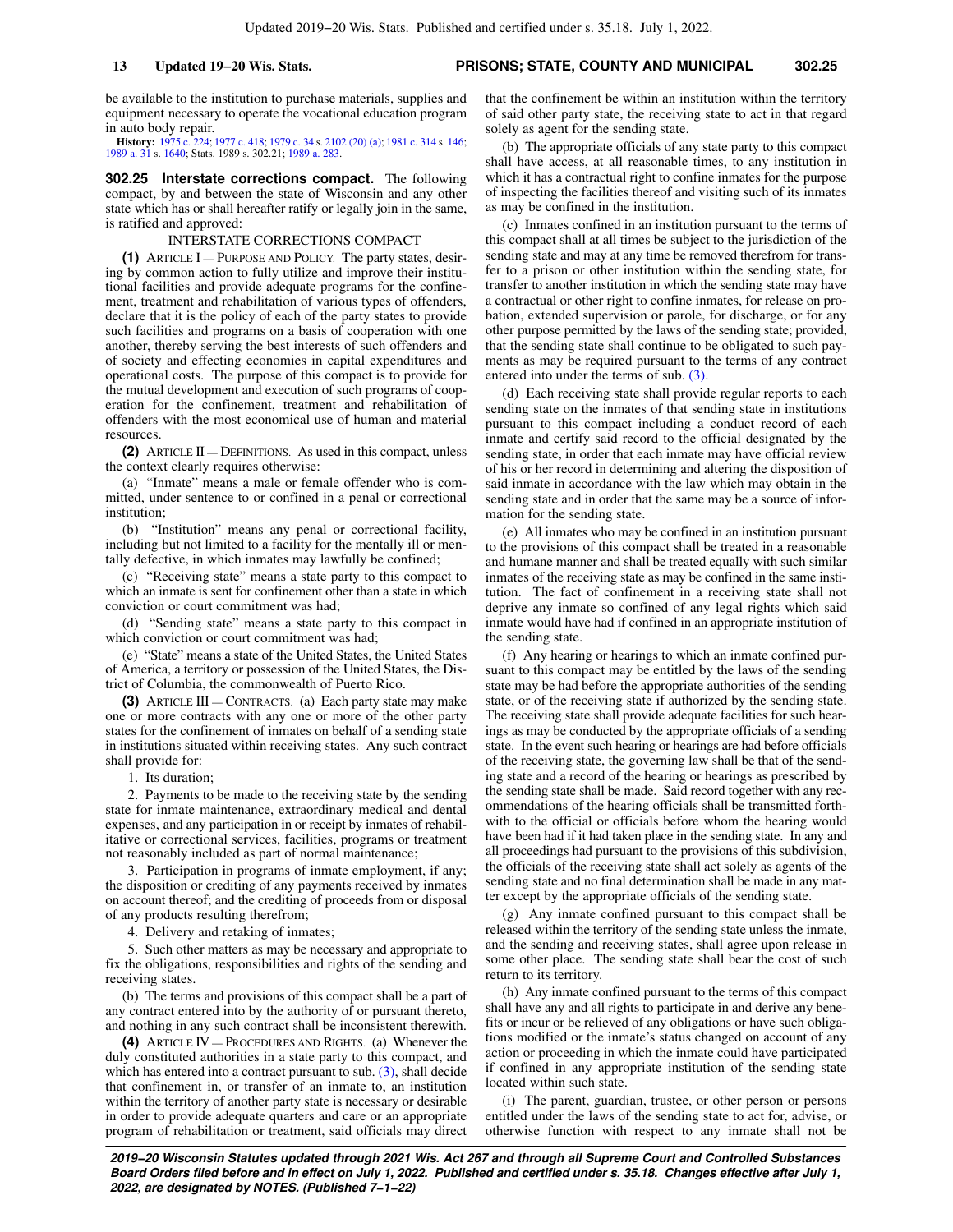be available to the institution to purchase materials, supplies and equipment necessary to operate the vocational education program in auto body repair.

**History:** 1975 c. 224; 1977 c. 418; 1979 c. 34 s. 2102 (20) (a); 1981 c. 314 s. 146; 1989 a. 31 s. 1640; Stats. 1989 s. 302.21; 1989 a. 283.

**302.25 Interstate corrections compact.** The following compact, by and between the state of Wisconsin and any other state which has or shall hereafter ratify or legally join in the same, is ratified and approved:

INTERSTATE CORRECTIONS COMPACT

**(1)** ARTICLE I — PURPOSE AND POLICY. The party states, desiring by common action to fully utilize and improve their institutional facilities and provide adequate programs for the confinement, treatment and rehabilitation of various types of offenders, declare that it is the policy of each of the party states to provide such facilities and programs on a basis of cooperation with one another, thereby serving the best interests of such offenders and of society and effecting economies in capital expenditures and operational costs. The purpose of this compact is to provide for the mutual development and execution of such programs of cooperation for the confinement, treatment and rehabilitation of offenders with the most economical use of human and material resources.

**(2)** ARTICLE II — DEFINITIONS. As used in this compact, unless the context clearly requires otherwise:

(a) "Inmate" means a male or female offender who is committed, under sentence to or confined in a penal or correctional institution;

(b) "Institution" means any penal or correctional facility, including but not limited to a facility for the mentally ill or mentally defective, in which inmates may lawfully be confined;

(c) "Receiving state" means a state party to this compact to which an inmate is sent for confinement other than a state in which conviction or court commitment was had;

(d) "Sending state" means a state party to this compact in which conviction or court commitment was had;

(e) "State" means a state of the United States, the United States of America, a territory or possession of the United States, the District of Columbia, the commonwealth of Puerto Rico.

**(3)** ARTICLE III — CONTRACTS. (a) Each party state may make one or more contracts with any one or more of the other party states for the confinement of inmates on behalf of a sending state in institutions situated within receiving states. Any such contract shall provide for:

1. Its duration;

2. Payments to be made to the receiving state by the sending state for inmate maintenance, extraordinary medical and dental expenses, and any participation in or receipt by inmates of rehabilitative or correctional services, facilities, programs or treatment not reasonably included as part of normal maintenance;

3. Participation in programs of inmate employment, if any; the disposition or crediting of any payments received by inmates on account thereof; and the crediting of proceeds from or disposal of any products resulting therefrom;

4. Delivery and retaking of inmates;

5. Such other matters as may be necessary and appropriate to fix the obligations, responsibilities and rights of the sending and receiving states.

(b) The terms and provisions of this compact shall be a part of any contract entered into by the authority of or pursuant thereto, and nothing in any such contract shall be inconsistent therewith.

**(4)** ARTICLE IV — PROCEDURES AND RIGHTS. (a) Whenever the duly constituted authorities in a state party to this compact, and which has entered into a contract pursuant to sub. (3), shall decide that confinement in, or transfer of an inmate to, an institution within the territory of another party state is necessary or desirable in order to provide adequate quarters and care or an appropriate program of rehabilitation or treatment, said officials may direct that the confinement be within an institution within the territory of said other party state, the receiving state to act in that regard solely as agent for the sending state.

(b) The appropriate officials of any state party to this compact shall have access, at all reasonable times, to any institution in which it has a contractual right to confine inmates for the purpose of inspecting the facilities thereof and visiting such of its inmates as may be confined in the institution.

(c) Inmates confined in an institution pursuant to the terms of this compact shall at all times be subject to the jurisdiction of the sending state and may at any time be removed therefrom for transfer to a prison or other institution within the sending state, for transfer to another institution in which the sending state may have a contractual or other right to confine inmates, for release on probation, extended supervision or parole, for discharge, or for any other purpose permitted by the laws of the sending state; provided, that the sending state shall continue to be obligated to such payments as may be required pursuant to the terms of any contract entered into under the terms of sub. (3).

(d) Each receiving state shall provide regular reports to each sending state on the inmates of that sending state in institutions pursuant to this compact including a conduct record of each inmate and certify said record to the official designated by the sending state, in order that each inmate may have official review of his or her record in determining and altering the disposition of said inmate in accordance with the law which may obtain in the sending state and in order that the same may be a source of information for the sending state.

(e) All inmates who may be confined in an institution pursuant to the provisions of this compact shall be treated in a reasonable and humane manner and shall be treated equally with such similar inmates of the receiving state as may be confined in the same institution. The fact of confinement in a receiving state shall not deprive any inmate so confined of any legal rights which said inmate would have had if confined in an appropriate institution of the sending state.

(f) Any hearing or hearings to which an inmate confined pursuant to this compact may be entitled by the laws of the sending state may be had before the appropriate authorities of the sending state, or of the receiving state if authorized by the sending state. The receiving state shall provide adequate facilities for such hearings as may be conducted by the appropriate officials of a sending state. In the event such hearing or hearings are had before officials of the receiving state, the governing law shall be that of the sending state and a record of the hearing or hearings as prescribed by the sending state shall be made. Said record together with any recommendations of the hearing officials shall be transmitted forthwith to the official or officials before whom the hearing would have been had if it had taken place in the sending state. In any and all proceedings had pursuant to the provisions of this subdivision, the officials of the receiving state shall act solely as agents of the sending state and no final determination shall be made in any matter except by the appropriate officials of the sending state.

(g) Any inmate confined pursuant to this compact shall be released within the territory of the sending state unless the inmate, and the sending and receiving states, shall agree upon release in some other place. The sending state shall bear the cost of such return to its territory.

(h) Any inmate confined pursuant to the terms of this compact shall have any and all rights to participate in and derive any benefits or incur or be relieved of any obligations or have such obligations modified or the inmate's status changed on account of any action or proceeding in which the inmate could have participated if confined in any appropriate institution of the sending state located within such state.

(i) The parent, guardian, trustee, or other person or persons entitled under the laws of the sending state to act for, advise, or otherwise function with respect to any inmate shall not be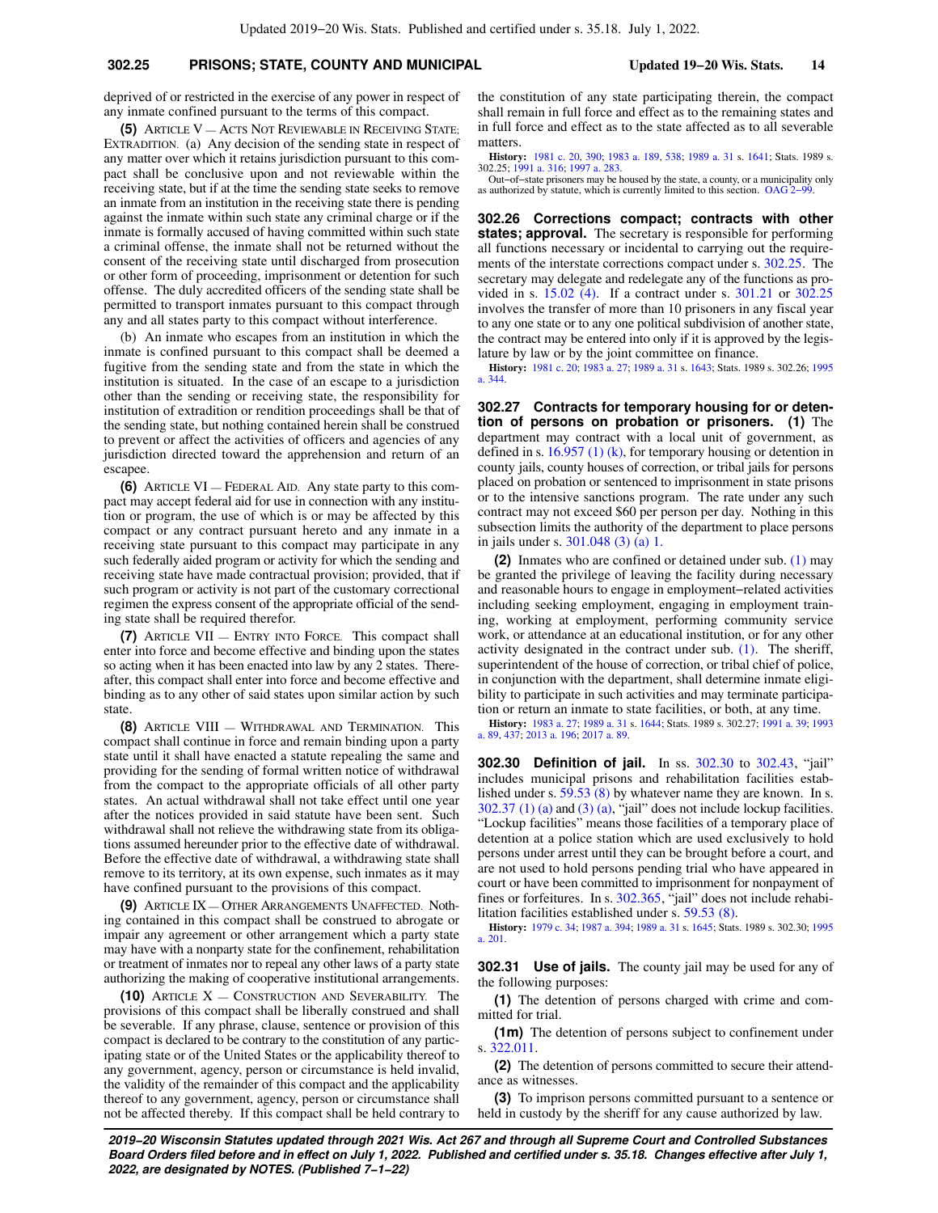deprived of or restricted in the exercise of any power in respect of any inmate confined pursuant to the terms of this compact.

**(5)** ARTICLE V — ACTS NOT REVIEWABLE IN RECEIVING STATE; EXTRADITION. (a) Any decision of the sending state in respect of any matter over which it retains jurisdiction pursuant to this compact shall be conclusive upon and not reviewable within the receiving state, but if at the time the sending state seeks to remove an inmate from an institution in the receiving state there is pending against the inmate within such state any criminal charge or if the inmate is formally accused of having committed within such state a criminal offense, the inmate shall not be returned without the consent of the receiving state until discharged from prosecution or other form of proceeding, imprisonment or detention for such offense. The duly accredited officers of the sending state shall be permitted to transport inmates pursuant to this compact through any and all states party to this compact without interference.

(b) An inmate who escapes from an institution in which the inmate is confined pursuant to this compact shall be deemed a fugitive from the sending state and from the state in which the institution is situated. In the case of an escape to a jurisdiction other than the sending or receiving state, the responsibility for institution of extradition or rendition proceedings shall be that of the sending state, but nothing contained herein shall be construed to prevent or affect the activities of officers and agencies of any jurisdiction directed toward the apprehension and return of an escapee.

**(6)** ARTICLE VI — FEDERAL AID. Any state party to this compact may accept federal aid for use in connection with any institution or program, the use of which is or may be affected by this compact or any contract pursuant hereto and any inmate in a receiving state pursuant to this compact may participate in any such federally aided program or activity for which the sending and receiving state have made contractual provision; provided, that if such program or activity is not part of the customary correctional regimen the express consent of the appropriate official of the sending state shall be required therefor.

**(7)** ARTICLE VII — ENTRY INTO FORCE. This compact shall enter into force and become effective and binding upon the states so acting when it has been enacted into law by any 2 states. Thereafter, this compact shall enter into force and become effective and binding as to any other of said states upon similar action by such state.

**(8)** ARTICLE VIII — WITHDRAWAL AND TERMINATION. This compact shall continue in force and remain binding upon a party state until it shall have enacted a statute repealing the same and providing for the sending of formal written notice of withdrawal from the compact to the appropriate officials of all other party states. An actual withdrawal shall not take effect until one year after the notices provided in said statute have been sent. Such withdrawal shall not relieve the withdrawing state from its obligations assumed hereunder prior to the effective date of withdrawal. Before the effective date of withdrawal, a withdrawing state shall remove to its territory, at its own expense, such inmates as it may have confined pursuant to the provisions of this compact.

**(9)** ARTICLE IX — OTHER ARRANGEMENTS UNAFFECTED. Nothing contained in this compact shall be construed to abrogate or impair any agreement or other arrangement which a party state may have with a nonparty state for the confinement, rehabilitation or treatment of inmates nor to repeal any other laws of a party state authorizing the making of cooperative institutional arrangements.

**(10)** ARTICLE X — CONSTRUCTION AND SEVERABILITY. The provisions of this compact shall be liberally construed and shall be severable. If any phrase, clause, sentence or provision of this compact is declared to be contrary to the constitution of any participating state or of the United States or the applicability thereof to any government, agency, person or circumstance is held invalid, the validity of the remainder of this compact and the applicability thereof to any government, agency, person or circumstance shall not be affected thereby. If this compact shall be held contrary to the constitution of any state participating therein, the compact shall remain in full force and effect as to the remaining states and in full force and effect as to the state affected as to all severable matters.

**History:** 1981 c. 20, 390; 1983 a. 189, 538; 1989 a. 31 s. 1641; Stats. 1989 s. 302.25; 1991 a. 316; 1997 a. 283.

Out−of−state prisoners may be housed by the state, a county, or a municipality only as authorized by statute, which is currently limited to this section. OAG 2−99.

**302.26 Corrections compact; contracts with other states; approval.** The secretary is responsible for performing all functions necessary or incidental to carrying out the requirements of the interstate corrections compact under s. 302.25. The secretary may delegate and redelegate any of the functions as provided in s. 15.02 (4). If a contract under s. 301.21 or 302.25 involves the transfer of more than 10 prisoners in any fiscal year to any one state or to any one political subdivision of another state, the contract may be entered into only if it is approved by the legislature by law or by the joint committee on finance.

**History:** 1981 c. 20; 1983 a. 27; 1989 a. 31 s. 1643; Stats. 1989 s. 302.26; 1995 a. 344.

**302.27 Contracts for temporary housing for or detention of persons on probation or prisoners.** **(1)** The department may contract with a local unit of government, as defined in s. 16.957 (1) (k), for temporary housing or detention in county jails, county houses of correction, or tribal jails for persons placed on probation or sentenced to imprisonment in state prisons or to the intensive sanctions program. The rate under any such contract may not exceed $60 per person per day. Nothing in this subsection limits the authority of the department to place persons in jails under s. 301.048 (3) (a) 1.

**(2)** Inmates who are confined or detained under sub. (1) may be granted the privilege of leaving the facility during necessary and reasonable hours to engage in employment−related activities including seeking employment, engaging in employment training, working at employment, performing community service work, or attendance at an educational institution, or for any other activity designated in the contract under sub. (1). The sheriff, superintendent of the house of correction, or tribal chief of police, in conjunction with the department, shall determine inmate eligibility to participate in such activities and may terminate participation or return an inmate to state facilities, or both, at any time.

**History:** 1983 a. 27; 1989 a. 31 s. 1644; Stats. 1989 s. 302.27; 1991 a. 39; 1993 a. 89, 437; 2013 a. 196; 2017 a. 89.

**302.30 Definition of jail.** In ss. 302.30 to 302.43, "jail" includes municipal prisons and rehabilitation facilities established under s. 59.53 (8) by whatever name they are known. In s. 302.37 (1) (a) and (3) (a), "jail" does not include lockup facilities. "Lockup facilities" means those facilities of a temporary place of detention at a police station which are used exclusively to hold persons under arrest until they can be brought before a court, and are not used to hold persons pending trial who have appeared in court or have been committed to imprisonment for nonpayment of fines or forfeitures. In s. 302.365, "jail" does not include rehabilitation facilities established under s. 59.53 (8).

**History:** 1979 c. 34; 1987 a. 394; 1989 a. 31 s. 1645; Stats. 1989 s. 302.30; 1995 a. 201.

**302.31 Use of jails.** The county jail may be used for any of the following purposes:

**(1)** The detention of persons charged with crime and committed for trial.

**(1m)** The detention of persons subject to confinement under s. 322.011.

**(2)** The detention of persons committed to secure their attendance as witnesses.

**(3)** To imprison persons committed pursuant to a sentence or held in custody by the sheriff for any cause authorized by law.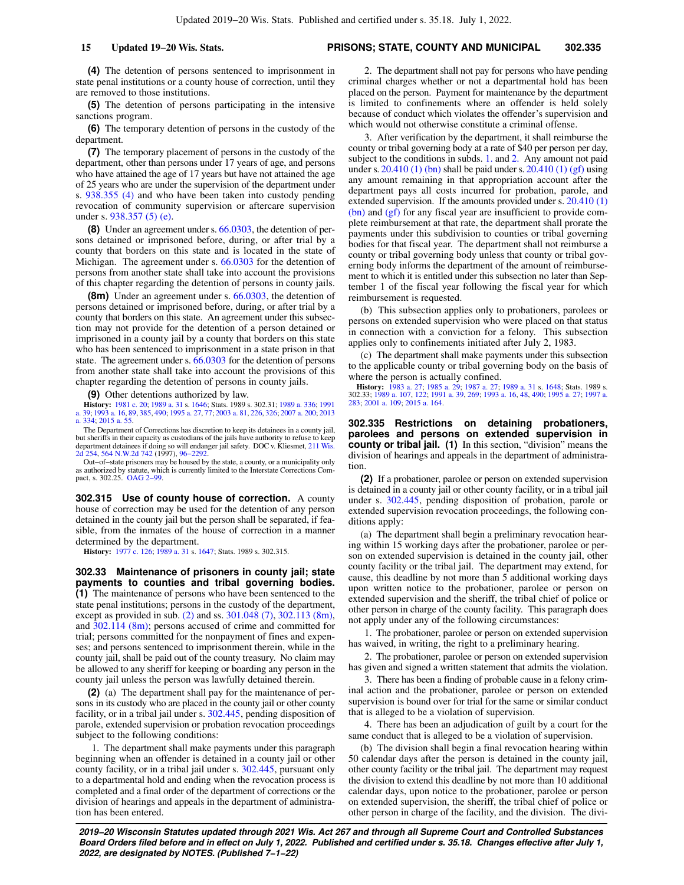**(4)** The detention of persons sentenced to imprisonment in state penal institutions or a county house of correction, until they are removed to those institutions.

**(5)** The detention of persons participating in the intensive sanctions program.

**(6)** The temporary detention of persons in the custody of the department.

**(7)** The temporary placement of persons in the custody of the department, other than persons under 17 years of age, and persons who have attained the age of 17 years but have not attained the age of 25 years who are under the supervision of the department under s. 938.355 (4) and who have been taken into custody pending revocation of community supervision or aftercare supervision under s. 938.357 (5) (e).

**(8)** Under an agreement under s. 66.0303, the detention of persons detained or imprisoned before, during, or after trial by a county that borders on this state and is located in the state of Michigan. The agreement under s. 66.0303 for the detention of persons from another state shall take into account the provisions of this chapter regarding the detention of persons in county jails.

**(8m)** Under an agreement under s. 66.0303, the detention of persons detained or imprisoned before, during, or after trial by a county that borders on this state. An agreement under this subsection may not provide for the detention of a person detained or imprisoned in a county jail by a county that borders on this state who has been sentenced to imprisonment in a state prison in that state. The agreement under s. 66.0303 for the detention of persons from another state shall take into account the provisions of this chapter regarding the detention of persons in county jails.

**(9)** Other detentions authorized by law.

**History:** 1981 c. 20; 1989 a. 31 s. 1646; Stats. 1989 s. 302.31; 1989 a. 336; 1991 a. 39; 1993 a. 16, 89, 385, 490; 1995 a. 27, 77; 2003 a. 81, 226, 326; 2007 a. 200; 2013 a. 334; 2015 a. 55.

The Department of Corrections has discretion to keep its detainees in a county jail, but sheriffs in their capacity as custodians of the jails have authority to refuse to keep department detainees if doing so will endanger jail safety. DOC v. Kliesmet, 211 Wis. 2d 254, 564 N.W.2d 742 (1997), 96–2292.

Out–of–state prisoners may be housed by the state, a county, or a municipality only as authorized by statute, which is currently limited to the Interstate Corrections Compact, s. 302.25. OAG 2–99.

**302.315 Use of county house of correction.** A county house of correction may be used for the detention of any person detained in the county jail but the person shall be separated, if feasible, from the inmates of the house of correction in a manner determined by the department.

**History:** 1977 c. 126; 1989 a. 31 s. 1647; Stats. 1989 s. 302.315.

**302.33 Maintenance of prisoners in county jail; state payments to counties and tribal governing bodies.** **(1)** The maintenance of persons who have been sentenced to the state penal institutions; persons in the custody of the department, except as provided in sub. (2) and ss. 301.048 (7), 302.113 (8m), and 302.114 (8m); persons accused of crime and committed for trial; persons committed for the nonpayment of fines and expenses; and persons sentenced to imprisonment therein, while in the county jail, shall be paid out of the county treasury. No claim may be allowed to any sheriff for keeping or boarding any person in the county jail unless the person was lawfully detained therein.

**(2)** (a) The department shall pay for the maintenance of persons in its custody who are placed in the county jail or other county facility, or in a tribal jail under s. 302.445, pending disposition of parole, extended supervision or probation revocation proceedings subject to the following conditions:

1. The department shall make payments under this paragraph beginning when an offender is detained in a county jail or other county facility, or in a tribal jail under s. 302.445, pursuant only to a departmental hold and ending when the revocation process is completed and a final order of the department of corrections or the division of hearings and appeals in the department of administration has been entered.

2. The department shall not pay for persons who have pending criminal charges whether or not a departmental hold has been placed on the person. Payment for maintenance by the department is limited to confinements where an offender is held solely because of conduct which violates the offender's supervision and which would not otherwise constitute a criminal offense.

3. After verification by the department, it shall reimburse the county or tribal governing body at a rate of $40 per person per day, subject to the conditions in subds. 1. and 2. Any amount not paid under s. 20.410 (1) (bn) shall be paid under s. 20.410 (1) (gf) using any amount remaining in that appropriation account after the department pays all costs incurred for probation, parole, and extended supervision. If the amounts provided under s. 20.410 (1) (bn) and (gf) for any fiscal year are insufficient to provide complete reimbursement at that rate, the department shall prorate the payments under this subdivision to counties or tribal governing bodies for that fiscal year. The department shall not reimburse a county or tribal governing body unless that county or tribal governing body informs the department of the amount of reimbursement to which it is entitled under this subsection no later than September 1 of the fiscal year following the fiscal year for which reimbursement is requested.

(b) This subsection applies only to probationers, parolees or persons on extended supervision who were placed on that status in connection with a conviction for a felony. This subsection applies only to confinements initiated after July 2, 1983.

(c) The department shall make payments under this subsection to the applicable county or tribal governing body on the basis of where the person is actually confined.

**History:** 1983 a. 27; 1985 a. 29; 1987 a. 27; 1989 a. 31 s. 1648; Stats. 1989 s. 302.33; 1989 a. 107, 122; 1991 a. 39, 269; 1993 a. 16, 48, 490; 1995 a. 27; 1997 a. 283; 2001 a. 109; 2015 a. 164.

**302.335 Restrictions on detaining probationers, parolees and persons on extended supervision in county or tribal jail.** **(1)** In this section, "division" means the division of hearings and appeals in the department of administration.

**(2)** If a probationer, parolee or person on extended supervision is detained in a county jail or other county facility, or in a tribal jail under s. 302.445, pending disposition of probation, parole or extended supervision revocation proceedings, the following conditions apply:

(a) The department shall begin a preliminary revocation hearing within 15 working days after the probationer, parolee or person on extended supervision is detained in the county jail, other county facility or the tribal jail. The department may extend, for cause, this deadline by not more than 5 additional working days upon written notice to the probationer, parolee or person on extended supervision and the sheriff, the tribal chief of police or other person in charge of the county facility. This paragraph does not apply under any of the following circumstances:

1. The probationer, parolee or person on extended supervision has waived, in writing, the right to a preliminary hearing.

2. The probationer, parolee or person on extended supervision has given and signed a written statement that admits the violation.

3. There has been a finding of probable cause in a felony criminal action and the probationer, parolee or person on extended supervision is bound over for trial for the same or similar conduct that is alleged to be a violation of supervision.

4. There has been an adjudication of guilt by a court for the same conduct that is alleged to be a violation of supervision.

(b) The division shall begin a final revocation hearing within 50 calendar days after the person is detained in the county jail, other county facility or the tribal jail. The department may request the division to extend this deadline by not more than 10 additional calendar days, upon notice to the probationer, parolee or person on extended supervision, the sheriff, the tribal chief of police or other person in charge of the facility, and the division. The divi-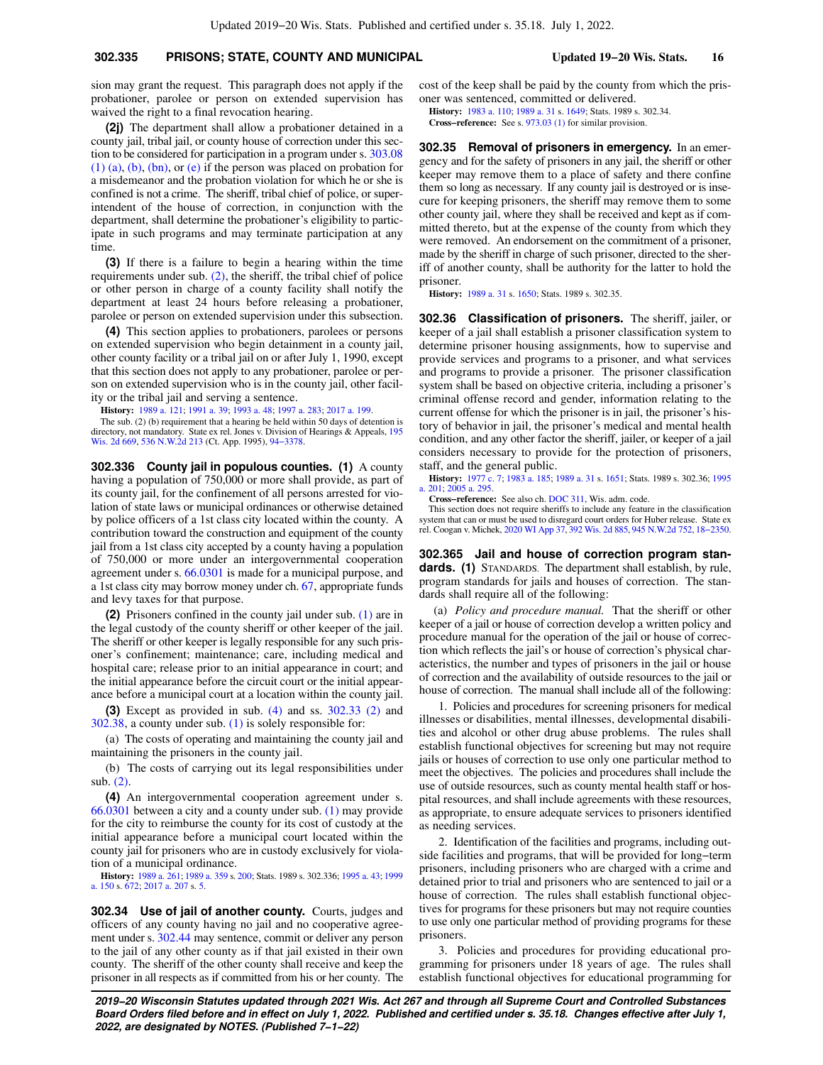sion may grant the request. This paragraph does not apply if the probationer, parolee or person on extended supervision has waived the right to a final revocation hearing.

**(2j)** The department shall allow a probationer detained in a county jail, tribal jail, or county house of correction under this section to be considered for participation in a program under s. 303.08 (1) (a), (b), (bn), or (e) if the person was placed on probation for a misdemeanor and the probation violation for which he or she is confined is not a crime. The sheriff, tribal chief of police, or superintendent of the house of correction, in conjunction with the department, shall determine the probationer's eligibility to participate in such programs and may terminate participation at any time.

**(3)** If there is a failure to begin a hearing within the time requirements under sub. (2), the sheriff, the tribal chief of police or other person in charge of a county facility shall notify the department at least 24 hours before releasing a probationer, parolee or person on extended supervision under this subsection.

**(4)** This section applies to probationers, parolees or persons on extended supervision who begin detainment in a county jail, other county facility or a tribal jail on or after July 1, 1990, except that this section does not apply to any probationer, parolee or person on extended supervision who is in the county jail, other facility or the tribal jail and serving a sentence.

**History:** 1989 a. 121; 1991 a. 39; 1993 a. 48; 1997 a. 283; 2017 a. 199.

The sub. (2) (b) requirement that a hearing be held within 50 days of detention is directory, not mandatory. State ex rel. Jones v. Division of Hearings & Appeals, 195 Wis. 2d 669, 536 N.W.2d 213 (Ct. App. 1995), 94−3378.

**302.336 County jail in populous counties. (1)** A county having a population of 750,000 or more shall provide, as part of its county jail, for the confinement of all persons arrested for violation of state laws or municipal ordinances or otherwise detained by police officers of a 1st class city located within the county. A contribution toward the construction and equipment of the county jail from a 1st class city accepted by a county having a population of 750,000 or more under an intergovernmental cooperation agreement under s. 66.0301 is made for a municipal purpose, and a 1st class city may borrow money under ch. 67, appropriate funds and levy taxes for that purpose.

**(2)** Prisoners confined in the county jail under sub. (1) are in the legal custody of the county sheriff or other keeper of the jail. The sheriff or other keeper is legally responsible for any such prisoner's confinement; maintenance; care, including medical and hospital care; release prior to an initial appearance in court; and the initial appearance before the circuit court or the initial appearance before a municipal court at a location within the county jail.

**(3)** Except as provided in sub. (4) and ss. 302.33 (2) and 302.38, a county under sub. (1) is solely responsible for:

(a) The costs of operating and maintaining the county jail and maintaining the prisoners in the county jail.

(b) The costs of carrying out its legal responsibilities under sub. (2).

**(4)** An intergovernmental cooperation agreement under s. 66.0301 between a city and a county under sub. (1) may provide for the city to reimburse the county for its cost of custody at the initial appearance before a municipal court located within the county jail for prisoners who are in custody exclusively for violation of a municipal ordinance.

**History:** 1989 a. 261; 1989 a. 359 s. 200; Stats. 1989 s. 302.336; 1995 a. 43; 1999 a. 150 s. 672; 2017 a. 207 s. 5.

**302.34 Use of jail of another county.** Courts, judges and officers of any county having no jail and no cooperative agreement under s. 302.44 may sentence, commit or deliver any person to the jail of any other county as if that jail existed in their own county. The sheriff of the other county shall receive and keep the prisoner in all respects as if committed from his or her county. The cost of the keep shall be paid by the county from which the prisoner was sentenced, committed or delivered.

**History:** 1983 a. 110; 1989 a. 31 s. 1649; Stats. 1989 s. 302.34.

**Cross−reference:** See s. 973.03 (1) for similar provision.

**302.35 Removal of prisoners in emergency.** In an emergency and for the safety of prisoners in any jail, the sheriff or other keeper may remove them to a place of safety and there confine them so long as necessary. If any county jail is destroyed or is insecure for keeping prisoners, the sheriff may remove them to some other county jail, where they shall be received and kept as if committed thereto, but at the expense of the county from which they were removed. An endorsement on the commitment of a prisoner, made by the sheriff in charge of such prisoner, directed to the sheriff of another county, shall be authority for the latter to hold the prisoner.

**History:** 1989 a. 31 s. 1650; Stats. 1989 s. 302.35.

**302.36 Classification of prisoners.** The sheriff, jailer, or keeper of a jail shall establish a prisoner classification system to determine prisoner housing assignments, how to supervise and provide services and programs to a prisoner, and what services and programs to provide a prisoner. The prisoner classification system shall be based on objective criteria, including a prisoner's criminal offense record and gender, information relating to the current offense for which the prisoner is in jail, the prisoner's history of behavior in jail, the prisoner's medical and mental health condition, and any other factor the sheriff, jailer, or keeper of a jail considers necessary to provide for the protection of prisoners, staff, and the general public.

**History:** 1977 c. 7; 1983 a. 185; 1989 a. 31 s. 1651; Stats. 1989 s. 302.36; 1995 a. 201; 2005 a. 295.

**Cross−reference:** See also ch. DOC 311, Wis. adm. code.

This section does not require sheriffs to include any feature in the classification system that can or must be used to disregard court orders for Huber release. State ex rel. Coogan v. Michek, 2020 WI App 37, 392 Wis. 2d 885, 945 N.W.2d 752, 18−2350.

**302.365 Jail and house of correction program standards. (1)** STANDARDS. The department shall establish, by rule, program standards for jails and houses of correction. The standards shall require all of the following:

(a) *Policy and procedure manual.* That the sheriff or other keeper of a jail or house of correction develop a written policy and procedure manual for the operation of the jail or house of correction which reflects the jail's or house of correction's physical characteristics, the number and types of prisoners in the jail or house of correction and the availability of outside resources to the jail or house of correction. The manual shall include all of the following:

1. Policies and procedures for screening prisoners for medical illnesses or disabilities, mental illnesses, developmental disabilities and alcohol or other drug abuse problems. The rules shall establish functional objectives for screening but may not require jails or houses of correction to use only one particular method to meet the objectives. The policies and procedures shall include the use of outside resources, such as county mental health staff or hospital resources, and shall include agreements with these resources, as appropriate, to ensure adequate services to prisoners identified as needing services.

2. Identification of the facilities and programs, including outside facilities and programs, that will be provided for long−term prisoners, including prisoners who are charged with a crime and detained prior to trial and prisoners who are sentenced to jail or a house of correction. The rules shall establish functional objectives for programs for these prisoners but may not require counties to use only one particular method of providing programs for these prisoners.

3. Policies and procedures for providing educational programming for prisoners under 18 years of age. The rules shall establish functional objectives for educational programming for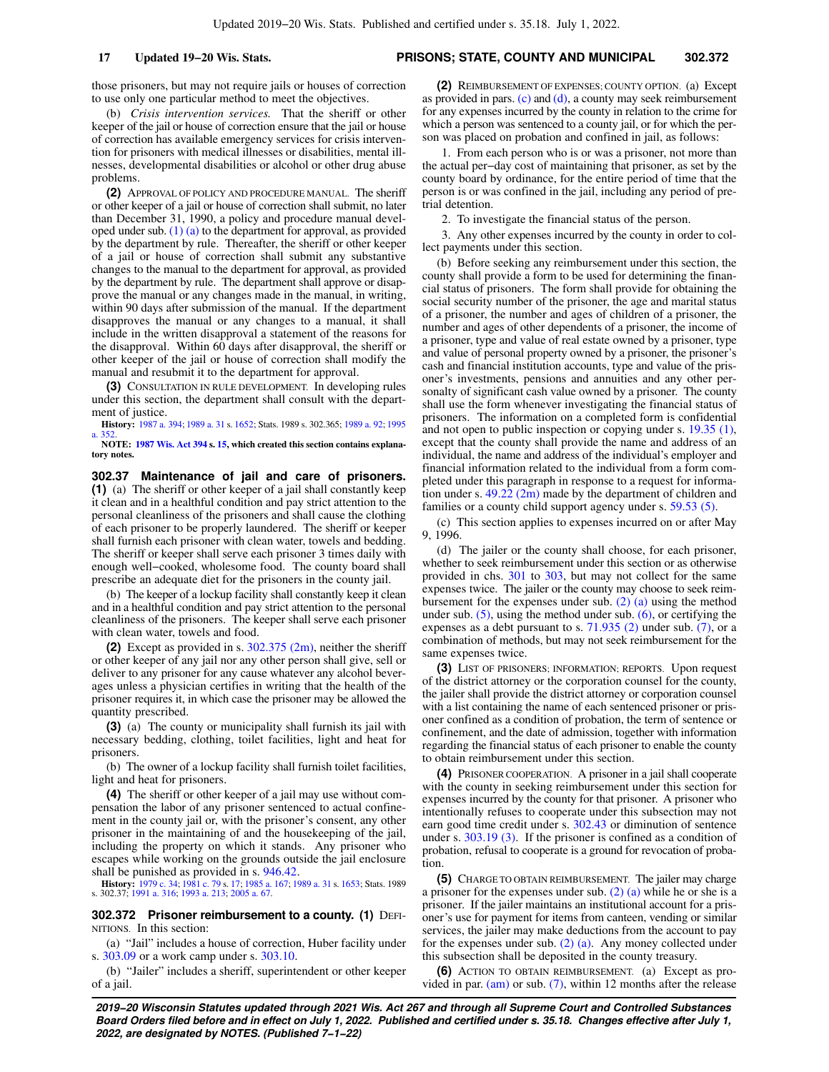those prisoners, but may not require jails or houses of correction to use only one particular method to meet the objectives.

(b) *Crisis intervention services.* That the sheriff or other keeper of the jail or house of correction ensure that the jail or house of correction has available emergency services for crisis intervention for prisoners with medical illnesses or disabilities, mental illnesses, developmental disabilities or alcohol or other drug abuse problems.

**(2)** APPROVAL OF POLICY AND PROCEDURE MANUAL. The sheriff or other keeper of a jail or house of correction shall submit, no later than December 31, 1990, a policy and procedure manual developed under sub. (1) (a) to the department for approval, as provided by the department by rule. Thereafter, the sheriff or other keeper of a jail or house of correction shall submit any substantive changes to the manual to the department for approval, as provided by the department by rule. The department shall approve or disapprove the manual or any changes made in the manual, in writing, within 90 days after submission of the manual. If the department disapproves the manual or any changes to a manual, it shall include in the written disapproval a statement of the reasons for the disapproval. Within 60 days after disapproval, the sheriff or other keeper of the jail or house of correction shall modify the manual and resubmit it to the department for approval.

**(3)** CONSULTATION IN RULE DEVELOPMENT. In developing rules under this section, the department shall consult with the department of justice.

**History:** 1987 a. 394; 1989 a. 31 s. 1652; Stats. 1989 s. 302.365; 1989 a. 92; 1995 a. 352.

**NOTE: 1987 Wis. Act 394 s. 15, which created this section contains explanatory notes.**

**302.37 Maintenance of jail and care of prisoners. (1)** (a) The sheriff or other keeper of a jail shall constantly keep it clean and in a healthful condition and pay strict attention to the personal cleanliness of the prisoners and shall cause the clothing of each prisoner to be properly laundered. The sheriff or keeper shall furnish each prisoner with clean water, towels and bedding. The sheriff or keeper shall serve each prisoner 3 times daily with enough well−cooked, wholesome food. The county board shall prescribe an adequate diet for the prisoners in the county jail.

(b) The keeper of a lockup facility shall constantly keep it clean and in a healthful condition and pay strict attention to the personal cleanliness of the prisoners. The keeper shall serve each prisoner with clean water, towels and food.

**(2)** Except as provided in s. 302.375 (2m), neither the sheriff or other keeper of any jail nor any other person shall give, sell or deliver to any prisoner for any cause whatever any alcohol beverages unless a physician certifies in writing that the health of the prisoner requires it, in which case the prisoner may be allowed the quantity prescribed.

**(3)** (a) The county or municipality shall furnish its jail with necessary bedding, clothing, toilet facilities, light and heat for prisoners.

(b) The owner of a lockup facility shall furnish toilet facilities, light and heat for prisoners.

**(4)** The sheriff or other keeper of a jail may use without compensation the labor of any prisoner sentenced to actual confinement in the county jail or, with the prisoner's consent, any other prisoner in the maintaining of and the housekeeping of the jail, including the property on which it stands. Any prisoner who escapes while working on the grounds outside the jail enclosure shall be punished as provided in s. 946.42.

**History:** 1979 c. 34; 1981 c. 79 s. 17; 1985 a. 167; 1989 a. 31 s. 1653; Stats. 1989 s. 302.37; 1991 a. 316; 1993 a. 213; 2005 a. 67.

**302.372 Prisoner reimbursement to a county. (1)** DEFINITIONS. In this section:

(a) "Jail" includes a house of correction, Huber facility under s. 303.09 or a work camp under s. 303.10.

(b) "Jailer" includes a sheriff, superintendent or other keeper of a jail.

**(2)** REIMBURSEMENT OF EXPENSES; COUNTY OPTION. (a) Except as provided in pars. (c) and (d), a county may seek reimbursement for any expenses incurred by the county in relation to the crime for which a person was sentenced to a county jail, or for which the person was placed on probation and confined in jail, as follows:

1. From each person who is or was a prisoner, not more than the actual per−day cost of maintaining that prisoner, as set by the county board by ordinance, for the entire period of time that the person is or was confined in the jail, including any period of pretrial detention.

2. To investigate the financial status of the person.

3. Any other expenses incurred by the county in order to collect payments under this section.

(b) Before seeking any reimbursement under this section, the county shall provide a form to be used for determining the financial status of prisoners. The form shall provide for obtaining the social security number of the prisoner, the age and marital status of a prisoner, the number and ages of children of a prisoner, the number and ages of other dependents of a prisoner, the income of a prisoner, type and value of real estate owned by a prisoner, type and value of personal property owned by a prisoner, the prisoner's cash and financial institution accounts, type and value of the prisoner's investments, pensions and annuities and any other personalty of significant cash value owned by a prisoner. The county shall use the form whenever investigating the financial status of prisoners. The information on a completed form is confidential and not open to public inspection or copying under s. 19.35 (1), except that the county shall provide the name and address of an individual, the name and address of the individual's employer and financial information related to the individual from a form completed under this paragraph in response to a request for information under s. 49.22 (2m) made by the department of children and families or a county child support agency under s. 59.53 (5).

(c) This section applies to expenses incurred on or after May 9, 1996.

(d) The jailer or the county shall choose, for each prisoner, whether to seek reimbursement under this section or as otherwise provided in chs. 301 to 303, but may not collect for the same expenses twice. The jailer or the county may choose to seek reimbursement for the expenses under sub. (2) (a) using the method under sub. (5), using the method under sub. (6), or certifying the expenses as a debt pursuant to s. 71.935 (2) under sub. (7), or a combination of methods, but may not seek reimbursement for the same expenses twice.

**(3)** LIST OF PRISONERS; INFORMATION; REPORTS. Upon request of the district attorney or the corporation counsel for the county, the jailer shall provide the district attorney or corporation counsel with a list containing the name of each sentenced prisoner or prisoner confined as a condition of probation, the term of sentence or confinement, and the date of admission, together with information regarding the financial status of each prisoner to enable the county to obtain reimbursement under this section.

**(4)** PRISONER COOPERATION. A prisoner in a jail shall cooperate with the county in seeking reimbursement under this section for expenses incurred by the county for that prisoner. A prisoner who intentionally refuses to cooperate under this subsection may not earn good time credit under s. 302.43 or diminution of sentence under s. 303.19 (3). If the prisoner is confined as a condition of probation, refusal to cooperate is a ground for revocation of probation.

**(5)** CHARGE TO OBTAIN REIMBURSEMENT. The jailer may charge a prisoner for the expenses under sub. (2) (a) while he or she is a prisoner. If the jailer maintains an institutional account for a prisoner's use for payment for items from canteen, vending or similar services, the jailer may make deductions from the account to pay for the expenses under sub. (2) (a). Any money collected under this subsection shall be deposited in the county treasury.

**(6)** ACTION TO OBTAIN REIMBURSEMENT. (a) Except as provided in par. (am) or sub. (7), within 12 months after the release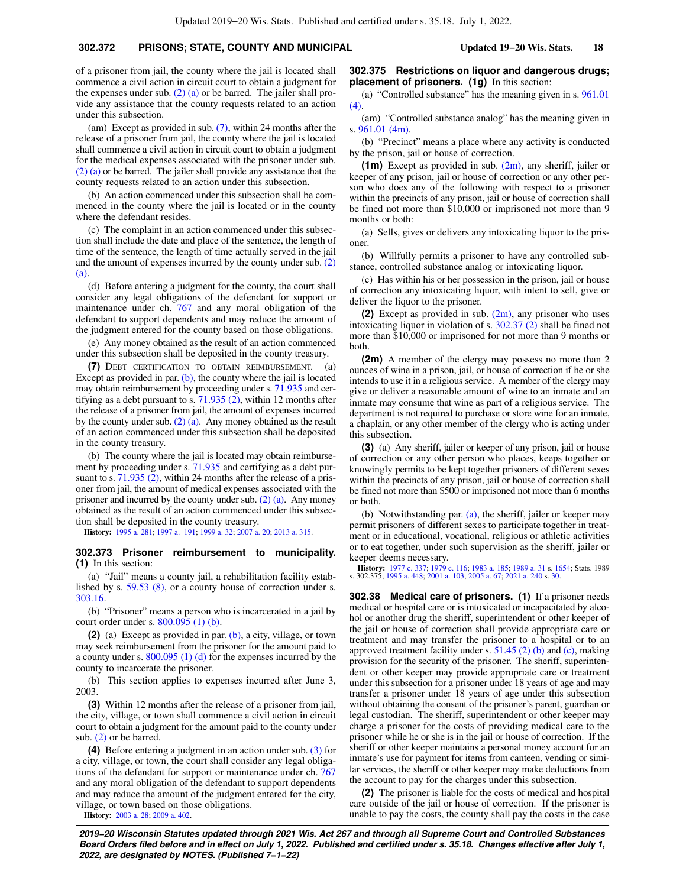of a prisoner from jail, the county where the jail is located shall commence a civil action in circuit court to obtain a judgment for the expenses under sub. (2) (a) or be barred. The jailer shall provide any assistance that the county requests related to an action under this subsection.

(am) Except as provided in sub. (7), within 24 months after the release of a prisoner from jail, the county where the jail is located shall commence a civil action in circuit court to obtain a judgment for the medical expenses associated with the prisoner under sub. (2) (a) or be barred. The jailer shall provide any assistance that the county requests related to an action under this subsection.

(b) An action commenced under this subsection shall be commenced in the county where the jail is located or in the county where the defendant resides.

(c) The complaint in an action commenced under this subsection shall include the date and place of the sentence, the length of time of the sentence, the length of time actually served in the jail and the amount of expenses incurred by the county under sub. (2) (a).

(d) Before entering a judgment for the county, the court shall consider any legal obligations of the defendant for support or maintenance under ch. 767 and any moral obligation of the defendant to support dependents and may reduce the amount of the judgment entered for the county based on those obligations.

(e) Any money obtained as the result of an action commenced under this subsection shall be deposited in the county treasury.

**(7)** DEBT CERTIFICATION TO OBTAIN REIMBURSEMENT. (a) Except as provided in par. (b), the county where the jail is located may obtain reimbursement by proceeding under s. 71.935 and certifying as a debt pursuant to s. 71.935 (2), within 12 months after the release of a prisoner from jail, the amount of expenses incurred by the county under sub. (2) (a). Any money obtained as the result of an action commenced under this subsection shall be deposited in the county treasury.

(b) The county where the jail is located may obtain reimbursement by proceeding under s. 71.935 and certifying as a debt pursuant to s. 71.935 (2), within 24 months after the release of a prisoner from jail, the amount of medical expenses associated with the prisoner and incurred by the county under sub. (2) (a). Any money obtained as the result of an action commenced under this subsection shall be deposited in the county treasury.

**History:** 1995 a. 281; 1997 a. 191; 1999 a. 32; 2007 a. 20; 2013 a. 315.

**302.373 Prisoner reimbursement to municipality. (1)** In this section:

(a) "Jail" means a county jail, a rehabilitation facility established by s. 59.53 (8), or a county house of correction under s. 303.16.

(b) "Prisoner" means a person who is incarcerated in a jail by court order under s. 800.095 (1) (b).

**(2)** (a) Except as provided in par. (b), a city, village, or town may seek reimbursement from the prisoner for the amount paid to a county under s. 800.095 (1) (d) for the expenses incurred by the county to incarcerate the prisoner.

(b) This section applies to expenses incurred after June 3, 2003.

**(3)** Within 12 months after the release of a prisoner from jail, the city, village, or town shall commence a civil action in circuit court to obtain a judgment for the amount paid to the county under sub. (2) or be barred.

**(4)** Before entering a judgment in an action under sub. (3) for a city, village, or town, the court shall consider any legal obligations of the defendant for support or maintenance under ch. 767 and any moral obligation of the defendant to support dependents and may reduce the amount of the judgment entered for the city, village, or town based on those obligations.

**History:** 2003 a. 28; 2009 a. 402.

**302.375 Restrictions on liquor and dangerous drugs; placement of prisoners. (1g)** In this section:

(a) "Controlled substance" has the meaning given in s. 961.01 (4).

(am) "Controlled substance analog" has the meaning given in s. 961.01 (4m).

(b) "Precinct" means a place where any activity is conducted by the prison, jail or house of correction.

**(1m)** Except as provided in sub. (2m), any sheriff, jailer or keeper of any prison, jail or house of correction or any other person who does any of the following with respect to a prisoner within the precincts of any prison, jail or house of correction shall be fined not more than $10,000 or imprisoned not more than 9 months or both:

(a) Sells, gives or delivers any intoxicating liquor to the prisoner.

(b) Willfully permits a prisoner to have any controlled substance, controlled substance analog or intoxicating liquor.

(c) Has within his or her possession in the prison, jail or house of correction any intoxicating liquor, with intent to sell, give or deliver the liquor to the prisoner.

**(2)** Except as provided in sub. (2m), any prisoner who uses intoxicating liquor in violation of s. 302.37 (2) shall be fined not more than $10,000 or imprisoned for not more than 9 months or both.

**(2m)** A member of the clergy may possess no more than 2 ounces of wine in a prison, jail, or house of correction if he or she intends to use it in a religious service. A member of the clergy may give or deliver a reasonable amount of wine to an inmate and an inmate may consume that wine as part of a religious service. The department is not required to purchase or store wine for an inmate, a chaplain, or any other member of the clergy who is acting under this subsection.

**(3)** (a) Any sheriff, jailer or keeper of any prison, jail or house of correction or any other person who places, keeps together or knowingly permits to be kept together prisoners of different sexes within the precincts of any prison, jail or house of correction shall be fined not more than $500 or imprisoned not more than 6 months or both.

(b) Notwithstanding par. (a), the sheriff, jailer or keeper may permit prisoners of different sexes to participate together in treatment or in educational, vocational, religious or athletic activities or to eat together, under such supervision as the sheriff, jailer or keeper deems necessary.

**History:** 1977 c. 337; 1979 c. 116; 1983 a. 185; 1989 a. 31 s. 1654; Stats. 1989 s. 302.375; 1995 a. 448; 2001 a. 103; 2005 a. 67; 2021 a. 240 s. 30.

**302.38 Medical care of prisoners. (1)** If a prisoner needs medical or hospital care or is intoxicated or incapacitated by alcohol or another drug the sheriff, superintendent or other keeper of the jail or house of correction shall provide appropriate care or treatment and may transfer the prisoner to a hospital or to an approved treatment facility under s. 51.45 (2) (b) and (c), making provision for the security of the prisoner. The sheriff, superintendent or other keeper may provide appropriate care or treatment under this subsection for a prisoner under 18 years of age and may transfer a prisoner under 18 years of age under this subsection without obtaining the consent of the prisoner's parent, guardian or legal custodian. The sheriff, superintendent or other keeper may charge a prisoner for the costs of providing medical care to the prisoner while he or she is in the jail or house of correction. If the sheriff or other keeper maintains a personal money account for an inmate's use for payment for items from canteen, vending or similar services, the sheriff or other keeper may make deductions from the account to pay for the charges under this subsection.

**(2)** The prisoner is liable for the costs of medical and hospital care outside of the jail or house of correction. If the prisoner is unable to pay the costs, the county shall pay the costs in the case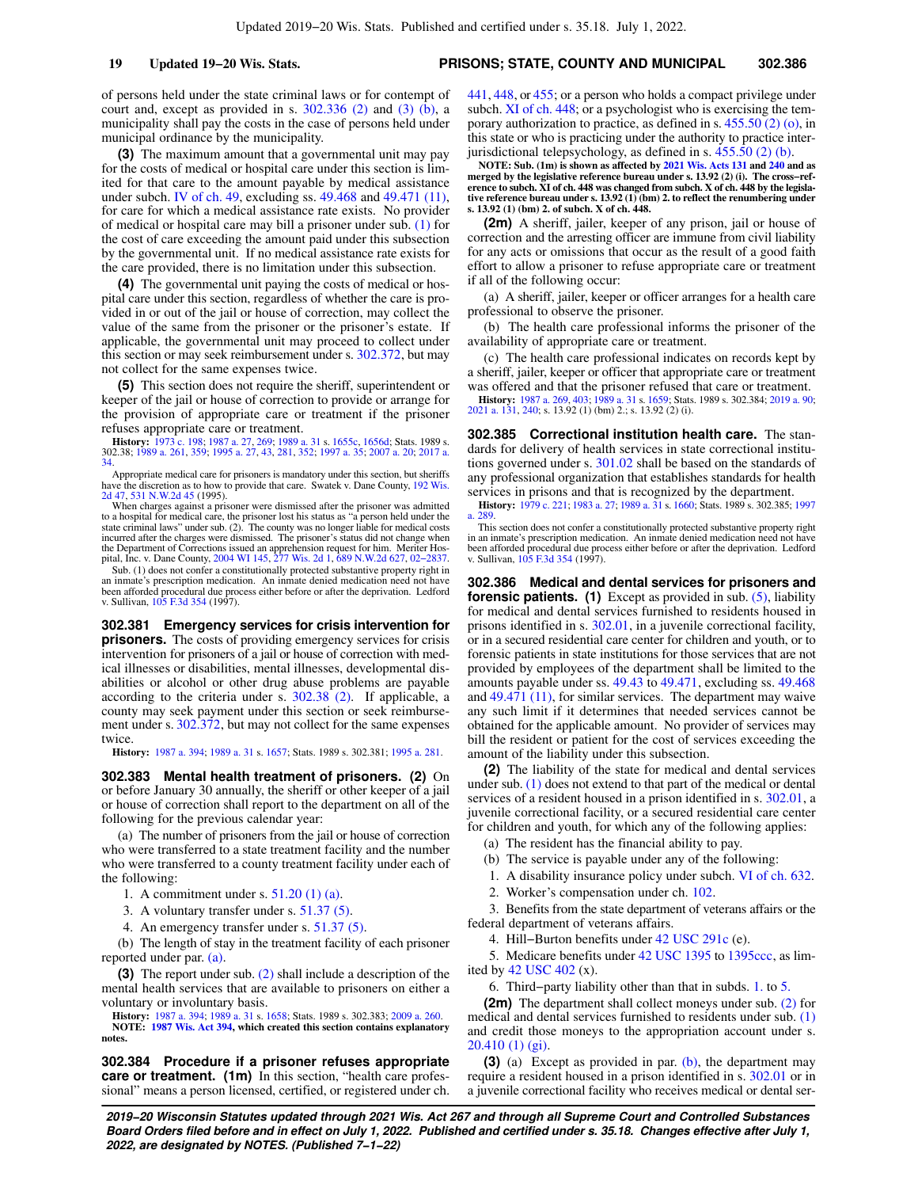of persons held under the state criminal laws or for contempt of court and, except as provided in s. 302.336 (2) and (3) (b), a municipality shall pay the costs in the case of persons held under municipal ordinance by the municipality.

**(3)** The maximum amount that a governmental unit may pay for the costs of medical or hospital care under this section is limited for that care to the amount payable by medical assistance under subch. IV of ch. 49, excluding ss. 49.468 and 49.471 (11), for care for which a medical assistance rate exists. No provider of medical or hospital care may bill a prisoner under sub. (1) for the cost of care exceeding the amount paid under this subsection by the governmental unit. If no medical assistance rate exists for the care provided, there is no limitation under this subsection.

**(4)** The governmental unit paying the costs of medical or hospital care under this section, regardless of whether the care is provided in or out of the jail or house of correction, may collect the value of the same from the prisoner or the prisoner's estate. If applicable, the governmental unit may proceed to collect under this section or may seek reimbursement under s. 302.372, but may not collect for the same expenses twice.

**(5)** This section does not require the sheriff, superintendent or keeper of the jail or house of correction to provide or arrange for the provision of appropriate care or treatment if the prisoner refuses appropriate care or treatment.

**History:** 1973 c. 198; 1987 a. 27, 269; 1989 a. 31 s. 1655c, 1656d; Stats. 1989 s. 302.38; 1989 a. 261, 359; 1995 a. 27, 43, 281, 352; 1997 a. 35; 2007 a. 20; 2017 a. 34.

Appropriate medical care for prisoners is mandatory under this section, but sheriffs have the discretion as to how to provide that care. Swatek v. Dane County, 192 Wis. 2d 47, 531 N.W.2d 45 (1995).

When charges against a prisoner were dismissed after the prisoner was admitted to a hospital for medical care, the prisoner lost his status as "a person held under the state criminal laws" under sub. (2). The county was no longer liable for medical costs incurred after the charges were dismissed. The prisoner's status did not change when the Department of Corrections issued an apprehension request for him. Meriter Hospital, Inc. v. Dane County, 2004 WI 145, 277 Wis. 2d 1, 689 N.W.2d 627, 02−2837.

Sub. (1) does not confer a constitutionally protected substantive property right in an inmate's prescription medication. An inmate denied medication need not have been afforded procedural due process either before or after the deprivation. Ledford v. Sullivan, 105 F.3d 354 (1997).

**302.381 Emergency services for crisis intervention for prisoners.** The costs of providing emergency services for crisis intervention for prisoners of a jail or house of correction with medical illnesses or disabilities, mental illnesses, developmental disabilities or alcohol or other drug abuse problems are payable according to the criteria under s. 302.38 (2). If applicable, a county may seek payment under this section or seek reimbursement under s. 302.372, but may not collect for the same expenses twice.

**History:** 1987 a. 394; 1989 a. 31 s. 1657; Stats. 1989 s. 302.381; 1995 a. 281.

**302.383 Mental health treatment of prisoners. (2)** On or before January 30 annually, the sheriff or other keeper of a jail or house of correction shall report to the department on all of the following for the previous calendar year:

(a) The number of prisoners from the jail or house of correction who were transferred to a state treatment facility and the number who were transferred to a county treatment facility under each of the following:

1. A commitment under s. 51.20 (1) (a).

3. A voluntary transfer under s. 51.37 (5).

4. An emergency transfer under s. 51.37 (5).

(b) The length of stay in the treatment facility of each prisoner reported under par. (a).

**(3)** The report under sub. (2) shall include a description of the mental health services that are available to prisoners on either a voluntary or involuntary basis.

**History:** 1987 a. 394; 1989 a. 31 s. 1658; Stats. 1989 s. 302.383; 2009 a. 260.

**NOTE: 1987 Wis. Act 394, which created this section contains explanatory notes.**

**302.384 Procedure if a prisoner refuses appropriate care or treatment. (1m)** In this section, "health care professional" means a person licensed, certified, or registered under ch. 441, 448, or 455; or a person who holds a compact privilege under subch. XI of ch. 448; or a psychologist who is exercising the temporary authorization to practice, as defined in s. 455.50 (2) (o), in this state or who is practicing under the authority to practice interjurisdictional telepsychology, as defined in s. 455.50 (2) (b).

**NOTE: Sub. (1m) is shown as affected by 2021 Wis. Acts 131 and 240 and as merged by the legislative reference bureau under s. 13.92 (2) (i). The cross−reference to subch. XI of ch. 448 was changed from subch. X of ch. 448 by the legislative reference bureau under s. 13.92 (1) (bm) 2. to reflect the renumbering under s. 13.92 (1) (bm) 2. of subch. X of ch. 448.**

**(2m)** A sheriff, jailer, keeper of any prison, jail or house of correction and the arresting officer are immune from civil liability for any acts or omissions that occur as the result of a good faith effort to allow a prisoner to refuse appropriate care or treatment if all of the following occur:

(a) A sheriff, jailer, keeper or officer arranges for a health care professional to observe the prisoner.

(b) The health care professional informs the prisoner of the availability of appropriate care or treatment.

(c) The health care professional indicates on records kept by a sheriff, jailer, keeper or officer that appropriate care or treatment was offered and that the prisoner refused that care or treatment.

**History:** 1987 a. 269, 403; 1989 a. 31 s. 1659; Stats. 1989 s. 302.384; 2019 a. 90; 2021 a. 131, 240; s. 13.92 (1) (bm) 2.; s. 13.92 (2) (i).

**302.385 Correctional institution health care.** The standards for delivery of health services in state correctional institutions governed under s. 301.02 shall be based on the standards of any professional organization that establishes standards for health services in prisons and that is recognized by the department.

**History:** 1979 c. 221; 1983 a. 27; 1989 a. 31 s. 1660; Stats. 1989 s. 302.385; 1997 a. 289.

This section does not confer a constitutionally protected substantive property right in an inmate's prescription medication. An inmate denied medication need not have been afforded procedural due process either before or after the deprivation. Ledford v. Sullivan, 105 F.3d 354 (1997).

**302.386 Medical and dental services for prisoners and forensic patients. (1)** Except as provided in sub. (5), liability for medical and dental services furnished to residents housed in prisons identified in s. 302.01, in a juvenile correctional facility, or in a secured residential care center for children and youth, or to forensic patients in state institutions for those services that are not provided by employees of the department shall be limited to the amounts payable under ss. 49.43 to 49.471, excluding ss. 49.468 and 49.471 (11), for similar services. The department may waive any such limit if it determines that needed services cannot be obtained for the applicable amount. No provider of services may bill the resident or patient for the cost of services exceeding the amount of the liability under this subsection.

**(2)** The liability of the state for medical and dental services under sub. (1) does not extend to that part of the medical or dental services of a resident housed in a prison identified in s. 302.01, a juvenile correctional facility, or a secured residential care center for children and youth, for which any of the following applies:

(a) The resident has the financial ability to pay.

(b) The service is payable under any of the following:

1. A disability insurance policy under subch. VI of ch. 632.

2. Worker's compensation under ch. 102.

3. Benefits from the state department of veterans affairs or the federal department of veterans affairs.

4. Hill−Burton benefits under 42 USC 291c (e).

5. Medicare benefits under 42 USC 1395 to 1395ccc, as limited by 42 USC 402 (x).

6. Third−party liability other than that in subds. 1. to 5.

**(2m)** The department shall collect moneys under sub. (2) for medical and dental services furnished to residents under sub. (1) and credit those moneys to the appropriation account under s. 20.410 (1) (gi).

**(3)** (a) Except as provided in par. (b), the department may require a resident housed in a prison identified in s. 302.01 or in a juvenile correctional facility who receives medical or dental ser-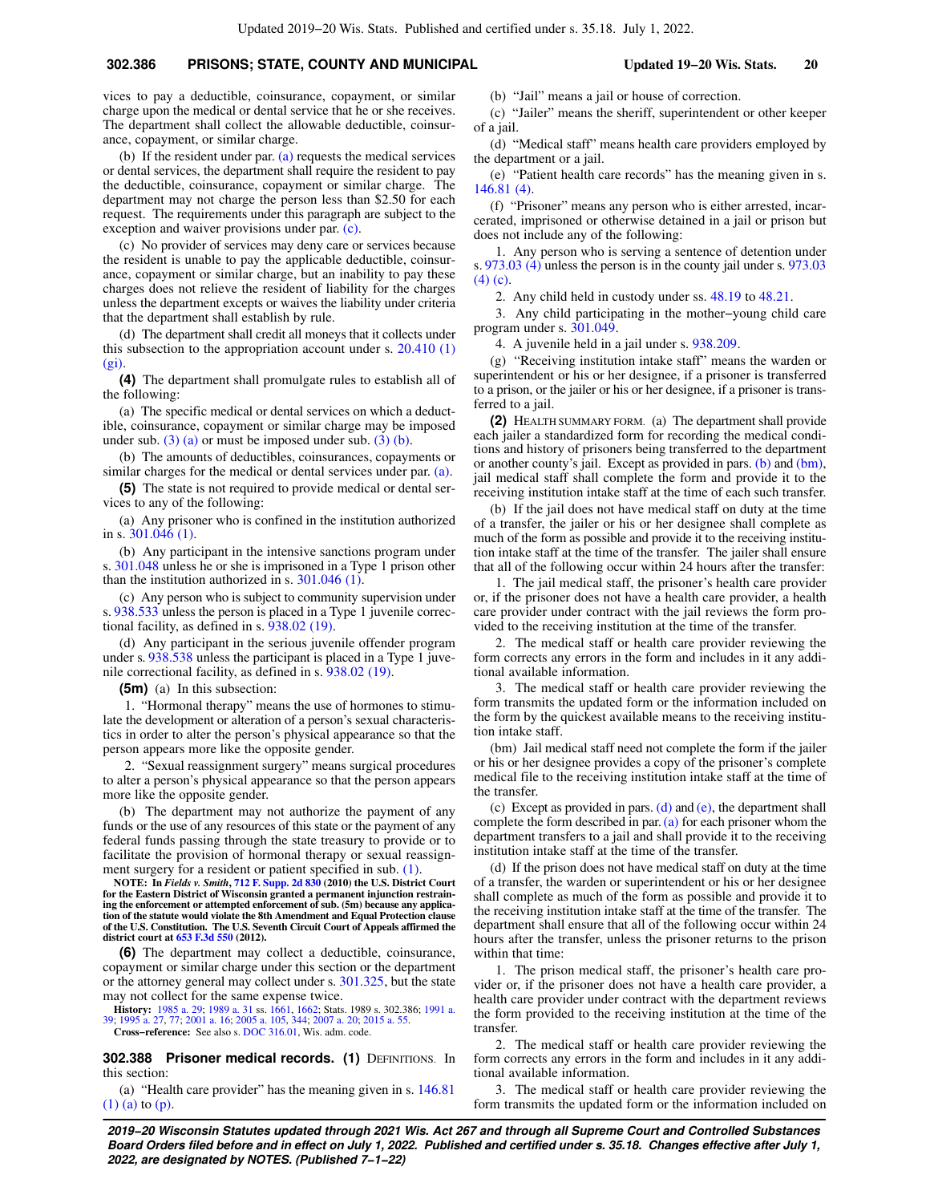vices to pay a deductible, coinsurance, copayment, or similar charge upon the medical or dental service that he or she receives. The department shall collect the allowable deductible, coinsurance, copayment, or similar charge.

(b) If the resident under par. (a) requests the medical services or dental services, the department shall require the resident to pay the deductible, coinsurance, copayment or similar charge. The department may not charge the person less than $2.50 for each request. The requirements under this paragraph are subject to the exception and waiver provisions under par. (c).

(c) No provider of services may deny care or services because the resident is unable to pay the applicable deductible, coinsurance, copayment or similar charge, but an inability to pay these charges does not relieve the resident of liability for the charges unless the department excepts or waives the liability under criteria that the department shall establish by rule.

(d) The department shall credit all moneys that it collects under this subsection to the appropriation account under s. 20.410 (1) (gi).

**(4)** The department shall promulgate rules to establish all of the following:

(a) The specific medical or dental services on which a deductible, coinsurance, copayment or similar charge may be imposed under sub. (3) (a) or must be imposed under sub. (3) (b).

(b) The amounts of deductibles, coinsurances, copayments or similar charges for the medical or dental services under par. (a).

**(5)** The state is not required to provide medical or dental services to any of the following:

(a) Any prisoner who is confined in the institution authorized in s. 301.046 (1).

(b) Any participant in the intensive sanctions program under s. 301.048 unless he or she is imprisoned in a Type 1 prison other than the institution authorized in s. 301.046 (1).

(c) Any person who is subject to community supervision under s. 938.533 unless the person is placed in a Type 1 juvenile correctional facility, as defined in s. 938.02 (19).

(d) Any participant in the serious juvenile offender program under s. 938.538 unless the participant is placed in a Type 1 juvenile correctional facility, as defined in s. 938.02 (19).

**(5m)** (a) In this subsection:

1. "Hormonal therapy" means the use of hormones to stimulate the development or alteration of a person's sexual characteristics in order to alter the person's physical appearance so that the person appears more like the opposite gender.

2. "Sexual reassignment surgery" means surgical procedures to alter a person's physical appearance so that the person appears more like the opposite gender.

(b) The department may not authorize the payment of any funds or the use of any resources of this state or the payment of any federal funds passing through the state treasury to provide or to facilitate the provision of hormonal therapy or sexual reassignment surgery for a resident or patient specified in sub. (1).

**NOTE: In *Fields v. Smith*, 712 F. Supp. 2d 830 (2010) the U.S. District Court for the Eastern District of Wisconsin granted a permanent injunction restraining the enforcement or attempted enforcement of sub. (5m) because any application of the statute would violate the 8th Amendment and Equal Protection clause of the U.S. Constitution. The U.S. Seventh Circuit Court of Appeals affirmed the district court at 653 F.3d 550 (2012).**

**(6)** The department may collect a deductible, coinsurance, copayment or similar charge under this section or the department or the attorney general may collect under s. 301.325, but the state may not collect for the same expense twice.

**History:** 1985 a. 29; 1989 a. 31 ss. 1661, 1662; Stats. 1989 s. 302.386; 1991 a. 39; 1995 a. 27, 77; 2001 a. 16; 2005 a. 105, 344; 2007 a. 20; 2015 a. 55.

**Cross−reference:** See also s. DOC 316.01, Wis. adm. code.

**302.388 Prisoner medical records. (1)** DEFINITIONS. In this section:

(a) "Health care provider" has the meaning given in s. 146.81 (1) (a) to (p).

(b) "Jail" means a jail or house of correction.

(c) "Jailer" means the sheriff, superintendent or other keeper of a jail.

(d) "Medical staff" means health care providers employed by the department or a jail.

(e) "Patient health care records" has the meaning given in s. 146.81 (4).

(f) "Prisoner" means any person who is either arrested, incarcerated, imprisoned or otherwise detained in a jail or prison but does not include any of the following:

1. Any person who is serving a sentence of detention under s. 973.03 (4) unless the person is in the county jail under s. 973.03 (4) (c).

2. Any child held in custody under ss. 48.19 to 48.21.

3. Any child participating in the mother−young child care program under s. 301.049.

4. A juvenile held in a jail under s. 938.209.

(g) "Receiving institution intake staff" means the warden or superintendent or his or her designee, if a prisoner is transferred to a prison, or the jailer or his or her designee, if a prisoner is transferred to a jail.

**(2)** HEALTH SUMMARY FORM. (a) The department shall provide each jailer a standardized form for recording the medical conditions and history of prisoners being transferred to the department or another county's jail. Except as provided in pars. (b) and (bm), jail medical staff shall complete the form and provide it to the receiving institution intake staff at the time of each such transfer.

(b) If the jail does not have medical staff on duty at the time of a transfer, the jailer or his or her designee shall complete as much of the form as possible and provide it to the receiving institution intake staff at the time of the transfer. The jailer shall ensure that all of the following occur within 24 hours after the transfer:

1. The jail medical staff, the prisoner's health care provider or, if the prisoner does not have a health care provider, a health care provider under contract with the jail reviews the form provided to the receiving institution at the time of the transfer.

2. The medical staff or health care provider reviewing the form corrects any errors in the form and includes in it any additional available information.

3. The medical staff or health care provider reviewing the form transmits the updated form or the information included on the form by the quickest available means to the receiving institution intake staff.

(bm) Jail medical staff need not complete the form if the jailer or his or her designee provides a copy of the prisoner's complete medical file to the receiving institution intake staff at the time of the transfer.

(c) Except as provided in pars. (d) and (e), the department shall complete the form described in par. (a) for each prisoner whom the department transfers to a jail and shall provide it to the receiving institution intake staff at the time of the transfer.

(d) If the prison does not have medical staff on duty at the time of a transfer, the warden or superintendent or his or her designee shall complete as much of the form as possible and provide it to the receiving institution intake staff at the time of the transfer. The department shall ensure that all of the following occur within 24 hours after the transfer, unless the prisoner returns to the prison within that time:

1. The prison medical staff, the prisoner's health care provider or, if the prisoner does not have a health care provider, a health care provider under contract with the department reviews the form provided to the receiving institution at the time of the transfer.

2. The medical staff or health care provider reviewing the form corrects any errors in the form and includes in it any additional available information.

3. The medical staff or health care provider reviewing the form transmits the updated form or the information included on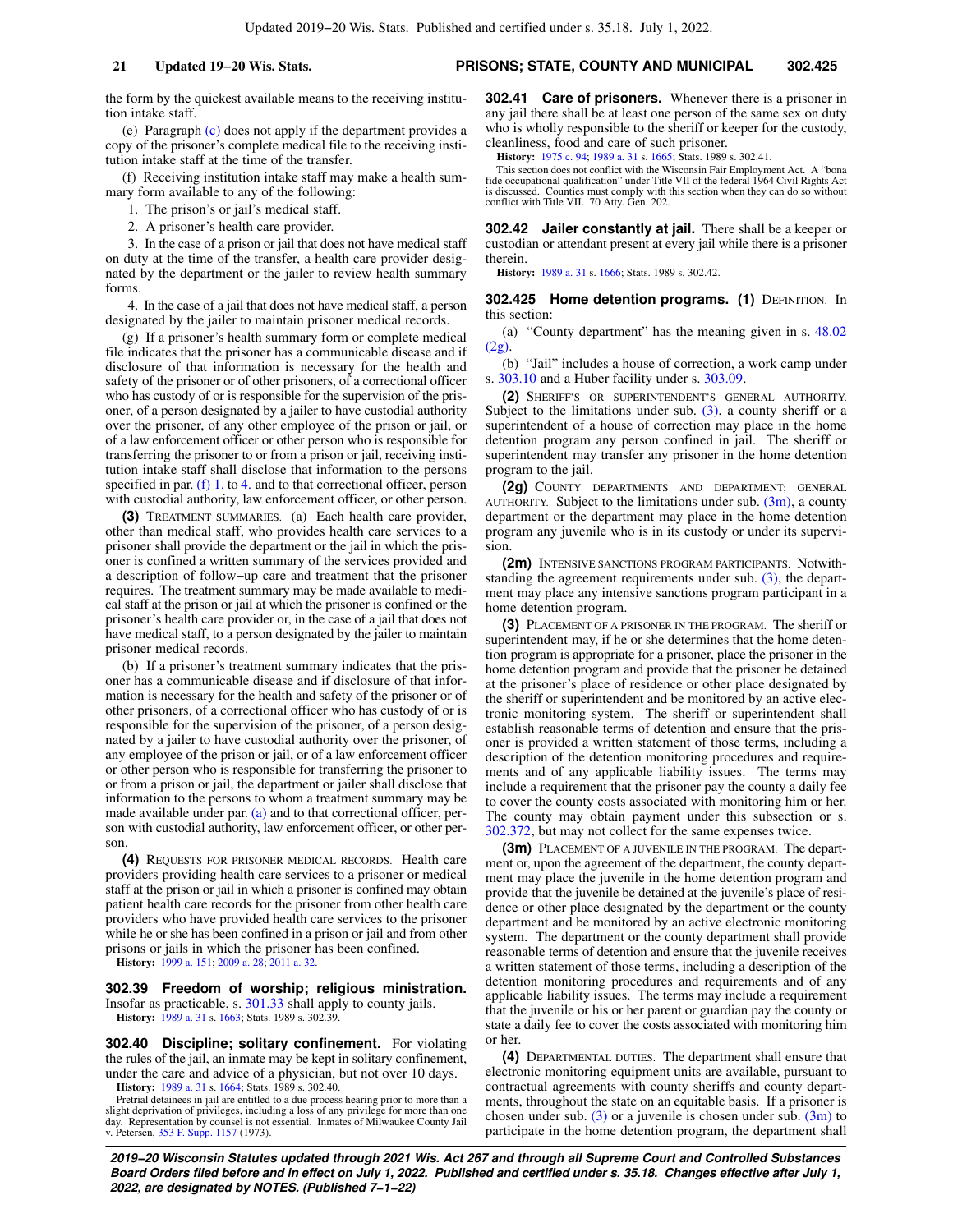the form by the quickest available means to the receiving institution intake staff.

(e) Paragraph (c) does not apply if the department provides a copy of the prisoner's complete medical file to the receiving institution intake staff at the time of the transfer.

(f) Receiving institution intake staff may make a health summary form available to any of the following:

1. The prison's or jail's medical staff.

2. A prisoner's health care provider.

3. In the case of a prison or jail that does not have medical staff on duty at the time of the transfer, a health care provider designated by the department or the jailer to review health summary forms.

4. In the case of a jail that does not have medical staff, a person designated by the jailer to maintain prisoner medical records.

(g) If a prisoner's health summary form or complete medical file indicates that the prisoner has a communicable disease and if disclosure of that information is necessary for the health and safety of the prisoner or of other prisoners, of a correctional officer who has custody of or is responsible for the supervision of the prisoner, of a person designated by a jailer to have custodial authority over the prisoner, of any other employee of the prison or jail, or of a law enforcement officer or other person who is responsible for transferring the prisoner to or from a prison or jail, receiving institution intake staff shall disclose that information to the persons specified in par. (f) 1. to 4. and to that correctional officer, person with custodial authority, law enforcement officer, or other person.

**(3)** TREATMENT SUMMARIES. (a) Each health care provider, other than medical staff, who provides health care services to a prisoner shall provide the department or the jail in which the prisoner is confined a written summary of the services provided and a description of follow–up care and treatment that the prisoner requires. The treatment summary may be made available to medical staff at the prison or jail at which the prisoner is confined or the prisoner's health care provider or, in the case of a jail that does not have medical staff, to a person designated by the jailer to maintain prisoner medical records.

(b) If a prisoner's treatment summary indicates that the prisoner has a communicable disease and if disclosure of that information is necessary for the health and safety of the prisoner or of other prisoners, of a correctional officer who has custody of or is responsible for the supervision of the prisoner, of a person designated by a jailer to have custodial authority over the prisoner, of any employee of the prison or jail, or of a law enforcement officer or other person who is responsible for transferring the prisoner to or from a prison or jail, the department or jailer shall disclose that information to the persons to whom a treatment summary may be made available under par. (a) and to that correctional officer, person with custodial authority, law enforcement officer, or other person.

**(4)** REQUESTS FOR PRISONER MEDICAL RECORDS. Health care providers providing health care services to a prisoner or medical staff at the prison or jail in which a prisoner is confined may obtain patient health care records for the prisoner from other health care providers who have provided health care services to the prisoner while he or she has been confined in a prison or jail and from other prisons or jails in which the prisoner has been confined.

**History:** 1999 a. 151; 2009 a. 28; 2011 a. 32.

**302.39 Freedom of worship; religious ministration.** Insofar as practicable, s. 301.33 shall apply to county jails.

**History:** 1989 a. 31 s. 1663; Stats. 1989 s. 302.39.

**302.40 Discipline; solitary confinement.** For violating the rules of the jail, an inmate may be kept in solitary confinement, under the care and advice of a physician, but not over 10 days.

**History:** 1989 a. 31 s. 1664; Stats. 1989 s. 302.40.

Pretrial detainees in jail are entitled to a due process hearing prior to more than a slight deprivation of privileges, including a loss of any privilege for more than one day. Representation by counsel is not essential. Inmates of Milwaukee County Jail v. Petersen, 353 F. Supp. 1157 (1973).

**302.41 Care of prisoners.** Whenever there is a prisoner in any jail there shall be at least one person of the same sex on duty who is wholly responsible to the sheriff or keeper for the custody, cleanliness, food and care of such prisoner.

**History:** 1975 c. 94; 1989 a. 31 s. 1665; Stats. 1989 s. 302.41.

This section does not conflict with the Wisconsin Fair Employment Act. A "bona fide occupational qualification" under Title VII of the federal 1964 Civil Rights Act is discussed. Counties must comply with this section when they can do so without conflict with Title VII. 70 Atty. Gen. 202.

**302.42 Jailer constantly at jail.** There shall be a keeper or custodian or attendant present at every jail while there is a prisoner therein.

**History:** 1989 a. 31 s. 1666; Stats. 1989 s. 302.42.

**302.425 Home detention programs.** **(1)** DEFINITION. In this section:

(a) "County department" has the meaning given in s. 48.02 (2g).

(b) "Jail" includes a house of correction, a work camp under s. 303.10 and a Huber facility under s. 303.09.

**(2)** SHERIFF'S OR SUPERINTENDENT'S GENERAL AUTHORITY. Subject to the limitations under sub. (3), a county sheriff or a superintendent of a house of correction may place in the home detention program any person confined in jail. The sheriff or superintendent may transfer any prisoner in the home detention program to the jail.

**(2g)** COUNTY DEPARTMENTS AND DEPARTMENT; GENERAL AUTHORITY. Subject to the limitations under sub. (3m), a county department or the department may place in the home detention program any juvenile who is in its custody or under its supervision.

**(2m)** INTENSIVE SANCTIONS PROGRAM PARTICIPANTS. Notwithstanding the agreement requirements under sub. (3), the department may place any intensive sanctions program participant in a home detention program.

**(3)** PLACEMENT OF A PRISONER IN THE PROGRAM. The sheriff or superintendent may, if he or she determines that the home detention program is appropriate for a prisoner, place the prisoner in the home detention program and provide that the prisoner be detained at the prisoner's place of residence or other place designated by the sheriff or superintendent and be monitored by an active electronic monitoring system. The sheriff or superintendent shall establish reasonable terms of detention and ensure that the prisoner is provided a written statement of those terms, including a description of the detention monitoring procedures and requirements and of any applicable liability issues. The terms may include a requirement that the prisoner pay the county a daily fee to cover the county costs associated with monitoring him or her. The county may obtain payment under this subsection or s. 302.372, but may not collect for the same expenses twice.

**(3m)** PLACEMENT OF A JUVENILE IN THE PROGRAM. The department or, upon the agreement of the department, the county department may place the juvenile in the home detention program and provide that the juvenile be detained at the juvenile's place of residence or other place designated by the department or the county department and be monitored by an active electronic monitoring system. The department or the county department shall provide reasonable terms of detention and ensure that the juvenile receives a written statement of those terms, including a description of the detention monitoring procedures and requirements and of any applicable liability issues. The terms may include a requirement that the juvenile or his or her parent or guardian pay the county or state a daily fee to cover the costs associated with monitoring him or her.

**(4)** DEPARTMENTAL DUTIES. The department shall ensure that electronic monitoring equipment units are available, pursuant to contractual agreements with county sheriffs and county departments, throughout the state on an equitable basis. If a prisoner is chosen under sub. (3) or a juvenile is chosen under sub. (3m) to participate in the home detention program, the department shall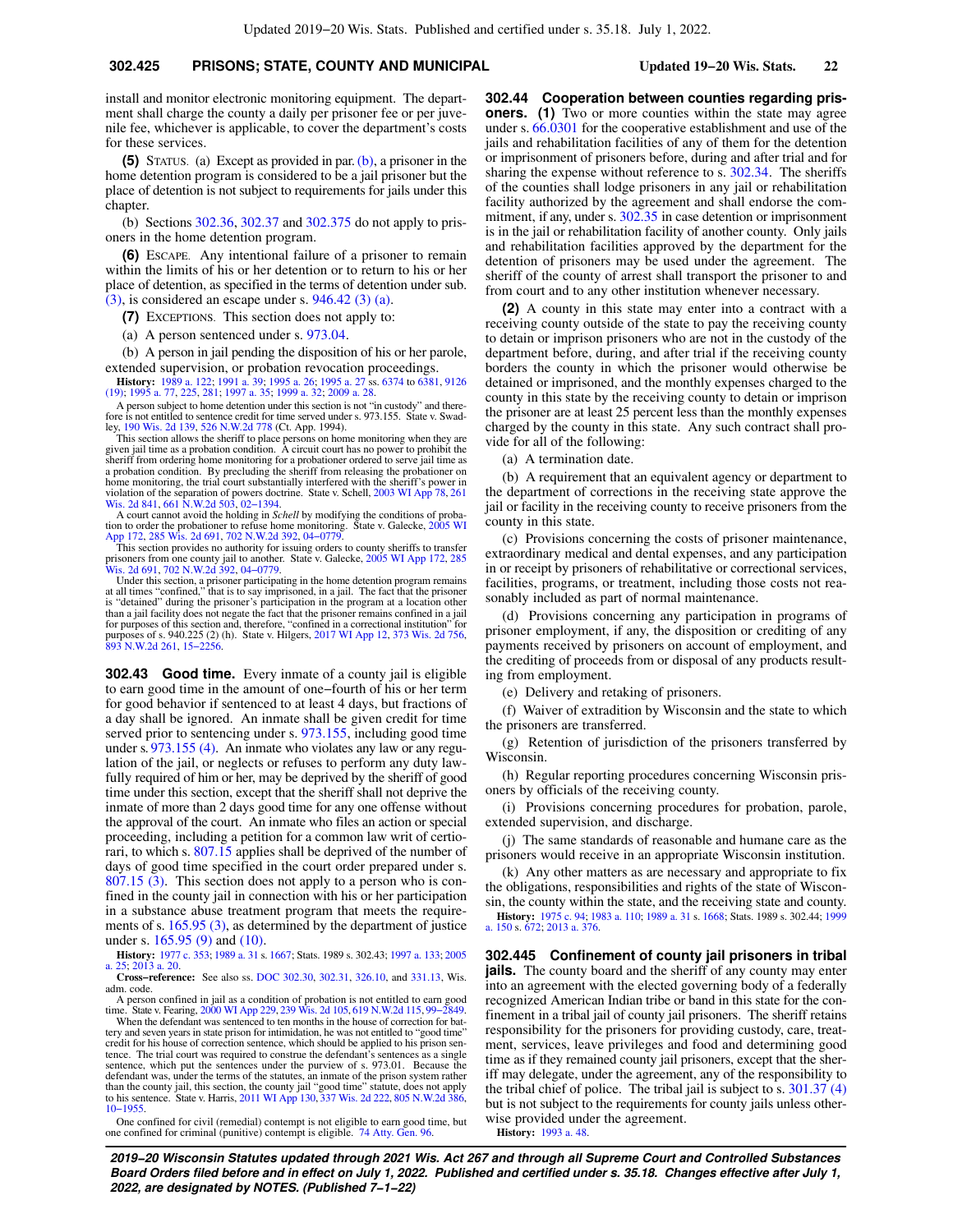install and monitor electronic monitoring equipment. The department shall charge the county a daily per prisoner fee or per juvenile fee, whichever is applicable, to cover the department's costs for these services.

**(5)** STATUS. (a) Except as provided in par. (b), a prisoner in the home detention program is considered to be a jail prisoner but the place of detention is not subject to requirements for jails under this chapter.

(b) Sections 302.36, 302.37 and 302.375 do not apply to prisoners in the home detention program.

**(6)** ESCAPE. Any intentional failure of a prisoner to remain within the limits of his or her detention or to return to his or her place of detention, as specified in the terms of detention under sub. (3), is considered an escape under s. 946.42 (3) (a).

**(7)** EXCEPTIONS. This section does not apply to:

(a) A person sentenced under s. 973.04.

(b) A person in jail pending the disposition of his or her parole, extended supervision, or probation revocation proceedings.

**History:** 1989 a. 122; 1991 a. 39; 1995 a. 26; 1995 a. 27 ss. 6374 to 6381, 9126 (19); 1995 a. 77, 225, 281; 1997 a. 35; 1999 a. 32; 2009 a. 28.

A person subject to home detention under this section is not "in custody" and therefore is not entitled to sentence credit for time served under s. 973.155. State v. Swadley, 190 Wis. 2d 139, 526 N.W.2d 778 (Ct. App. 1994).

This section allows the sheriff to place persons on home monitoring when they are given jail time as a probation condition. A circuit court has no power to prohibit the sheriff from ordering home monitoring for a probationer ordered to serve jail time as a probation condition. By precluding the sheriff from releasing the probationer on home monitoring, the trial court substantially interfered with the sheriff's power in violation of the separation of powers doctrine. State v. Schell, 2003 WI App 78, 261 Wis. 2d 841, 661 N.W.2d 503, 02–1394.

A court cannot avoid the holding in *Schell* by modifying the conditions of probation to order the probationer to refuse home monitoring. State v. Galecke, 2005 WI App 172, 285 Wis. 2d 691, 702 N.W.2d 392, 04–0779.

This section provides no authority for issuing orders to county sheriffs to transfer prisoners from one county jail to another. State v. Galecke, 2005 WI App 172, 285 Wis. 2d 691, 702 N.W.2d 392, 04–0779.

Under this section, a prisoner participating in the home detention program remains at all times "confined," that is to say imprisoned, in a jail. The fact that the prisoner is "detained" during the prisoner's participation in the program at a location other than a jail facility does not negate the fact that the prisoner remains confined in a jail for purposes of this section and, therefore, "confined in a correctional institution" for purposes of s. 940.225 (2) (h). State v. Hilgers, 2017 WI App 12, 373 Wis. 2d 756, 893 N.W.2d 261, 15–2256.

**302.43 Good time.** Every inmate of a county jail is eligible to earn good time in the amount of one–fourth of his or her term for good behavior if sentenced to at least 4 days, but fractions of a day shall be ignored. An inmate shall be given credit for time served prior to sentencing under s. 973.155, including good time under s. 973.155 (4). An inmate who violates any law or any regulation of the jail, or neglects or refuses to perform any duty lawfully required of him or her, may be deprived by the sheriff of good time under this section, except that the sheriff shall not deprive the inmate of more than 2 days good time for any one offense without the approval of the court. An inmate who files an action or special proceeding, including a petition for a common law writ of certiorari, to which s. 807.15 applies shall be deprived of the number of days of good time specified in the court order prepared under s. 807.15 (3). This section does not apply to a person who is confined in the county jail in connection with his or her participation in a substance abuse treatment program that meets the requirements of s. 165.95 (3), as determined by the department of justice under s. 165.95 (9) and (10).

**History:** 1977 c. 353; 1989 a. 31 s. 1667; Stats. 1989 s. 302.43; 1997 a. 133; 2005 a. 25; 2013 a. 20.

**Cross–reference:** See also ss. DOC 302.30, 302.31, 326.10, and 331.13, Wis. adm. code.

A person confined in jail as a condition of probation is not entitled to earn good time. State v. Fearing, 2000 WI App 229, 239 Wis. 2d 105, 619 N.W.2d 115, 99–2849.

When the defendant was sentenced to ten months in the house of correction for battery and seven years in state prison for intimidation, he was not entitled to "good time" credit for his house of correction sentence, which should be applied to his prison sentence. The trial court was required to construe the defendant's sentences as a single sentence, which put the sentences under the purview of s. 973.01. Because the defendant was, under the terms of the statutes, an inmate of the prison system rather than the county jail, this section, the county jail "good time" statute, does not apply to his sentence. State v. Harris, 2011 WI App 130, 337 Wis. 2d 222, 805 N.W.2d 386, 10–1955.

One confined for civil (remedial) contempt is not eligible to earn good time, but one confined for criminal (punitive) contempt is eligible. 74 Atty. Gen. 96.

**302.44 Cooperation between counties regarding prisoners.** **(1)** Two or more counties within the state may agree under s. 66.0301 for the cooperative establishment and use of the jails and rehabilitation facilities of any of them for the detention or imprisonment of prisoners before, during and after trial and for sharing the expense without reference to s. 302.34. The sheriffs of the counties shall lodge prisoners in any jail or rehabilitation facility authorized by the agreement and shall endorse the commitment, if any, under s. 302.35 in case detention or imprisonment is in the jail or rehabilitation facility of another county. Only jails and rehabilitation facilities approved by the department for the detention of prisoners may be used under the agreement. The sheriff of the county of arrest shall transport the prisoner to and from court and to any other institution whenever necessary.

**(2)** A county in this state may enter into a contract with a receiving county outside of the state to pay the receiving county to detain or imprison prisoners who are not in the custody of the department before, during, and after trial if the receiving county borders the county in which the prisoner would otherwise be detained or imprisoned, and the monthly expenses charged to the county in this state by the receiving county to detain or imprison the prisoner are at least 25 percent less than the monthly expenses charged by the county in this state. Any such contract shall provide for all of the following:

(a) A termination date.

(b) A requirement that an equivalent agency or department to the department of corrections in the receiving state approve the jail or facility in the receiving county to receive prisoners from the county in this state.

(c) Provisions concerning the costs of prisoner maintenance, extraordinary medical and dental expenses, and any participation in or receipt by prisoners of rehabilitative or correctional services, facilities, programs, or treatment, including those costs not reasonably included as part of normal maintenance.

(d) Provisions concerning any participation in programs of prisoner employment, if any, the disposition or crediting of any payments received by prisoners on account of employment, and the crediting of proceeds from or disposal of any products resulting from employment.

(e) Delivery and retaking of prisoners.

(f) Waiver of extradition by Wisconsin and the state to which the prisoners are transferred.

(g) Retention of jurisdiction of the prisoners transferred by Wisconsin.

(h) Regular reporting procedures concerning Wisconsin prisoners by officials of the receiving county.

(i) Provisions concerning procedures for probation, parole, extended supervision, and discharge.

(j) The same standards of reasonable and humane care as the prisoners would receive in an appropriate Wisconsin institution.

(k) Any other matters as are necessary and appropriate to fix the obligations, responsibilities and rights of the state of Wisconsin, the county within the state, and the receiving state and county.

**History:** 1975 c. 94; 1983 a. 110; 1989 a. 31 s. 1668; Stats. 1989 s. 302.44; 1999 a. 150 s. 672; 2013 a. 376.

**302.445 Confinement of county jail prisoners in tribal jails.** The county board and the sheriff of any county may enter into an agreement with the elected governing body of a federally recognized American Indian tribe or band in this state for the confinement in a tribal jail of county jail prisoners. The sheriff retains responsibility for the prisoners for providing custody, care, treatment, services, leave privileges and food and determining good time as if they remained county jail prisoners, except that the sheriff may delegate, under the agreement, any of the responsibility to the tribal chief of police. The tribal jail is subject to s. 301.37 (4) but is not subject to the requirements for county jails unless otherwise provided under the agreement.

**History:** 1993 a. 48.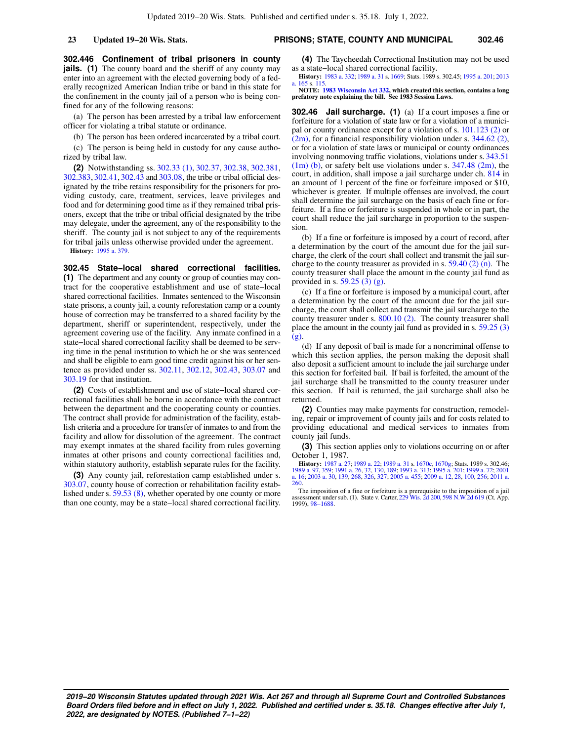**302.446 Confinement of tribal prisoners in county jails. (1)** The county board and the sheriff of any county may enter into an agreement with the elected governing body of a federally recognized American Indian tribe or band in this state for the confinement in the county jail of a person who is being confined for any of the following reasons:

(a) The person has been arrested by a tribal law enforcement officer for violating a tribal statute or ordinance.

(b) The person has been ordered incarcerated by a tribal court.

(c) The person is being held in custody for any cause authorized by tribal law.

**(2)** Notwithstanding ss. 302.33 (1), 302.37, 302.38, 302.381, 302.383, 302.41, 302.43 and 303.08, the tribe or tribal official designated by the tribe retains responsibility for the prisoners for providing custody, care, treatment, services, leave privileges and food and for determining good time as if they remained tribal prisoners, except that the tribe or tribal official designated by the tribe may delegate, under the agreement, any of the responsibility to the sheriff. The county jail is not subject to any of the requirements for tribal jails unless otherwise provided under the agreement.

**History:** 1995 a. 379.

**302.45 State−local shared correctional facilities. (1)** The department and any county or group of counties may contract for the cooperative establishment and use of state−local shared correctional facilities. Inmates sentenced to the Wisconsin state prisons, a county jail, a county reforestation camp or a county house of correction may be transferred to a shared facility by the department, sheriff or superintendent, respectively, under the agreement covering use of the facility. Any inmate confined in a state−local shared correctional facility shall be deemed to be serving time in the penal institution to which he or she was sentenced and shall be eligible to earn good time credit against his or her sentence as provided under ss. 302.11, 302.12, 302.43, 303.07 and 303.19 for that institution.

**(2)** Costs of establishment and use of state−local shared correctional facilities shall be borne in accordance with the contract between the department and the cooperating county or counties. The contract shall provide for administration of the facility, establish criteria and a procedure for transfer of inmates to and from the facility and allow for dissolution of the agreement. The contract may exempt inmates at the shared facility from rules governing inmates at other prisons and county correctional facilities and, within statutory authority, establish separate rules for the facility.

**(3)** Any county jail, reforestation camp established under s. 303.07, county house of correction or rehabilitation facility established under s. 59.53 (8), whether operated by one county or more than one county, may be a state−local shared correctional facility.

**(4)** The Taycheedah Correctional Institution may not be used as a state−local shared correctional facility.

**History:** 1983 a. 332; 1989 a. 31 s. 1669; Stats. 1989 s. 302.45; 1995 a. 201; 2013 a. 165 s. 115.

**NOTE: 1983 Wisconsin Act 332, which created this section, contains a long prefatory note explaining the bill. See 1983 Session Laws.**

**302.46 Jail surcharge. (1)** (a) If a court imposes a fine or forfeiture for a violation of state law or for a violation of a municipal or county ordinance except for a violation of s. 101.123 (2) or (2m), for a financial responsibility violation under s. 344.62 (2), or for a violation of state laws or municipal or county ordinances involving nonmoving traffic violations, violations under s. 343.51 (1m) (b), or safety belt use violations under s. 347.48 (2m), the court, in addition, shall impose a jail surcharge under ch. 814 in an amount of 1 percent of the fine or forfeiture imposed or $10, whichever is greater. If multiple offenses are involved, the court shall determine the jail surcharge on the basis of each fine or forfeiture. If a fine or forfeiture is suspended in whole or in part, the court shall reduce the jail surcharge in proportion to the suspension.

(b) If a fine or forfeiture is imposed by a court of record, after a determination by the court of the amount due for the jail surcharge, the clerk of the court shall collect and transmit the jail surcharge to the county treasurer as provided in s. 59.40 (2) (n). The county treasurer shall place the amount in the county jail fund as provided in s. 59.25 (3) (g).

(c) If a fine or forfeiture is imposed by a municipal court, after a determination by the court of the amount due for the jail surcharge, the court shall collect and transmit the jail surcharge to the county treasurer under s. 800.10 (2). The county treasurer shall place the amount in the county jail fund as provided in s. 59.25 (3) (g).

(d) If any deposit of bail is made for a noncriminal offense to which this section applies, the person making the deposit shall also deposit a sufficient amount to include the jail surcharge under this section for forfeited bail. If bail is forfeited, the amount of the jail surcharge shall be transmitted to the county treasurer under this section. If bail is returned, the jail surcharge shall also be returned.

**(2)** Counties may make payments for construction, remodeling, repair or improvement of county jails and for costs related to providing educational and medical services to inmates from county jail funds.

**(3)** This section applies only to violations occurring on or after October 1, 1987.

**History:** 1987 a. 27; 1989 a. 22; 1989 a. 31 s. 1670c, 1670g; Stats. 1989 s. 302.46; 1989 a. 97, 359; 1991 a. 26, 32, 130, 189; 1993 a. 313; 1995 a. 201; 1999 a. 72; 2001 a. 16; 2003 a. 30, 139, 268, 326, 327; 2005 a. 455; 2009 a. 12, 28, 100, 256; 2011 a. 260.

The imposition of a fine or forfeiture is a prerequisite to the imposition of a jail assessment under sub. (1). State v. Carter, 229 Wis. 2d 200, 598 N.W.2d 619 (Ct. App. 1999), 98−1688.